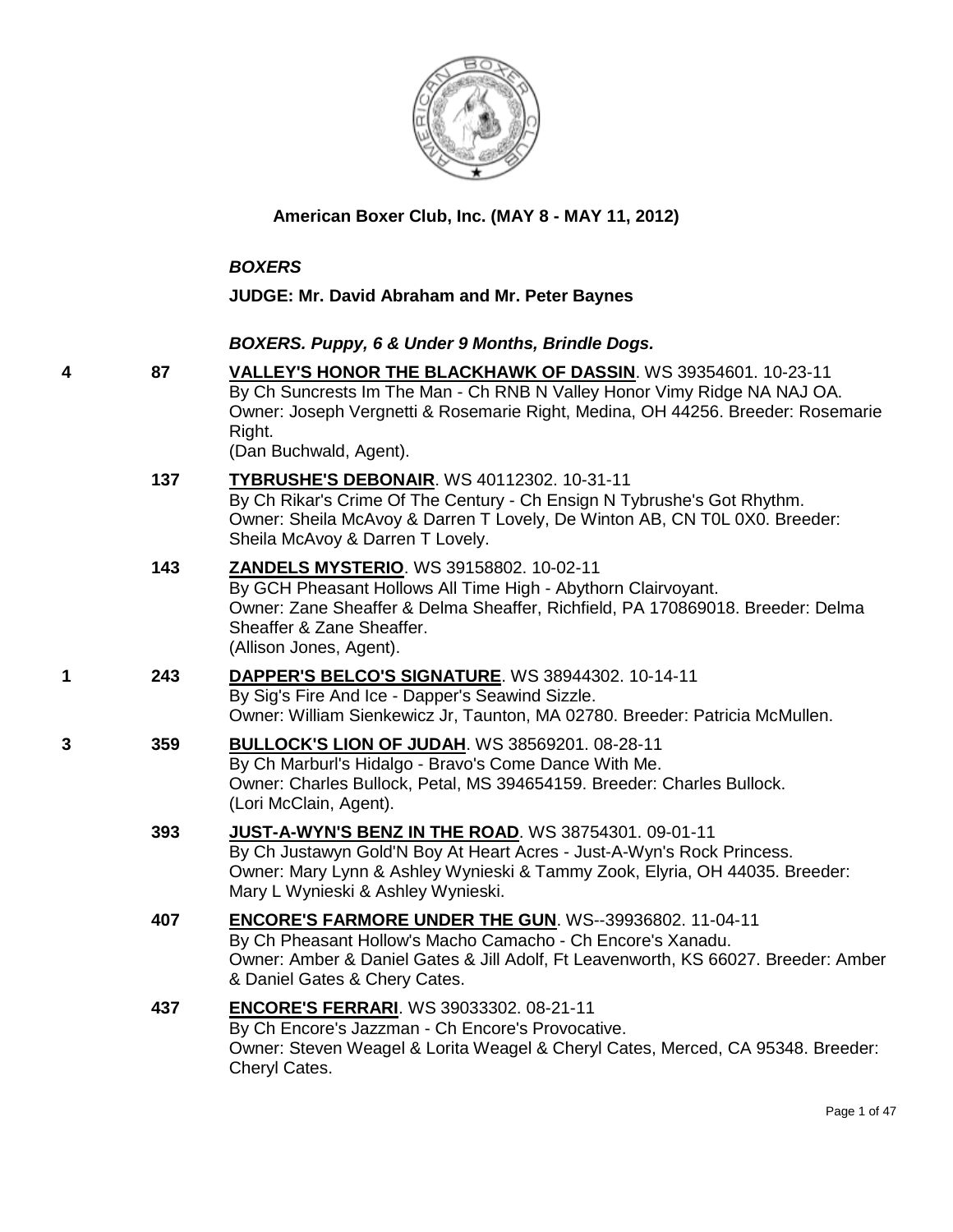**American Boxer Club, Inc. (MAY 8 - MAY 11, 2012)**

***BOXERS***

**JUDGE: Mr. David Abraham and Mr. Peter Baynes**

***BOXERS. Puppy, 6 & Under 9 Months, Brindle Dogs.***

**4** **87** **VALLEY'S HONOR THE BLACKHAWK OF DASSIN**. WS 39354601. 10-23-11
By Ch Suncrests Im The Man - Ch RNB N Valley Honor Vimy Ridge NA NAJ OA.
Owner: Joseph Vergnetti & Rosemarie Right, Medina, OH 44256. Breeder: Rosemarie Right.
(Dan Buchwald, Agent).

**137** **TYBRUSHE'S DEBONAIR**. WS 40112302. 10-31-11
By Ch Rikar's Crime Of The Century - Ch Ensign N Tybrushe's Got Rhythm.
Owner: Sheila McAvoy & Darren T Lovely, De Winton AB, CN T0L 0X0. Breeder: Sheila McAvoy & Darren T Lovely.

**143** **ZANDELS MYSTERIO**. WS 39158802. 10-02-11
By GCH Pheasant Hollows All Time High - Abythorn Clairvoyant.
Owner: Zane Sheaffer & Delma Sheaffer, Richfield, PA 170869018. Breeder: Delma Sheaffer & Zane Sheaffer.
(Allison Jones, Agent).

**1** **243** **DAPPER'S BELCO'S SIGNATURE**. WS 38944302. 10-14-11
By Sig's Fire And Ice - Dapper's Seawind Sizzle.
Owner: William Sienkewicz Jr, Taunton, MA 02780. Breeder: Patricia McMullen.

**3** **359** **BULLOCK'S LION OF JUDAH**. WS 38569201. 08-28-11
By Ch Marburl's Hidalgo - Bravo's Come Dance With Me.
Owner: Charles Bullock, Petal, MS 394654159. Breeder: Charles Bullock.
(Lori McClain, Agent).

**393** **JUST-A-WYN'S BENZ IN THE ROAD**. WS 38754301. 09-01-11
By Ch Justawyn Gold'N Boy At Heart Acres - Just-A-Wyn's Rock Princess.
Owner: Mary Lynn & Ashley Wynieski & Tammy Zook, Elyria, OH 44035. Breeder: Mary L Wynieski & Ashley Wynieski.

**407** **ENCORE'S FARMORE UNDER THE GUN**. WS--39936802. 11-04-11
By Ch Pheasant Hollow's Macho Camacho - Ch Encore's Xanadu.
Owner: Amber & Daniel Gates & Jill Adolf, Ft Leavenworth, KS 66027. Breeder: Amber & Daniel Gates & Chery Cates.

**437** **ENCORE'S FERRARI**. WS 39033302. 08-21-11
By Ch Encore's Jazzman - Ch Encore's Provocative.
Owner: Steven Weagel & Lorita Weagel & Cheryl Cates, Merced, CA 95348. Breeder: Cheryl Cates.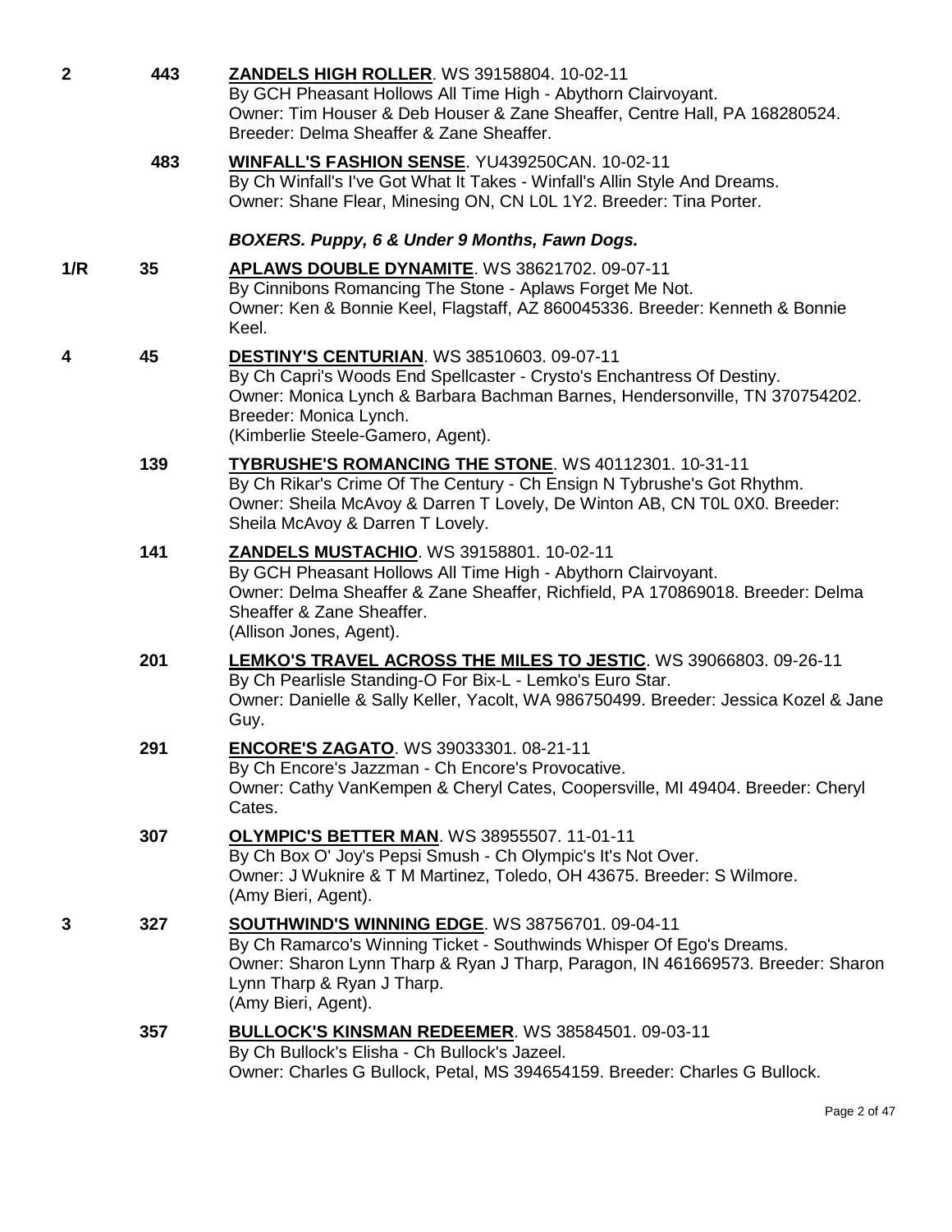**2** **443** **ZANDELS HIGH ROLLER**. WS 39158804. 10-02-11
By GCH Pheasant Hollows All Time High - Abythorn Clairvoyant.
Owner: Tim Houser & Deb Houser & Zane Sheaffer, Centre Hall, PA 168280524.
Breeder: Delma Sheaffer & Zane Sheaffer.

**483** **WINFALL'S FASHION SENSE**. YU439250CAN. 10-02-11
By Ch Winfall's I've Got What It Takes - Winfall's Allin Style And Dreams.
Owner: Shane Flear, Minesing ON, CN L0L 1Y2. Breeder: Tina Porter.

### *BOXERS. Puppy, 6 & Under 9 Months, Fawn Dogs.*

**1/R** **35** **APLAWS DOUBLE DYNAMITE**. WS 38621702. 09-07-11
By Cinnibons Romancing The Stone - Aplaws Forget Me Not.
Owner: Ken & Bonnie Keel, Flagstaff, AZ 860045336. Breeder: Kenneth & Bonnie Keel.

**4** **45** **DESTINY'S CENTURIAN**. WS 38510603. 09-07-11
By Ch Capri's Woods End Spellcaster - Crysto's Enchantress Of Destiny.
Owner: Monica Lynch & Barbara Bachman Barnes, Hendersonville, TN 370754202.
Breeder: Monica Lynch.
(Kimberlie Steele-Gamero, Agent).

**139** **TYBRUSHE'S ROMANCING THE STONE**. WS 40112301. 10-31-11
By Ch Rikar's Crime Of The Century - Ch Ensign N Tybrushe's Got Rhythm.
Owner: Sheila McAvoy & Darren T Lovely, De Winton AB, CN T0L 0X0. Breeder: Sheila McAvoy & Darren T Lovely.

**141** **ZANDELS MUSTACHIO**. WS 39158801. 10-02-11
By GCH Pheasant Hollows All Time High - Abythorn Clairvoyant.
Owner: Delma Sheaffer & Zane Sheaffer, Richfield, PA 170869018. Breeder: Delma Sheaffer & Zane Sheaffer.
(Allison Jones, Agent).

**201** **LEMKO'S TRAVEL ACROSS THE MILES TO JESTIC**. WS 39066803. 09-26-11
By Ch Pearlisle Standing-O For Bix-L - Lemko's Euro Star.
Owner: Danielle & Sally Keller, Yacolt, WA 986750499. Breeder: Jessica Kozel & Jane Guy.

**291** **ENCORE'S ZAGATO**. WS 39033301. 08-21-11
By Ch Encore's Jazzman - Ch Encore's Provocative.
Owner: Cathy VanKempen & Cheryl Cates, Coopersville, MI 49404. Breeder: Cheryl Cates.

**307** **OLYMPIC'S BETTER MAN**. WS 38955507. 11-01-11
By Ch Box O' Joy's Pepsi Smush - Ch Olympic's It's Not Over.
Owner: J Wuknire & T M Martinez, Toledo, OH 43675. Breeder: S Wilmore.
(Amy Bieri, Agent).

**3** **327** **SOUTHWIND'S WINNING EDGE**. WS 38756701. 09-04-11
By Ch Ramarco's Winning Ticket - Southwinds Whisper Of Ego's Dreams.
Owner: Sharon Lynn Tharp & Ryan J Tharp, Paragon, IN 461669573. Breeder: Sharon Lynn Tharp & Ryan J Tharp.
(Amy Bieri, Agent).

**357** **BULLOCK'S KINSMAN REDEEMER**. WS 38584501. 09-03-11
By Ch Bullock's Elisha - Ch Bullock's Jazeel.
Owner: Charles G Bullock, Petal, MS 394654159. Breeder: Charles G Bullock.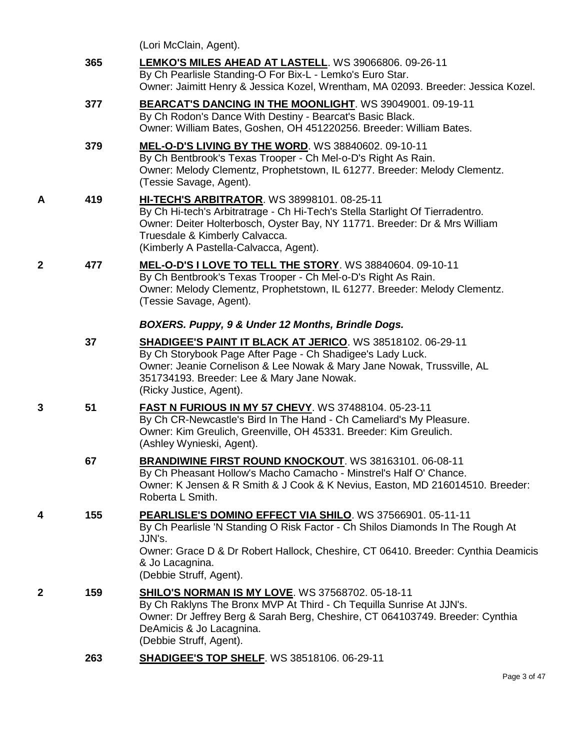(Lori McClain, Agent).

365 **LEMKO'S MILES AHEAD AT LASTELL**. WS 39066806. 09-26-11
By Ch Pearlisle Standing-O For Bix-L - Lemko's Euro Star.
Owner: Jaimitt Henry & Jessica Kozel, Wrentham, MA 02093. Breeder: Jessica Kozel.

377 **BEARCAT'S DANCING IN THE MOONLIGHT**. WS 39049001. 09-19-11
By Ch Rodon's Dance With Destiny - Bearcat's Basic Black.
Owner: William Bates, Goshen, OH 451220256. Breeder: William Bates.

379 **MEL-O-D'S LIVING BY THE WORD**. WS 38840602. 09-10-11
By Ch Bentbrook's Texas Trooper - Ch Mel-o-D's Right As Rain.
Owner: Melody Clementz, Prophetstown, IL 61277. Breeder: Melody Clementz.
(Tessie Savage, Agent).

A 419 **HI-TECH'S ARBITRATOR**. WS 38998101. 08-25-11
By Ch Hi-tech's Arbitratrage - Ch Hi-Tech's Stella Starlight Of Tierradentro.
Owner: Deiter Holterbosch, Oyster Bay, NY 11771. Breeder: Dr & Mrs William Truesdale & Kimberly Calvacca.
(Kimberly A Pastella-Calvacca, Agent).

2 477 **MEL-O-D'S I LOVE TO TELL THE STORY**. WS 38840604. 09-10-11
By Ch Bentbrook's Texas Trooper - Ch Mel-o-D's Right As Rain.
Owner: Melody Clementz, Prophetstown, IL 61277. Breeder: Melody Clementz.
(Tessie Savage, Agent).

***BOXERS. Puppy, 9 & Under 12 Months, Brindle Dogs.***

37 **SHADIGEE'S PAINT IT BLACK AT JERICO**. WS 38518102. 06-29-11
By Ch Storybook Page After Page - Ch Shadigee's Lady Luck.
Owner: Jeanie Cornelison & Lee Nowak & Mary Jane Nowak, Trussville, AL 351734193. Breeder: Lee & Mary Jane Nowak.
(Ricky Justice, Agent).

3 51 **FAST N FURIOUS IN MY 57 CHEVY**. WS 37488104. 05-23-11
By Ch CR-Newcastle's Bird In The Hand - Ch Cameliard's My Pleasure.
Owner: Kim Greulich, Greenville, OH 45331. Breeder: Kim Greulich.
(Ashley Wynieski, Agent).

67 **BRANDIWINE FIRST ROUND KNOCKOUT**. WS 38163101. 06-08-11
By Ch Pheasant Hollow's Macho Camacho - Minstrel's Half O' Chance.
Owner: K Jensen & R Smith & J Cook & K Nevius, Easton, MD 216014510. Breeder: Roberta L Smith.

4 155 **PEARLISLE'S DOMINO EFFECT VIA SHILO**. WS 37566901. 05-11-11
By Ch Pearlisle 'N Standing O Risk Factor - Ch Shilos Diamonds In The Rough At JJN's.
Owner: Grace D & Dr Robert Hallock, Cheshire, CT 06410. Breeder: Cynthia Deamicis & Jo Lacagnina.
(Debbie Struff, Agent).

2 159 **SHILO'S NORMAN IS MY LOVE**. WS 37568702. 05-18-11
By Ch Raklyns The Bronx MVP At Third - Ch Tequilla Sunrise At JJN's.
Owner: Dr Jeffrey Berg & Sarah Berg, Cheshire, CT 064103749. Breeder: Cynthia DeAmicis & Jo Lacagnina.
(Debbie Struff, Agent).

263 **SHADIGEE'S TOP SHELF**. WS 38518106. 06-29-11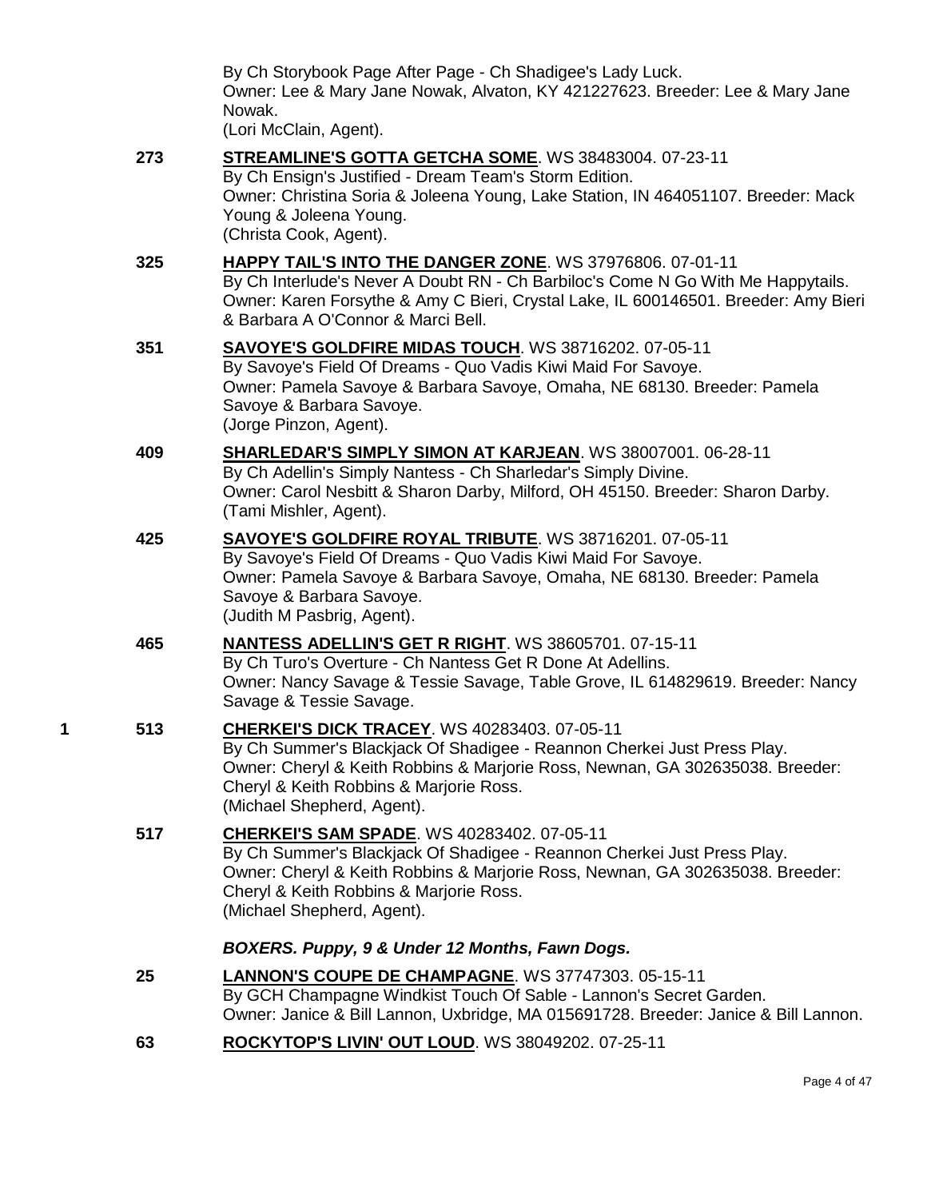By Ch Storybook Page After Page - Ch Shadigee's Lady Luck.
Owner: Lee & Mary Jane Nowak, Alvaton, KY 421227623. Breeder: Lee & Mary Jane Nowak.
(Lori McClain, Agent).

273 **STREAMLINE'S GOTTA GETCHA SOME**. WS 38483004. 07-23-11
By Ch Ensign's Justified - Dream Team's Storm Edition.
Owner: Christina Soria & Joleena Young, Lake Station, IN 464051107. Breeder: Mack Young & Joleena Young.
(Christa Cook, Agent).

325 **HAPPY TAIL'S INTO THE DANGER ZONE**. WS 37976806. 07-01-11
By Ch Interlude's Never A Doubt RN - Ch Barbiloc's Come N Go With Me Happytails.
Owner: Karen Forsythe & Amy C Bieri, Crystal Lake, IL 600146501. Breeder: Amy Bieri & Barbara A O'Connor & Marci Bell.

351 **SAVOYE'S GOLDFIRE MIDAS TOUCH**. WS 38716202. 07-05-11
By Savoye's Field Of Dreams - Quo Vadis Kiwi Maid For Savoye.
Owner: Pamela Savoye & Barbara Savoye, Omaha, NE 68130. Breeder: Pamela Savoye & Barbara Savoye.
(Jorge Pinzon, Agent).

409 **SHARLEDAR'S SIMPLY SIMON AT KARJEAN**. WS 38007001. 06-28-11
By Ch Adellin's Simply Nantess - Ch Sharledar's Simply Divine.
Owner: Carol Nesbitt & Sharon Darby, Milford, OH 45150. Breeder: Sharon Darby.
(Tami Mishler, Agent).

425 **SAVOYE'S GOLDFIRE ROYAL TRIBUTE**. WS 38716201. 07-05-11
By Savoye's Field Of Dreams - Quo Vadis Kiwi Maid For Savoye.
Owner: Pamela Savoye & Barbara Savoye, Omaha, NE 68130. Breeder: Pamela Savoye & Barbara Savoye.
(Judith M Pasbrig, Agent).

465 **NANTESS ADELLIN'S GET R RIGHT**. WS 38605701. 07-15-11
By Ch Turo's Overture - Ch Nantess Get R Done At Adellins.
Owner: Nancy Savage & Tessie Savage, Table Grove, IL 614829619. Breeder: Nancy Savage & Tessie Savage.

1 513 **CHERKEI'S DICK TRACEY**. WS 40283403. 07-05-11
By Ch Summer's Blackjack Of Shadigee - Reannon Cherkei Just Press Play.
Owner: Cheryl & Keith Robbins & Marjorie Ross, Newnan, GA 302635038. Breeder: Cheryl & Keith Robbins & Marjorie Ross.
(Michael Shepherd, Agent).

517 **CHERKEI'S SAM SPADE**. WS 40283402. 07-05-11
By Ch Summer's Blackjack Of Shadigee - Reannon Cherkei Just Press Play.
Owner: Cheryl & Keith Robbins & Marjorie Ross, Newnan, GA 302635038. Breeder: Cheryl & Keith Robbins & Marjorie Ross.
(Michael Shepherd, Agent).

### *BOXERS. Puppy, 9 & Under 12 Months, Fawn Dogs.*

25 **LANNON'S COUPE DE CHAMPAGNE**. WS 37747303. 05-15-11
By GCH Champagne Windkist Touch Of Sable - Lannon's Secret Garden.
Owner: Janice & Bill Lannon, Uxbridge, MA 015691728. Breeder: Janice & Bill Lannon.

63 **ROCKYTOP'S LIVIN' OUT LOUD**. WS 38049202. 07-25-11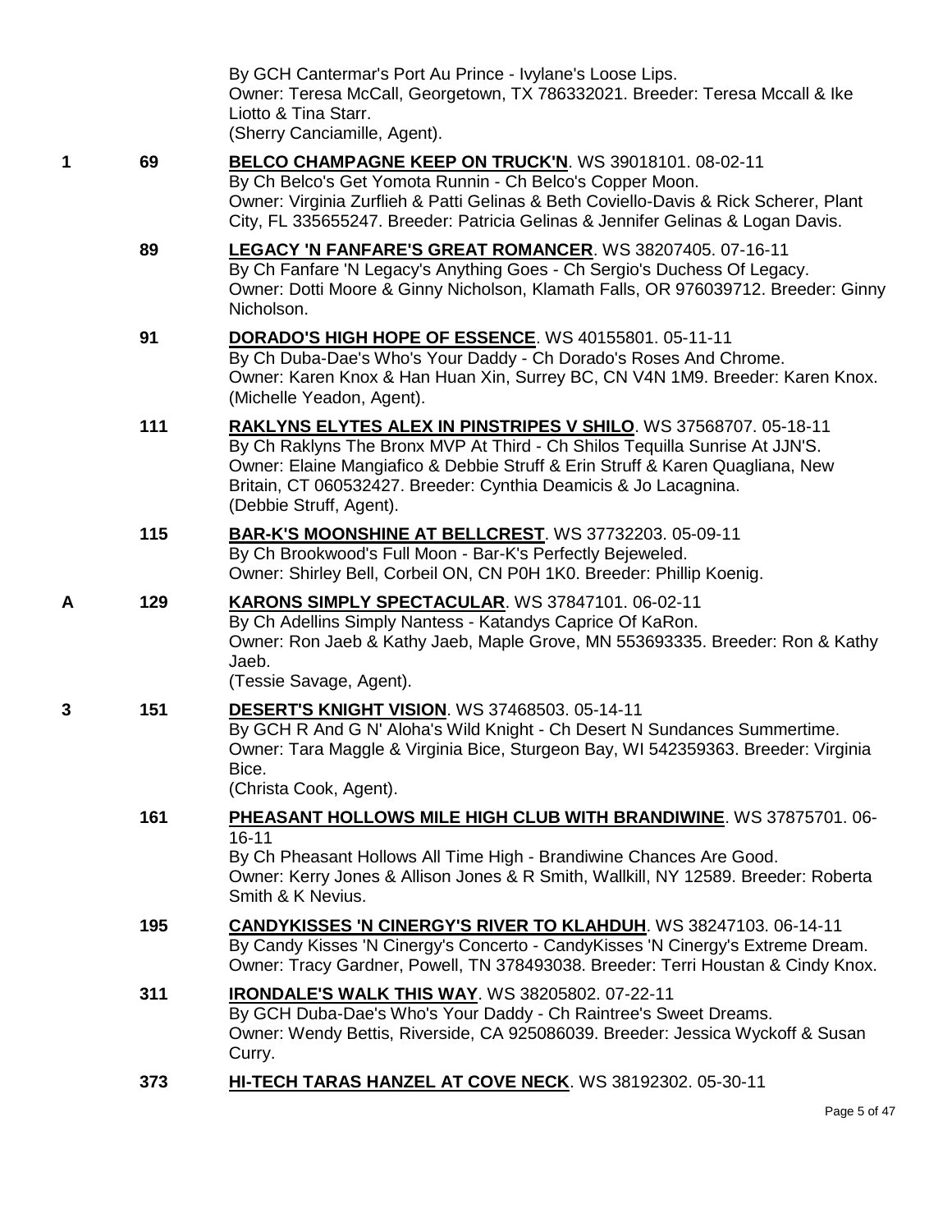By GCH Cantermar's Port Au Prince - Ivylane's Loose Lips.
Owner: Teresa McCall, Georgetown, TX 786332021. Breeder: Teresa Mccall & Ike Liotto & Tina Starr.
(Sherry Canciamille, Agent).

**1** **69** **BELCO CHAMPAGNE KEEP ON TRUCK'N**. WS 39018101. 08-02-11
By Ch Belco's Get Yomota Runnin - Ch Belco's Copper Moon.
Owner: Virginia Zurflieh & Patti Gelinas & Beth Coviello-Davis & Rick Scherer, Plant City, FL 335655247. Breeder: Patricia Gelinas & Jennifer Gelinas & Logan Davis.

**89** **LEGACY 'N FANFARE'S GREAT ROMANCER**. WS 38207405. 07-16-11
By Ch Fanfare 'N Legacy's Anything Goes - Ch Sergio's Duchess Of Legacy.
Owner: Dotti Moore & Ginny Nicholson, Klamath Falls, OR 976039712. Breeder: Ginny Nicholson.

**91** **DORADO'S HIGH HOPE OF ESSENCE**. WS 40155801. 05-11-11
By Ch Duba-Dae's Who's Your Daddy - Ch Dorado's Roses And Chrome.
Owner: Karen Knox & Han Huan Xin, Surrey BC, CN V4N 1M9. Breeder: Karen Knox.
(Michelle Yeadon, Agent).

**111** **RAKLYNS ELYTES ALEX IN PINSTRIPES V SHILO**. WS 37568707. 05-18-11
By Ch Raklyns The Bronx MVP At Third - Ch Shilos Tequilla Sunrise At JJN'S.
Owner: Elaine Mangiafico & Debbie Struff & Erin Struff & Karen Quagliana, New Britain, CT 060532427. Breeder: Cynthia Deamicis & Jo Lacagnina.
(Debbie Struff, Agent).

**115** **BAR-K'S MOONSHINE AT BELLCREST**. WS 37732203. 05-09-11
By Ch Brookwood's Full Moon - Bar-K's Perfectly Bejeweled.
Owner: Shirley Bell, Corbeil ON, CN P0H 1K0. Breeder: Phillip Koenig.

**A** **129** **KARONS SIMPLY SPECTACULAR**. WS 37847101. 06-02-11
By Ch Adellins Simply Nantess - Katandys Caprice Of KaRon.
Owner: Ron Jaeb & Kathy Jaeb, Maple Grove, MN 553693335. Breeder: Ron & Kathy Jaeb.
(Tessie Savage, Agent).

**3** **151** **DESERT'S KNIGHT VISION**. WS 37468503. 05-14-11
By GCH R And G N' Aloha's Wild Knight - Ch Desert N Sundances Summertime.
Owner: Tara Maggle & Virginia Bice, Sturgeon Bay, WI 542359363. Breeder: Virginia Bice.
(Christa Cook, Agent).

**161** **PHEASANT HOLLOWS MILE HIGH CLUB WITH BRANDIWINE**. WS 37875701. 06-16-11
By Ch Pheasant Hollows All Time High - Brandiwine Chances Are Good.
Owner: Kerry Jones & Allison Jones & R Smith, Wallkill, NY 12589. Breeder: Roberta Smith & K Nevius.

**195** **CANDYKISSES 'N CINERGY'S RIVER TO KLAHDUH**. WS 38247103. 06-14-11
By Candy Kisses 'N Cinergy's Concerto - CandyKisses 'N Cinergy's Extreme Dream.
Owner: Tracy Gardner, Powell, TN 378493038. Breeder: Terri Houstan & Cindy Knox.

**311** **IRONDALE'S WALK THIS WAY**. WS 38205802. 07-22-11
By GCH Duba-Dae's Who's Your Daddy - Ch Raintree's Sweet Dreams.
Owner: Wendy Bettis, Riverside, CA 925086039. Breeder: Jessica Wyckoff & Susan Curry.

**373** **HI-TECH TARAS HANZEL AT COVE NECK**. WS 38192302. 05-30-11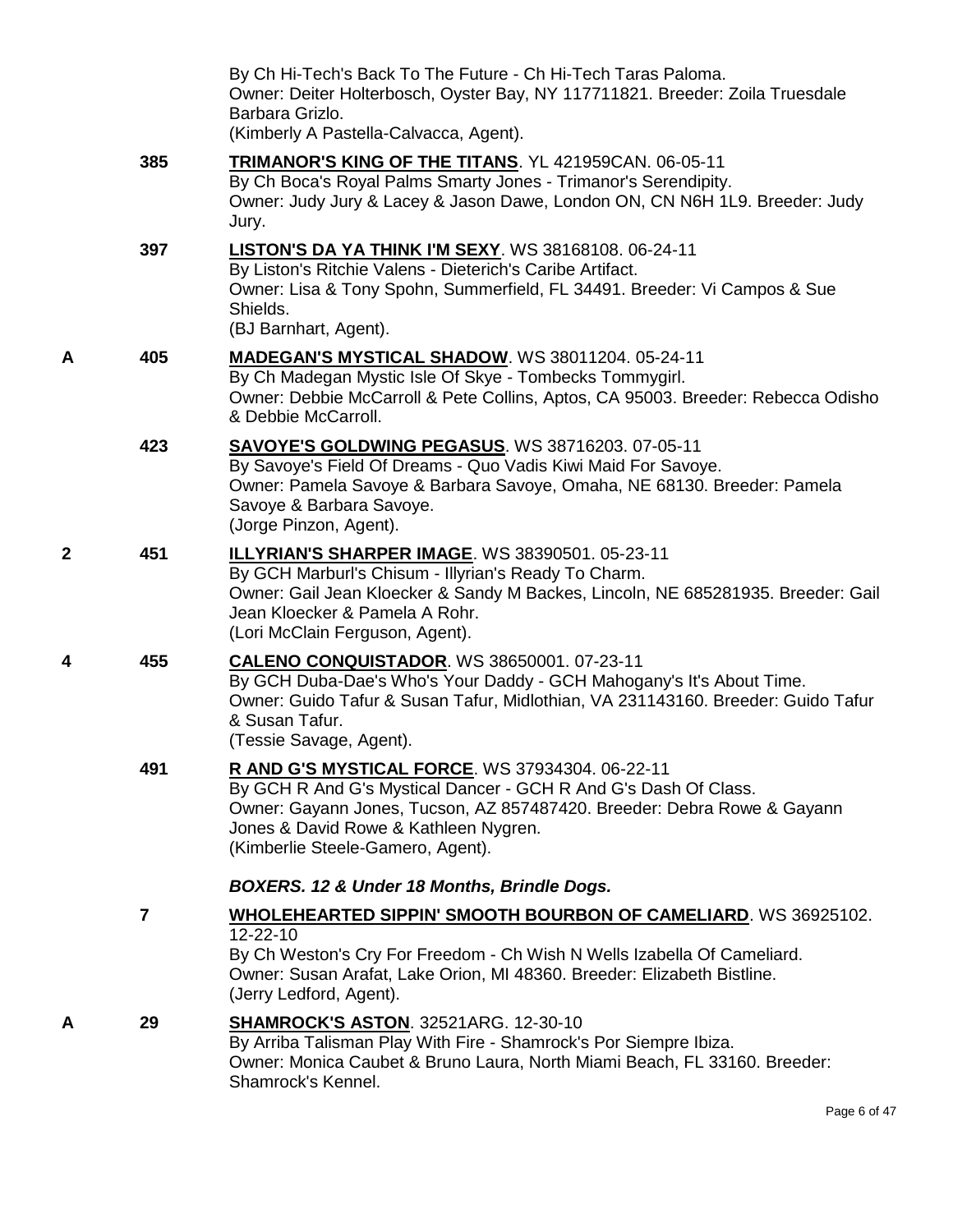By Ch Hi-Tech's Back To The Future - Ch Hi-Tech Taras Paloma.
Owner: Deiter Holterbosch, Oyster Bay, NY 117711821. Breeder: Zoila Truesdale Barbara Grizlo.
(Kimberly A Pastella-Calvacca, Agent).

385 **TRIMANOR'S KING OF THE TITANS**. YL 421959CAN. 06-05-11
By Ch Boca's Royal Palms Smarty Jones - Trimanor's Serendipity.
Owner: Judy Jury & Lacey & Jason Dawe, London ON, CN N6H 1L9. Breeder: Judy Jury.

397 **LISTON'S DA YA THINK I'M SEXY**. WS 38168108. 06-24-11
By Liston's Ritchie Valens - Dieterich's Caribe Artifact.
Owner: Lisa & Tony Spohn, Summerfield, FL 34491. Breeder: Vi Campos & Sue Shields.
(BJ Barnhart, Agent).

A 405 **MADEGAN'S MYSTICAL SHADOW**. WS 38011204. 05-24-11
By Ch Madegan Mystic Isle Of Skye - Tombecks Tommygirl.
Owner: Debbie McCarroll & Pete Collins, Aptos, CA 95003. Breeder: Rebecca Odisho & Debbie McCarroll.

423 **SAVOYE'S GOLDWING PEGASUS**. WS 38716203. 07-05-11
By Savoye's Field Of Dreams - Quo Vadis Kiwi Maid For Savoye.
Owner: Pamela Savoye & Barbara Savoye, Omaha, NE 68130. Breeder: Pamela Savoye & Barbara Savoye.
(Jorge Pinzon, Agent).

2 451 **ILLYRIAN'S SHARPER IMAGE**. WS 38390501. 05-23-11
By GCH Marburl's Chisum - Illyrian's Ready To Charm.
Owner: Gail Jean Kloecker & Sandy M Backes, Lincoln, NE 685281935. Breeder: Gail Jean Kloecker & Pamela A Rohr.
(Lori McClain Ferguson, Agent).

4 455 **CALENO CONQUISTADOR**. WS 38650001. 07-23-11
By GCH Duba-Dae's Who's Your Daddy - GCH Mahogany's It's About Time.
Owner: Guido Tafur & Susan Tafur, Midlothian, VA 231143160. Breeder: Guido Tafur & Susan Tafur.
(Tessie Savage, Agent).

491 **R AND G'S MYSTICAL FORCE**. WS 37934304. 06-22-11
By GCH R And G's Mystical Dancer - GCH R And G's Dash Of Class.
Owner: Gayann Jones, Tucson, AZ 857487420. Breeder: Debra Rowe & Gayann Jones & David Rowe & Kathleen Nygren.
(Kimberlie Steele-Gamero, Agent).

***BOXERS. 12 & Under 18 Months, Brindle Dogs.***

7 **WHOLEHEARTED SIPPIN' SMOOTH BOURBON OF CAMELIARD**. WS 36925102. 12-22-10
By Ch Weston's Cry For Freedom - Ch Wish N Wells Izabella Of Cameliard.
Owner: Susan Arafat, Lake Orion, MI 48360. Breeder: Elizabeth Bistline.
(Jerry Ledford, Agent).

A 29 **SHAMROCK'S ASTON**. 32521ARG. 12-30-10
By Arriba Talisman Play With Fire - Shamrock's Por Siempre Ibiza.
Owner: Monica Caubet & Bruno Laura, North Miami Beach, FL 33160. Breeder: Shamrock's Kennel.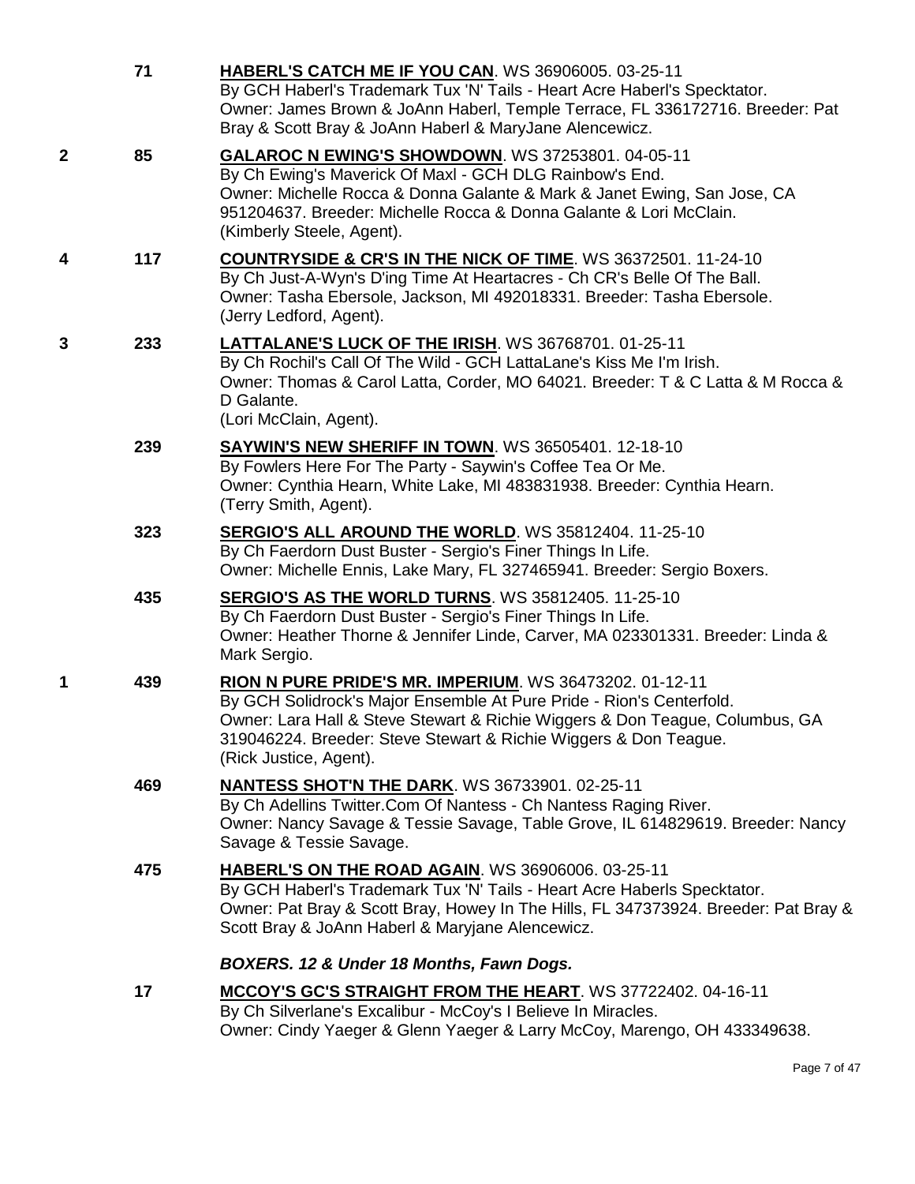| Placement | Number | Entry |
|---|---|---|
| | 71 | **HABERL'S CATCH ME IF YOU CAN**. WS 36906005. 03-25-11<br>By GCH Haberl's Trademark Tux 'N' Tails - Heart Acre Haberl's Specktator.<br>Owner: James Brown & JoAnn Haberl, Temple Terrace, FL 336172716. Breeder: Pat Bray & Scott Bray & JoAnn Haberl & MaryJane Alencewicz. |
| 2 | 85 | **GALAROC N EWING'S SHOWDOWN**. WS 37253801. 04-05-11<br>By Ch Ewing's Maverick Of Maxl - GCH DLG Rainbow's End.<br>Owner: Michelle Rocca & Donna Galante & Mark & Janet Ewing, San Jose, CA 951204637. Breeder: Michelle Rocca & Donna Galante & Lori McClain.<br>(Kimberly Steele, Agent). |
| 4 | 117 | **COUNTRYSIDE & CR'S IN THE NICK OF TIME**. WS 36372501. 11-24-10<br>By Ch Just-A-Wyn's D'ing Time At Heartacres - Ch CR's Belle Of The Ball.<br>Owner: Tasha Ebersole, Jackson, MI 492018331. Breeder: Tasha Ebersole.<br>(Jerry Ledford, Agent). |
| 3 | 233 | **LATTALANE'S LUCK OF THE IRISH**. WS 36768701. 01-25-11<br>By Ch Rochil's Call Of The Wild - GCH LattaLane's Kiss Me I'm Irish.<br>Owner: Thomas & Carol Latta, Corder, MO 64021. Breeder: T & C Latta & M Rocca & D Galante.<br>(Lori McClain, Agent). |
| | 239 | **SAYWIN'S NEW SHERIFF IN TOWN**. WS 36505401. 12-18-10<br>By Fowlers Here For The Party - Saywin's Coffee Tea Or Me.<br>Owner: Cynthia Hearn, White Lake, MI 483831938. Breeder: Cynthia Hearn.<br>(Terry Smith, Agent). |
| | 323 | **SERGIO'S ALL AROUND THE WORLD**. WS 35812404. 11-25-10<br>By Ch Faerdorn Dust Buster - Sergio's Finer Things In Life.<br>Owner: Michelle Ennis, Lake Mary, FL 327465941. Breeder: Sergio Boxers. |
| | 435 | **SERGIO'S AS THE WORLD TURNS**. WS 35812405. 11-25-10<br>By Ch Faerdorn Dust Buster - Sergio's Finer Things In Life.<br>Owner: Heather Thorne & Jennifer Linde, Carver, MA 023301331. Breeder: Linda & Mark Sergio. |
| 1 | 439 | **RION N PURE PRIDE'S MR. IMPERIUM**. WS 36473202. 01-12-11<br>By GCH Solidrock's Major Ensemble At Pure Pride - Rion's Centerfold.<br>Owner: Lara Hall & Steve Stewart & Richie Wiggers & Don Teague, Columbus, GA 319046224. Breeder: Steve Stewart & Richie Wiggers & Don Teague.<br>(Rick Justice, Agent). |
| | 469 | **NANTESS SHOT'N THE DARK**. WS 36733901. 02-25-11<br>By Ch Adellins Twitter.Com Of Nantess - Ch Nantess Raging River.<br>Owner: Nancy Savage & Tessie Savage, Table Grove, IL 614829619. Breeder: Nancy Savage & Tessie Savage. |
| | 475 | **HABERL'S ON THE ROAD AGAIN**. WS 36906006. 03-25-11<br>By GCH Haberl's Trademark Tux 'N' Tails - Heart Acre Haberls Specktator.<br>Owner: Pat Bray & Scott Bray, Howey In The Hills, FL 347373924. Breeder: Pat Bray & Scott Bray & JoAnn Haberl & Maryjane Alencewicz. |

***BOXERS. 12 & Under 18 Months, Fawn Dogs.***

| Placement | Number | Entry |
|---|---|---|
| | 17 | **MCCOY'S GC'S STRAIGHT FROM THE HEART**. WS 37722402. 04-16-11<br>By Ch Silverlane's Excalibur - McCoy's I Believe In Miracles.<br>Owner: Cindy Yaeger & Glenn Yaeger & Larry McCoy, Marengo, OH 433349638. |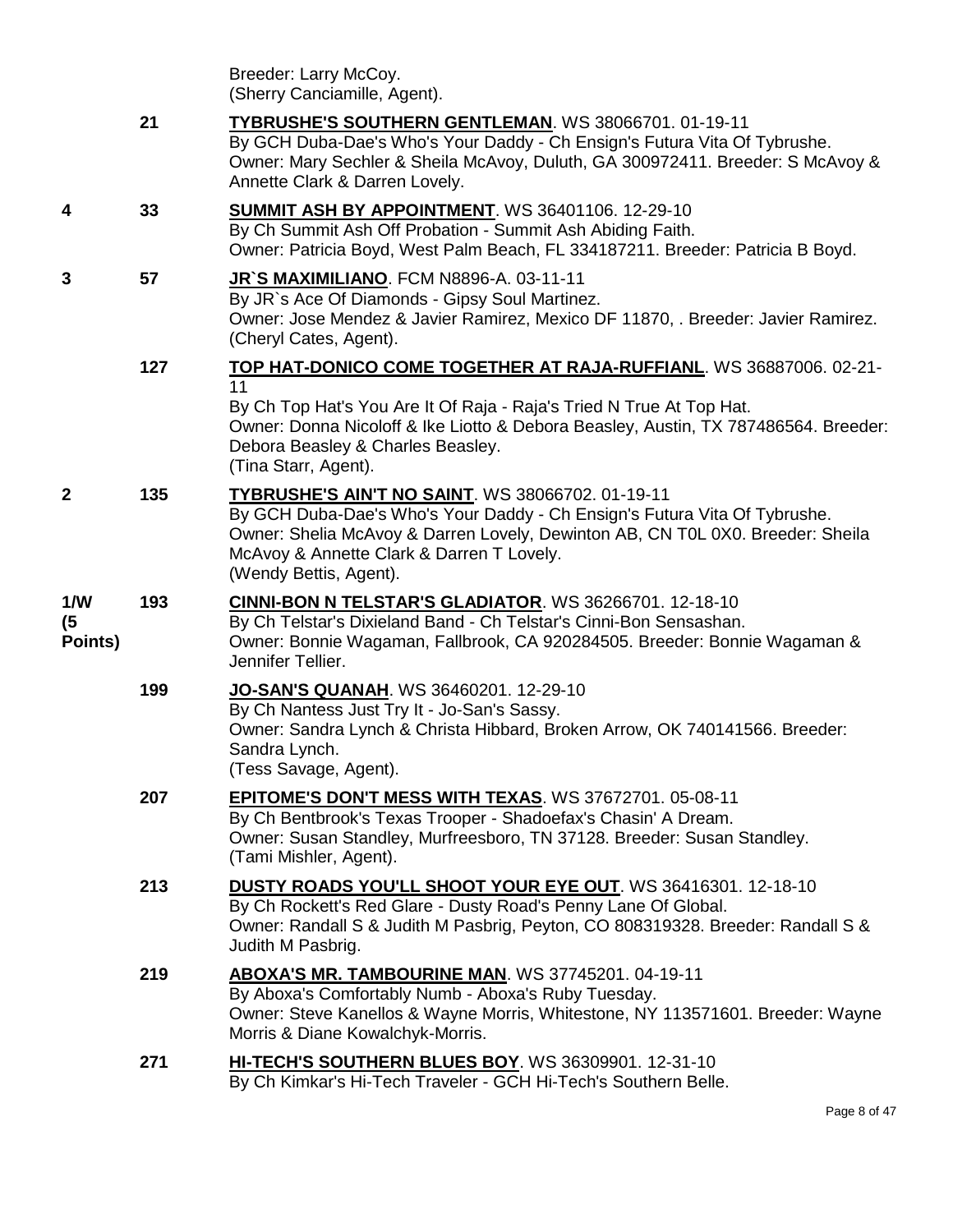Breeder: Larry McCoy.
(Sherry Canciamille, Agent).

| Placement | Armband | Entry |
|---|---|---|
| | 21 | **TYBRUSHE'S SOUTHERN GENTLEMAN**. WS 38066701. 01-19-11<br>By GCH Duba-Dae's Who's Your Daddy - Ch Ensign's Futura Vita Of Tybrushe.<br>Owner: Mary Sechler & Sheila McAvoy, Duluth, GA 300972411. Breeder: S McAvoy & Annette Clark & Darren Lovely. |
| **4** | 33 | **SUMMIT ASH BY APPOINTMENT**. WS 36401106. 12-29-10<br>By Ch Summit Ash Off Probation - Summit Ash Abiding Faith.<br>Owner: Patricia Boyd, West Palm Beach, FL 334187211. Breeder: Patricia B Boyd. |
| **3** | 57 | **JR`S MAXIMILIANO**. FCM N8896-A. 03-11-11<br>By JR`s Ace Of Diamonds - Gipsy Soul Martinez.<br>Owner: Jose Mendez & Javier Ramirez, Mexico DF 11870, . Breeder: Javier Ramirez.<br>(Cheryl Cates, Agent). |
| | 127 | **TOP HAT-DONICO COME TOGETHER AT RAJA-RUFFIANL**. WS 36887006. 02-21-11<br>By Ch Top Hat's You Are It Of Raja - Raja's Tried N True At Top Hat.<br>Owner: Donna Nicoloff & Ike Liotto & Debora Beasley, Austin, TX 787486564. Breeder: Debora Beasley & Charles Beasley.<br>(Tina Starr, Agent). |
| **2** | 135 | **TYBRUSHE'S AIN'T NO SAINT**. WS 38066702. 01-19-11<br>By GCH Duba-Dae's Who's Your Daddy - Ch Ensign's Futura Vita Of Tybrushe.<br>Owner: Shelia McAvoy & Darren Lovely, Dewinton AB, CN T0L 0X0. Breeder: Sheila McAvoy & Annette Clark & Darren T Lovely.<br>(Wendy Bettis, Agent). |
| **1/W (5 Points)** | 193 | **CINNI-BON N TELSTAR'S GLADIATOR**. WS 36266701. 12-18-10<br>By Ch Telstar's Dixieland Band - Ch Telstar's Cinni-Bon Sensashan.<br>Owner: Bonnie Wagaman, Fallbrook, CA 920284505. Breeder: Bonnie Wagaman & Jennifer Tellier. |
| | 199 | **JO-SAN'S QUANAH**. WS 36460201. 12-29-10<br>By Ch Nantess Just Try It - Jo-San's Sassy.<br>Owner: Sandra Lynch & Christa Hibbard, Broken Arrow, OK 740141566. Breeder: Sandra Lynch.<br>(Tess Savage, Agent). |
| | 207 | **EPITOME'S DON'T MESS WITH TEXAS**. WS 37672701. 05-08-11<br>By Ch Bentbrook's Texas Trooper - Shadoefax's Chasin' A Dream.<br>Owner: Susan Standley, Murfreesboro, TN 37128. Breeder: Susan Standley.<br>(Tami Mishler, Agent). |
| | 213 | **DUSTY ROADS YOU'LL SHOOT YOUR EYE OUT**. WS 36416301. 12-18-10<br>By Ch Rockett's Red Glare - Dusty Road's Penny Lane Of Global.<br>Owner: Randall S & Judith M Pasbrig, Peyton, CO 808319328. Breeder: Randall S & Judith M Pasbrig. |
| | 219 | **ABOXA'S MR. TAMBOURINE MAN**. WS 37745201. 04-19-11<br>By Aboxa's Comfortably Numb - Aboxa's Ruby Tuesday.<br>Owner: Steve Kanellos & Wayne Morris, Whitestone, NY 113571601. Breeder: Wayne Morris & Diane Kowalchyk-Morris. |
| | 271 | **HI-TECH'S SOUTHERN BLUES BOY**. WS 36309901. 12-31-10<br>By Ch Kimkar's Hi-Tech Traveler - GCH Hi-Tech's Southern Belle. |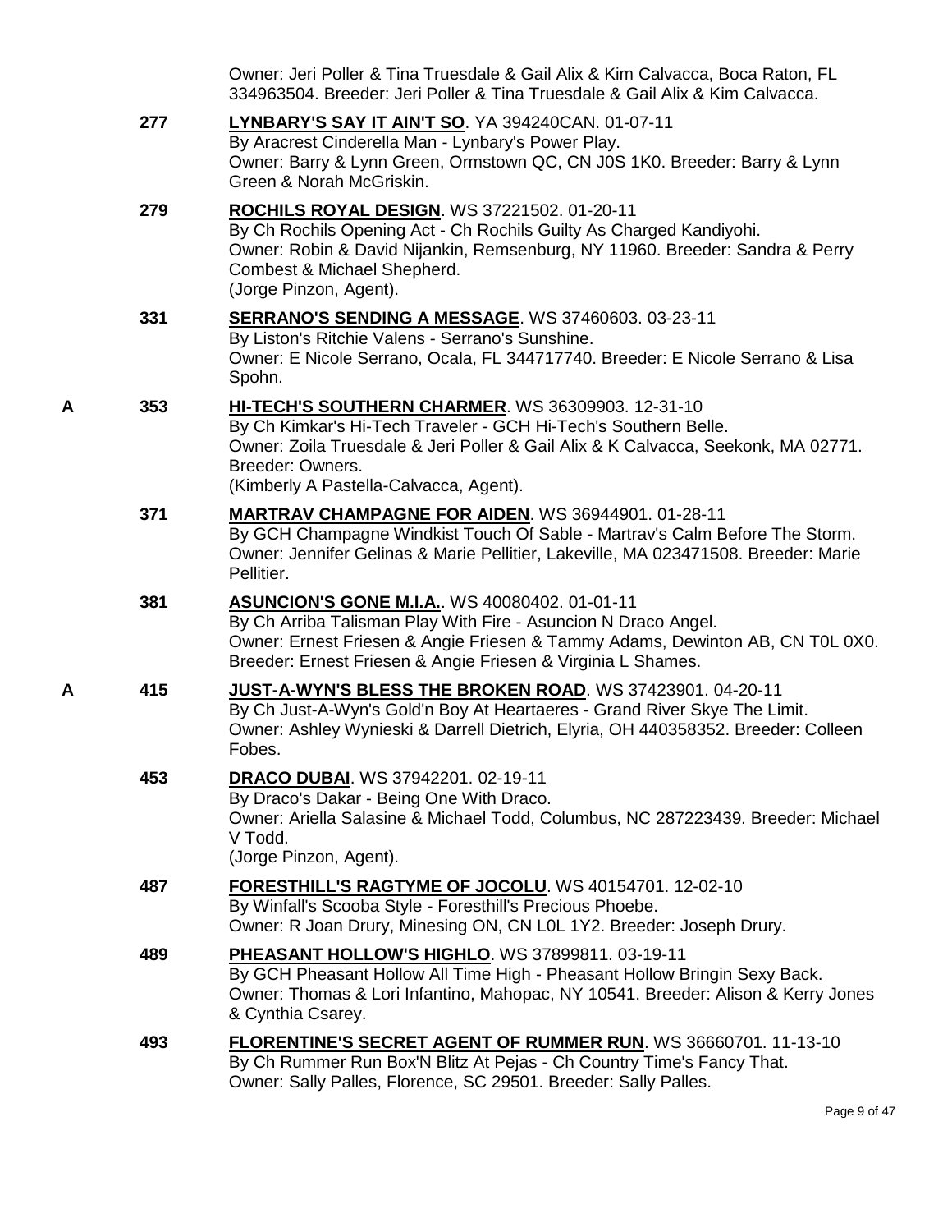Owner: Jeri Poller & Tina Truesdale & Gail Alix & Kim Calvacca, Boca Raton, FL 334963504. Breeder: Jeri Poller & Tina Truesdale & Gail Alix & Kim Calvacca.

277 **LYNBARY'S SAY IT AIN'T SO**. YA 394240CAN. 01-07-11
By Aracrest Cinderella Man - Lynbary's Power Play.
Owner: Barry & Lynn Green, Ormstown QC, CN J0S 1K0. Breeder: Barry & Lynn Green & Norah McGriskin.

279 **ROCHILS ROYAL DESIGN**. WS 37221502. 01-20-11
By Ch Rochils Opening Act - Ch Rochils Guilty As Charged Kandiyohi.
Owner: Robin & David Nijankin, Remsenburg, NY 11960. Breeder: Sandra & Perry Combest & Michael Shepherd.
(Jorge Pinzon, Agent).

331 **SERRANO'S SENDING A MESSAGE**. WS 37460603. 03-23-11
By Liston's Ritchie Valens - Serrano's Sunshine.
Owner: E Nicole Serrano, Ocala, FL 344717740. Breeder: E Nicole Serrano & Lisa Spohn.

A 353 **HI-TECH'S SOUTHERN CHARMER**. WS 36309903. 12-31-10
By Ch Kimkar's Hi-Tech Traveler - GCH Hi-Tech's Southern Belle.
Owner: Zoila Truesdale & Jeri Poller & Gail Alix & K Calvacca, Seekonk, MA 02771. Breeder: Owners.
(Kimberly A Pastella-Calvacca, Agent).

371 **MARTRAV CHAMPAGNE FOR AIDEN**. WS 36944901. 01-28-11
By GCH Champagne Windkist Touch Of Sable - Martrav's Calm Before The Storm.
Owner: Jennifer Gelinas & Marie Pellitier, Lakeville, MA 023471508. Breeder: Marie Pellitier.

381 **ASUNCION'S GONE M.I.A.**. WS 40080402. 01-01-11
By Ch Arriba Talisman Play With Fire - Asuncion N Draco Angel.
Owner: Ernest Friesen & Angie Friesen & Tammy Adams, Dewinton AB, CN T0L 0X0. Breeder: Ernest Friesen & Angie Friesen & Virginia L Shames.

A 415 **JUST-A-WYN'S BLESS THE BROKEN ROAD**. WS 37423901. 04-20-11
By Ch Just-A-Wyn's Gold'n Boy At Heartaeres - Grand River Skye The Limit.
Owner: Ashley Wynieski & Darrell Dietrich, Elyria, OH 440358352. Breeder: Colleen Fobes.

453 **DRACO DUBAI**. WS 37942201. 02-19-11
By Draco's Dakar - Being One With Draco.
Owner: Ariella Salasine & Michael Todd, Columbus, NC 287223439. Breeder: Michael V Todd.
(Jorge Pinzon, Agent).

487 **FORESTHILL'S RAGTYME OF JOCOLU**. WS 40154701. 12-02-10
By Winfall's Scooba Style - Foresthill's Precious Phoebe.
Owner: R Joan Drury, Minesing ON, CN L0L 1Y2. Breeder: Joseph Drury.

489 **PHEASANT HOLLOW'S HIGHLO**. WS 37899811. 03-19-11
By GCH Pheasant Hollow All Time High - Pheasant Hollow Bringin Sexy Back.
Owner: Thomas & Lori Infantino, Mahopac, NY 10541. Breeder: Alison & Kerry Jones & Cynthia Csarey.

493 **FLORENTINE'S SECRET AGENT OF RUMMER RUN**. WS 36660701. 11-13-10
By Ch Rummer Run Box'N Blitz At Pejas - Ch Country Time's Fancy That.
Owner: Sally Palles, Florence, SC 29501. Breeder: Sally Palles.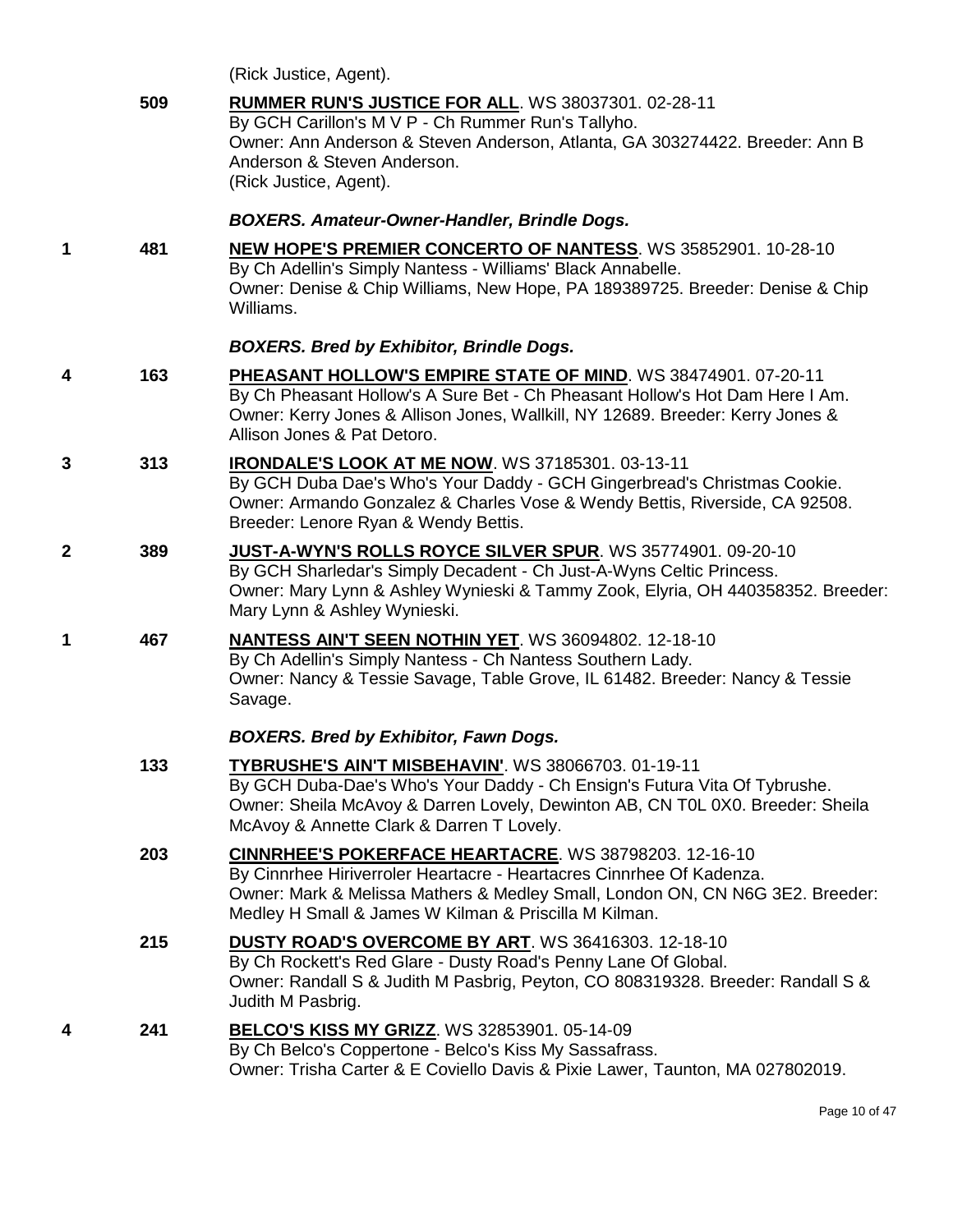(Rick Justice, Agent).

509 **RUMMER RUN'S JUSTICE FOR ALL**. WS 38037301. 02-28-11
By GCH Carillon's M V P - Ch Rummer Run's Tallyho.
Owner: Ann Anderson & Steven Anderson, Atlanta, GA 303274422. Breeder: Ann B Anderson & Steven Anderson.
(Rick Justice, Agent).

***BOXERS. Amateur-Owner-Handler, Brindle Dogs.***

1 481 **NEW HOPE'S PREMIER CONCERTO OF NANTESS**. WS 35852901. 10-28-10
By Ch Adellin's Simply Nantess - Williams' Black Annabelle.
Owner: Denise & Chip Williams, New Hope, PA 189389725. Breeder: Denise & Chip Williams.

***BOXERS. Bred by Exhibitor, Brindle Dogs.***

4 163 **PHEASANT HOLLOW'S EMPIRE STATE OF MIND**. WS 38474901. 07-20-11
By Ch Pheasant Hollow's A Sure Bet - Ch Pheasant Hollow's Hot Dam Here I Am.
Owner: Kerry Jones & Allison Jones, Wallkill, NY 12689. Breeder: Kerry Jones & Allison Jones & Pat Detoro.

3 313 **IRONDALE'S LOOK AT ME NOW**. WS 37185301. 03-13-11
By GCH Duba Dae's Who's Your Daddy - GCH Gingerbread's Christmas Cookie.
Owner: Armando Gonzalez & Charles Vose & Wendy Bettis, Riverside, CA 92508. Breeder: Lenore Ryan & Wendy Bettis.

2 389 **JUST-A-WYN'S ROLLS ROYCE SILVER SPUR**. WS 35774901. 09-20-10
By GCH Sharledar's Simply Decadent - Ch Just-A-Wyns Celtic Princess.
Owner: Mary Lynn & Ashley Wynieski & Tammy Zook, Elyria, OH 440358352. Breeder: Mary Lynn & Ashley Wynieski.

1 467 **NANTESS AIN'T SEEN NOTHIN YET**. WS 36094802. 12-18-10
By Ch Adellin's Simply Nantess - Ch Nantess Southern Lady.
Owner: Nancy & Tessie Savage, Table Grove, IL 61482. Breeder: Nancy & Tessie Savage.

***BOXERS. Bred by Exhibitor, Fawn Dogs.***

133 **TYBRUSHE'S AIN'T MISBEHAVIN'**. WS 38066703. 01-19-11
By GCH Duba-Dae's Who's Your Daddy - Ch Ensign's Futura Vita Of Tybrushe.
Owner: Sheila McAvoy & Darren Lovely, Dewinton AB, CN T0L 0X0. Breeder: Sheila McAvoy & Annette Clark & Darren T Lovely.

203 **CINNRHEE'S POKERFACE HEARTACRE**. WS 38798203. 12-16-10
By Cinnrhee Hiriverroler Heartacre - Heartacres Cinnrhee Of Kadenza.
Owner: Mark & Melissa Mathers & Medley Small, London ON, CN N6G 3E2. Breeder: Medley H Small & James W Kilman & Priscilla M Kilman.

215 **DUSTY ROAD'S OVERCOME BY ART**. WS 36416303. 12-18-10
By Ch Rockett's Red Glare - Dusty Road's Penny Lane Of Global.
Owner: Randall S & Judith M Pasbrig, Peyton, CO 808319328. Breeder: Randall S & Judith M Pasbrig.

4 241 **BELCO'S KISS MY GRIZZ**. WS 32853901. 05-14-09
By Ch Belco's Coppertone - Belco's Kiss My Sassafrass.
Owner: Trisha Carter & E Coviello Davis & Pixie Lawer, Taunton, MA 027802019.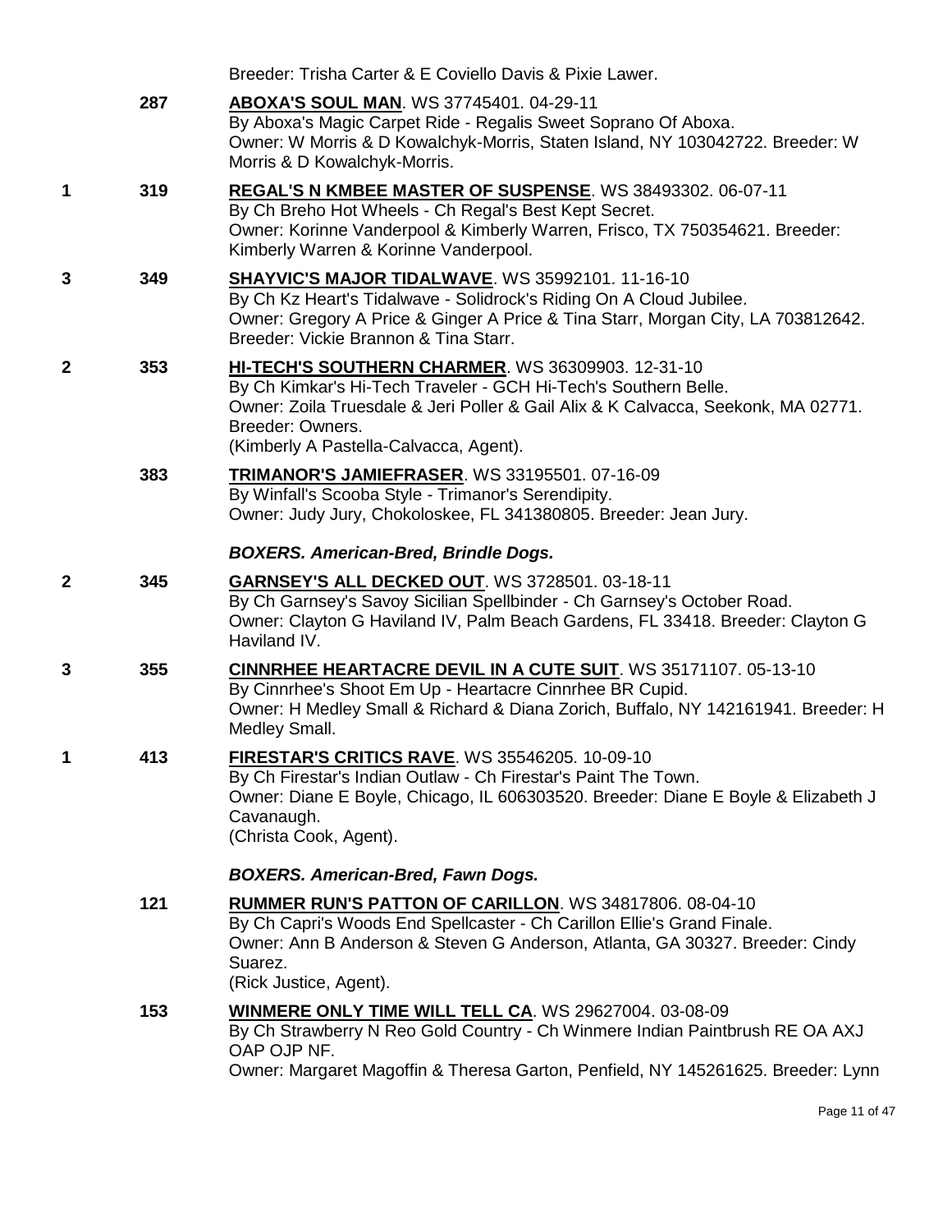Breeder: Trisha Carter & E Coviello Davis & Pixie Lawer.

287 **ABOXA'S SOUL MAN**. WS 37745401. 04-29-11
By Aboxa's Magic Carpet Ride - Regalis Sweet Soprano Of Aboxa.
Owner: W Morris & D Kowalchyk-Morris, Staten Island, NY 103042722. Breeder: W Morris & D Kowalchyk-Morris.

1 319 **REGAL'S N KMBEE MASTER OF SUSPENSE**. WS 38493302. 06-07-11
By Ch Breho Hot Wheels - Ch Regal's Best Kept Secret.
Owner: Korinne Vanderpool & Kimberly Warren, Frisco, TX 750354621. Breeder: Kimberly Warren & Korinne Vanderpool.

3 349 **SHAYVIC'S MAJOR TIDALWAVE**. WS 35992101. 11-16-10
By Ch Kz Heart's Tidalwave - Solidrock's Riding On A Cloud Jubilee.
Owner: Gregory A Price & Ginger A Price & Tina Starr, Morgan City, LA 703812642. Breeder: Vickie Brannon & Tina Starr.

2 353 **HI-TECH'S SOUTHERN CHARMER**. WS 36309903. 12-31-10
By Ch Kimkar's Hi-Tech Traveler - GCH Hi-Tech's Southern Belle.
Owner: Zoila Truesdale & Jeri Poller & Gail Alix & K Calvacca, Seekonk, MA 02771. Breeder: Owners.
(Kimberly A Pastella-Calvacca, Agent).

383 **TRIMANOR'S JAMIEFRASER**. WS 33195501. 07-16-09
By Winfall's Scooba Style - Trimanor's Serendipity.
Owner: Judy Jury, Chokoloskee, FL 341380805. Breeder: Jean Jury.

### *BOXERS. American-Bred, Brindle Dogs.*

2 345 **GARNSEY'S ALL DECKED OUT**. WS 3728501. 03-18-11
By Ch Garnsey's Savoy Sicilian Spellbinder - Ch Garnsey's October Road.
Owner: Clayton G Haviland IV, Palm Beach Gardens, FL 33418. Breeder: Clayton G Haviland IV.

3 355 **CINNRHEE HEARTACRE DEVIL IN A CUTE SUIT**. WS 35171107. 05-13-10
By Cinnrhee's Shoot Em Up - Heartacre Cinnrhee BR Cupid.
Owner: H Medley Small & Richard & Diana Zorich, Buffalo, NY 142161941. Breeder: H Medley Small.

1 413 **FIRESTAR'S CRITICS RAVE**. WS 35546205. 10-09-10
By Ch Firestar's Indian Outlaw - Ch Firestar's Paint The Town.
Owner: Diane E Boyle, Chicago, IL 606303520. Breeder: Diane E Boyle & Elizabeth J Cavanaugh.
(Christa Cook, Agent).

### *BOXERS. American-Bred, Fawn Dogs.*

121 **RUMMER RUN'S PATTON OF CARILLON**. WS 34817806. 08-04-10
By Ch Capri's Woods End Spellcaster - Ch Carillon Ellie's Grand Finale.
Owner: Ann B Anderson & Steven G Anderson, Atlanta, GA 30327. Breeder: Cindy Suarez.
(Rick Justice, Agent).

153 **WINMERE ONLY TIME WILL TELL CA**. WS 29627004. 03-08-09
By Ch Strawberry N Reo Gold Country - Ch Winmere Indian Paintbrush RE OA AXJ OAP OJP NF.
Owner: Margaret Magoffin & Theresa Garton, Penfield, NY 145261625. Breeder: Lynn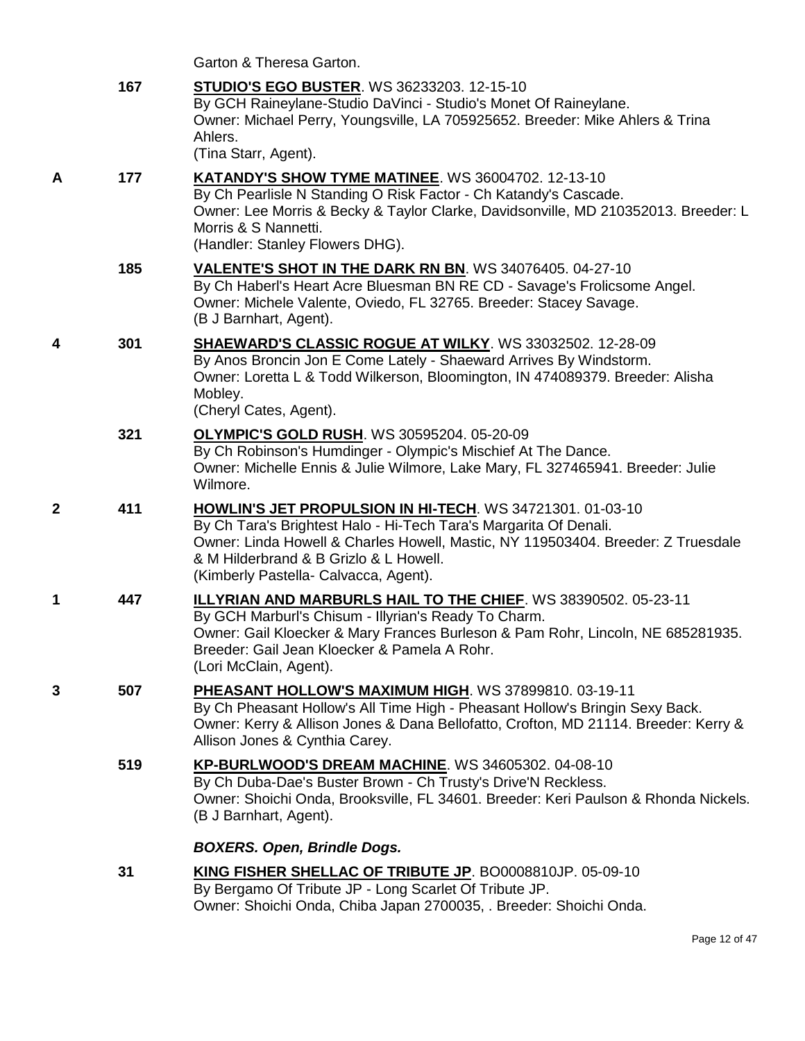Garton & Theresa Garton.

| | | |
|---|---|---|
| | 167 | **STUDIO'S EGO BUSTER**. WS 36233203. 12-15-10<br>By GCH Raineylane-Studio DaVinci - Studio's Monet Of Raineylane.<br>Owner: Michael Perry, Youngsville, LA 705925652. Breeder: Mike Ahlers & Trina Ahlers.<br>(Tina Starr, Agent). |
| A | 177 | **KATANDY'S SHOW TYME MATINEE**. WS 36004702. 12-13-10<br>By Ch Pearlisle N Standing O Risk Factor - Ch Katandy's Cascade.<br>Owner: Lee Morris & Becky & Taylor Clarke, Davidsonville, MD 210352013. Breeder: L Morris & S Nannetti.<br>(Handler: Stanley Flowers DHG). |
| | 185 | **VALENTE'S SHOT IN THE DARK RN BN**. WS 34076405. 04-27-10<br>By Ch Haberl's Heart Acre Bluesman BN RE CD - Savage's Frolicsome Angel.<br>Owner: Michele Valente, Oviedo, FL 32765. Breeder: Stacey Savage.<br>(B J Barnhart, Agent). |
| 4 | 301 | **SHAEWARD'S CLASSIC ROGUE AT WILKY**. WS 33032502. 12-28-09<br>By Anos Broncin Jon E Come Lately - Shaeward Arrives By Windstorm.<br>Owner: Loretta L & Todd Wilkerson, Bloomington, IN 474089379. Breeder: Alisha Mobley.<br>(Cheryl Cates, Agent). |
| | 321 | **OLYMPIC'S GOLD RUSH**. WS 30595204. 05-20-09<br>By Ch Robinson's Humdinger - Olympic's Mischief At The Dance.<br>Owner: Michelle Ennis & Julie Wilmore, Lake Mary, FL 327465941. Breeder: Julie Wilmore. |
| 2 | 411 | **HOWLIN'S JET PROPULSION IN HI-TECH**. WS 34721301. 01-03-10<br>By Ch Tara's Brightest Halo - Hi-Tech Tara's Margarita Of Denali.<br>Owner: Linda Howell & Charles Howell, Mastic, NY 119503404. Breeder: Z Truesdale & M Hilderbrand & B Grizlo & L Howell.<br>(Kimberly Pastella- Calvacca, Agent). |
| 1 | 447 | **ILLYRIAN AND MARBURLS HAIL TO THE CHIEF**. WS 38390502. 05-23-11<br>By GCH Marburl's Chisum - Illyrian's Ready To Charm.<br>Owner: Gail Kloecker & Mary Frances Burleson & Pam Rohr, Lincoln, NE 685281935. Breeder: Gail Jean Kloecker & Pamela A Rohr.<br>(Lori McClain, Agent). |
| 3 | 507 | **PHEASANT HOLLOW'S MAXIMUM HIGH**. WS 37899810. 03-19-11<br>By Ch Pheasant Hollow's All Time High - Pheasant Hollow's Bringin Sexy Back.<br>Owner: Kerry & Allison Jones & Dana Bellofatto, Crofton, MD 21114. Breeder: Kerry & Allison Jones & Cynthia Carey. |
| | 519 | **KP-BURLWOOD'S DREAM MACHINE**. WS 34605302. 04-08-10<br>By Ch Duba-Dae's Buster Brown - Ch Trusty's Drive'N Reckless.<br>Owner: Shoichi Onda, Brooksville, FL 34601. Breeder: Keri Paulson & Rhonda Nickels.<br>(B J Barnhart, Agent). |

### *BOXERS. Open, Brindle Dogs.*

| | | |
|---|---|---|
| | 31 | **KING FISHER SHELLAC OF TRIBUTE JP**. BO0008810JP. 05-09-10<br>By Bergamo Of Tribute JP - Long Scarlet Of Tribute JP.<br>Owner: Shoichi Onda, Chiba Japan 2700035, . Breeder: Shoichi Onda. |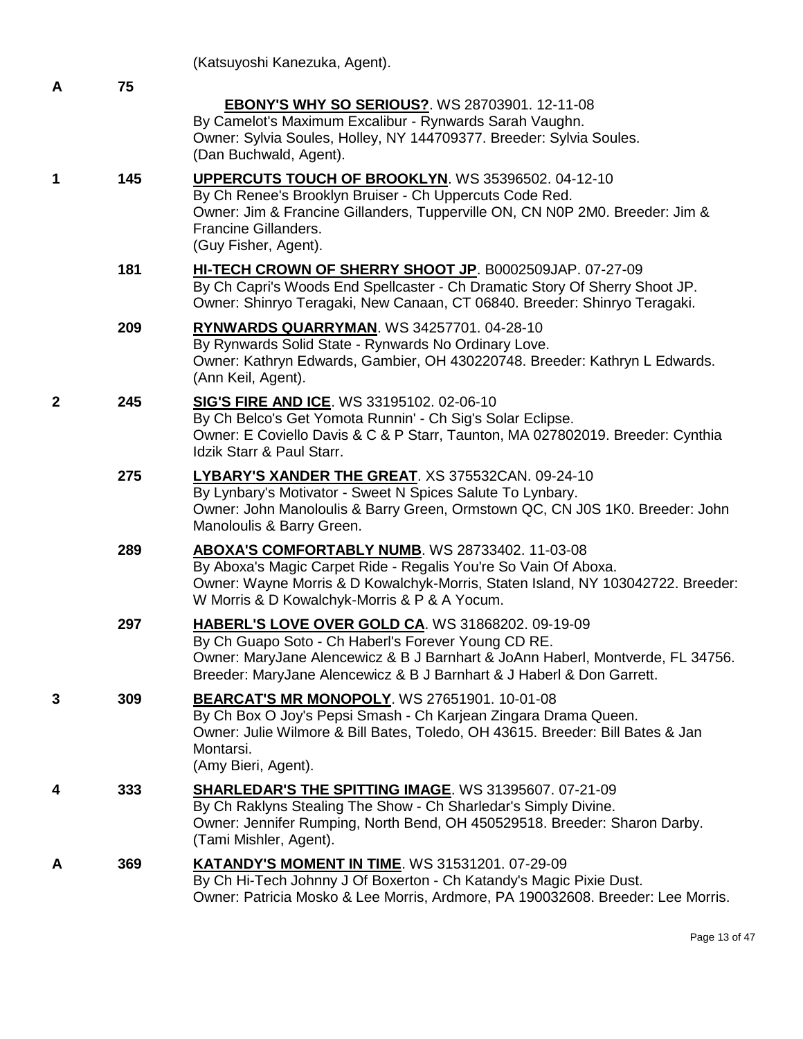(Katsuyoshi Kanezuka, Agent).

**A** **75** **EBONY'S WHY SO SERIOUS?**. WS 28703901. 12-11-08
By Camelot's Maximum Excalibur - Rynwards Sarah Vaughn.
Owner: Sylvia Soules, Holley, NY 144709377. Breeder: Sylvia Soules.
(Dan Buchwald, Agent).

**1** **145** **UPPERCUTS TOUCH OF BROOKLYN**. WS 35396502. 04-12-10
By Ch Renee's Brooklyn Bruiser - Ch Uppercuts Code Red.
Owner: Jim & Francine Gillanders, Tupperville ON, CN N0P 2M0. Breeder: Jim & Francine Gillanders.
(Guy Fisher, Agent).

**181** **HI-TECH CROWN OF SHERRY SHOOT JP**. B0002509JAP. 07-27-09
By Ch Capri's Woods End Spellcaster - Ch Dramatic Story Of Sherry Shoot JP.
Owner: Shinryo Teragaki, New Canaan, CT 06840. Breeder: Shinryo Teragaki.

**209** **RYNWARDS QUARRYMAN**. WS 34257701. 04-28-10
By Rynwards Solid State - Rynwards No Ordinary Love.
Owner: Kathryn Edwards, Gambier, OH 430220748. Breeder: Kathryn L Edwards.
(Ann Keil, Agent).

**2** **245** **SIG'S FIRE AND ICE**. WS 33195102. 02-06-10
By Ch Belco's Get Yomota Runnin' - Ch Sig's Solar Eclipse.
Owner: E Coviello Davis & C & P Starr, Taunton, MA 027802019. Breeder: Cynthia Idzik Starr & Paul Starr.

**275** **LYBARY'S XANDER THE GREAT**. XS 375532CAN. 09-24-10
By Lynbary's Motivator - Sweet N Spices Salute To Lynbary.
Owner: John Manoloulis & Barry Green, Ormstown QC, CN J0S 1K0. Breeder: John Manoloulis & Barry Green.

**289** **ABOXA'S COMFORTABLY NUMB**. WS 28733402. 11-03-08
By Aboxa's Magic Carpet Ride - Regalis You're So Vain Of Aboxa.
Owner: Wayne Morris & D Kowalchyk-Morris, Staten Island, NY 103042722. Breeder: W Morris & D Kowalchyk-Morris & P & A Yocum.

**297** **HABERL'S LOVE OVER GOLD CA**. WS 31868202. 09-19-09
By Ch Guapo Soto - Ch Haberl's Forever Young CD RE.
Owner: MaryJane Alencewicz & B J Barnhart & JoAnn Haberl, Montverde, FL 34756. Breeder: MaryJane Alencewicz & B J Barnhart & J Haberl & Don Garrett.

**3** **309** **BEARCAT'S MR MONOPOLY**. WS 27651901. 10-01-08
By Ch Box O Joy's Pepsi Smash - Ch Karjean Zingara Drama Queen.
Owner: Julie Wilmore & Bill Bates, Toledo, OH 43615. Breeder: Bill Bates & Jan Montarsi.
(Amy Bieri, Agent).

**4** **333** **SHARLEDAR'S THE SPITTING IMAGE**. WS 31395607. 07-21-09
By Ch Raklyns Stealing The Show - Ch Sharledar's Simply Divine.
Owner: Jennifer Rumping, North Bend, OH 450529518. Breeder: Sharon Darby.
(Tami Mishler, Agent).

**A** **369** **KATANDY'S MOMENT IN TIME**. WS 31531201. 07-29-09
By Ch Hi-Tech Johnny J Of Boxerton - Ch Katandy's Magic Pixie Dust.
Owner: Patricia Mosko & Lee Morris, Ardmore, PA 190032608. Breeder: Lee Morris.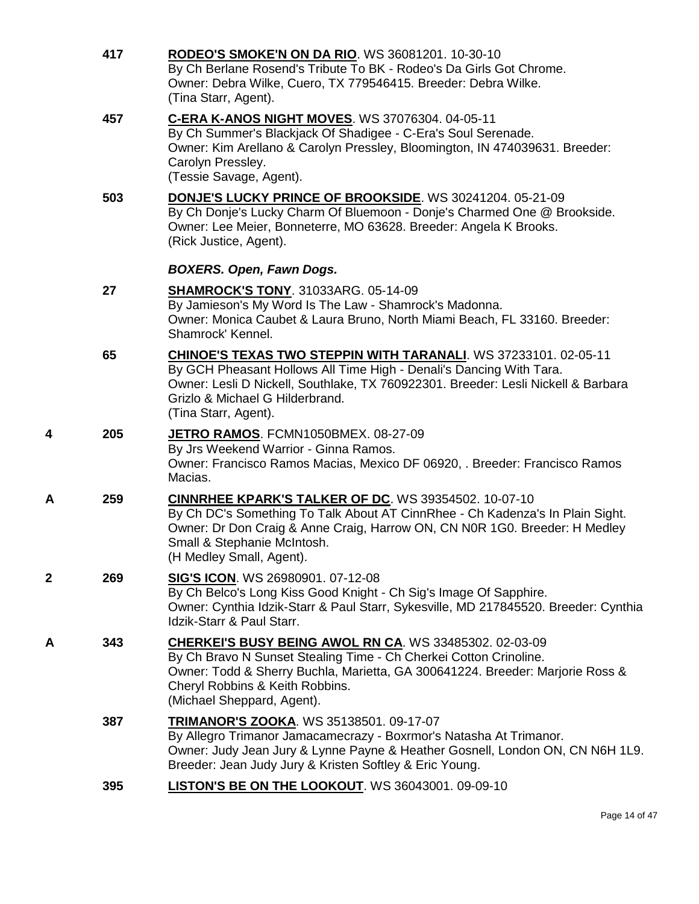417 **RODEO'S SMOKE'N ON DA RIO**. WS 36081201. 10-30-10
By Ch Berlane Rosend's Tribute To BK - Rodeo's Da Girls Got Chrome.
Owner: Debra Wilke, Cuero, TX 779546415. Breeder: Debra Wilke.
(Tina Starr, Agent).

457 **C-ERA K-ANOS NIGHT MOVES**. WS 37076304. 04-05-11
By Ch Summer's Blackjack Of Shadigee - C-Era's Soul Serenade.
Owner: Kim Arellano & Carolyn Pressley, Bloomington, IN 474039631. Breeder: Carolyn Pressley.
(Tessie Savage, Agent).

503 **DONJE'S LUCKY PRINCE OF BROOKSIDE**. WS 30241204. 05-21-09
By Ch Donje's Lucky Charm Of Bluemoon - Donje's Charmed One @ Brookside.
Owner: Lee Meier, Bonneterre, MO 63628. Breeder: Angela K Brooks.
(Rick Justice, Agent).

***BOXERS. Open, Fawn Dogs.***

27 **SHAMROCK'S TONY**. 31033ARG. 05-14-09
By Jamieson's My Word Is The Law - Shamrock's Madonna.
Owner: Monica Caubet & Laura Bruno, North Miami Beach, FL 33160. Breeder: Shamrock' Kennel.

65 **CHINOE'S TEXAS TWO STEPPIN WITH TARANALI**. WS 37233101. 02-05-11
By GCH Pheasant Hollows All Time High - Denali's Dancing With Tara.
Owner: Lesli D Nickell, Southlake, TX 760922301. Breeder: Lesli Nickell & Barbara Grizlo & Michael G Hilderbrand.
(Tina Starr, Agent).

4 205 **JETRO RAMOS**. FCMN1050BMEX. 08-27-09
By Jrs Weekend Warrior - Ginna Ramos.
Owner: Francisco Ramos Macias, Mexico DF 06920, . Breeder: Francisco Ramos Macias.

A 259 **CINNRHEE KPARK'S TALKER OF DC**. WS 39354502. 10-07-10
By Ch DC's Something To Talk About AT CinnRhee - Ch Kadenza's In Plain Sight.
Owner: Dr Don Craig & Anne Craig, Harrow ON, CN N0R 1G0. Breeder: H Medley Small & Stephanie McIntosh.
(H Medley Small, Agent).

2 269 **SIG'S ICON**. WS 26980901. 07-12-08
By Ch Belco's Long Kiss Good Knight - Ch Sig's Image Of Sapphire.
Owner: Cynthia Idzik-Starr & Paul Starr, Sykesville, MD 217845520. Breeder: Cynthia Idzik-Starr & Paul Starr.

A 343 **CHERKEI'S BUSY BEING AWOL RN CA**. WS 33485302. 02-03-09
By Ch Bravo N Sunset Stealing Time - Ch Cherkei Cotton Crinoline.
Owner: Todd & Sherry Buchla, Marietta, GA 300641224. Breeder: Marjorie Ross & Cheryl Robbins & Keith Robbins.
(Michael Sheppard, Agent).

387 **TRIMANOR'S ZOOKA**. WS 35138501. 09-17-07
By Allegro Trimanor Jamacamecrazy - Boxrmor's Natasha At Trimanor.
Owner: Judy Jean Jury & Lynne Payne & Heather Gosnell, London ON, CN N6H 1L9. Breeder: Jean Judy Jury & Kristen Softley & Eric Young.

395 **LISTON'S BE ON THE LOOKOUT**. WS 36043001. 09-09-10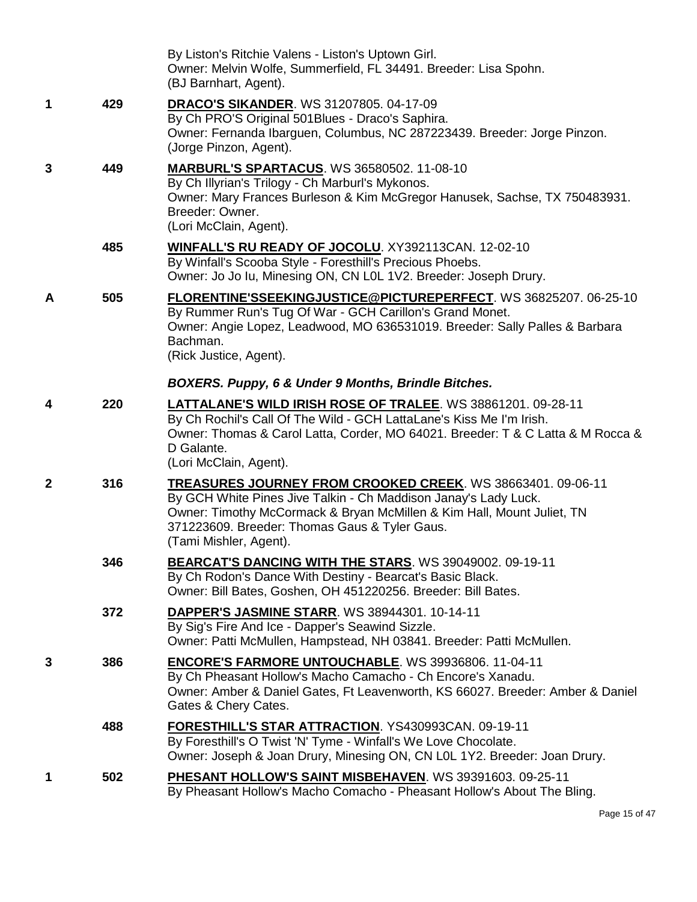By Liston's Ritchie Valens - Liston's Uptown Girl.
Owner: Melvin Wolfe, Summerfield, FL 34491. Breeder: Lisa Spohn.
(BJ Barnhart, Agent).

**1** | **429** | **DRACO'S SIKANDER**. WS 31207805. 04-17-09
By Ch PRO'S Original 501Blues - Draco's Saphira.
Owner: Fernanda Ibarguen, Columbus, NC 287223439. Breeder: Jorge Pinzon.
(Jorge Pinzon, Agent).

**3** | **449** | **MARBURL'S SPARTACUS**. WS 36580502. 11-08-10
By Ch Illyrian's Trilogy - Ch Marburl's Mykonos.
Owner: Mary Frances Burleson & Kim McGregor Hanusek, Sachse, TX 750483931.
Breeder: Owner.
(Lori McClain, Agent).

**485** | **WINFALL'S RU READY OF JOCOLU**. XY392113CAN. 12-02-10
By Winfall's Scooba Style - Foresthill's Precious Phoebs.
Owner: Jo Jo Iu, Minesing ON, CN L0L 1V2. Breeder: Joseph Drury.

**A** | **505** | **FLORENTINE'SSEEKINGJUSTICE@PICTUREPERFECT**. WS 36825207. 06-25-10
By Rummer Run's Tug Of War - GCH Carillon's Grand Monet.
Owner: Angie Lopez, Leadwood, MO 636531019. Breeder: Sally Palles & Barbara Bachman.
(Rick Justice, Agent).

### *BOXERS. Puppy, 6 & Under 9 Months, Brindle Bitches.*

**4** | **220** | **LATTALANE'S WILD IRISH ROSE OF TRALEE**. WS 38861201. 09-28-11
By Ch Rochil's Call Of The Wild - GCH LattaLane's Kiss Me I'm Irish.
Owner: Thomas & Carol Latta, Corder, MO 64021. Breeder: T & C Latta & M Rocca & D Galante.
(Lori McClain, Agent).

**2** | **316** | **TREASURES JOURNEY FROM CROOKED CREEK**. WS 38663401. 09-06-11
By GCH White Pines Jive Talkin - Ch Maddison Janay's Lady Luck.
Owner: Timothy McCormack & Bryan McMillen & Kim Hall, Mount Juliet, TN 371223609. Breeder: Thomas Gaus & Tyler Gaus.
(Tami Mishler, Agent).

**346** | **BEARCAT'S DANCING WITH THE STARS**. WS 39049002. 09-19-11
By Ch Rodon's Dance With Destiny - Bearcat's Basic Black.
Owner: Bill Bates, Goshen, OH 451220256. Breeder: Bill Bates.

**372** | **DAPPER'S JASMINE STARR**. WS 38944301. 10-14-11
By Sig's Fire And Ice - Dapper's Seawind Sizzle.
Owner: Patti McMullen, Hampstead, NH 03841. Breeder: Patti McMullen.

**3** | **386** | **ENCORE'S FARMORE UNTOUCHABLE**. WS 39936806. 11-04-11
By Ch Pheasant Hollow's Macho Camacho - Ch Encore's Xanadu.
Owner: Amber & Daniel Gates, Ft Leavenworth, KS 66027. Breeder: Amber & Daniel Gates & Chery Cates.

**488** | **FORESTHILL'S STAR ATTRACTION**. YS430993CAN. 09-19-11
By Foresthill's O Twist 'N' Tyme - Winfall's We Love Chocolate.
Owner: Joseph & Joan Drury, Minesing ON, CN L0L 1Y2. Breeder: Joan Drury.

**1** | **502** | **PHESANT HOLLOW'S SAINT MISBEHAVEN**. WS 39391603. 09-25-11
By Pheasant Hollow's Macho Comacho - Pheasant Hollow's About The Bling.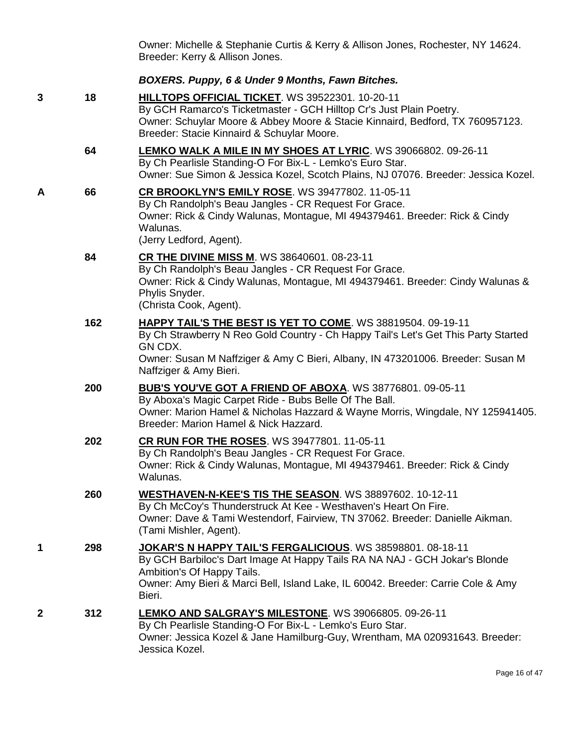Owner: Michelle & Stephanie Curtis & Kerry & Allison Jones, Rochester, NY 14624. Breeder: Kerry & Allison Jones.

### *BOXERS. Puppy, 6 & Under 9 Months, Fawn Bitches.*

**3** **18** **HILLTOPS OFFICIAL TICKET**. WS 39522301. 10-20-11
By GCH Ramarco's Ticketmaster - GCH Hilltop Cr's Just Plain Poetry.
Owner: Schuylar Moore & Abbey Moore & Stacie Kinnaird, Bedford, TX 760957123. Breeder: Stacie Kinnaird & Schuylar Moore.

**64** **LEMKO WALK A MILE IN MY SHOES AT LYRIC**. WS 39066802. 09-26-11
By Ch Pearlisle Standing-O For Bix-L - Lemko's Euro Star.
Owner: Sue Simon & Jessica Kozel, Scotch Plains, NJ 07076. Breeder: Jessica Kozel.

**A** **66** **CR BROOKLYN'S EMILY ROSE**. WS 39477802. 11-05-11
By Ch Randolph's Beau Jangles - CR Request For Grace.
Owner: Rick & Cindy Walunas, Montague, MI 494379461. Breeder: Rick & Cindy Walunas.
(Jerry Ledford, Agent).

**84** **CR THE DIVINE MISS M**. WS 38640601. 08-23-11
By Ch Randolph's Beau Jangles - CR Request For Grace.
Owner: Rick & Cindy Walunas, Montague, MI 494379461. Breeder: Cindy Walunas & Phylis Snyder.
(Christa Cook, Agent).

**162** **HAPPY TAIL'S THE BEST IS YET TO COME**. WS 38819504. 09-19-11
By Ch Strawberry N Reo Gold Country - Ch Happy Tail's Let's Get This Party Started GN CDX.
Owner: Susan M Naffziger & Amy C Bieri, Albany, IN 473201006. Breeder: Susan M Naffziger & Amy Bieri.

**200** **BUB'S YOU'VE GOT A FRIEND OF ABOXA**. WS 38776801. 09-05-11
By Aboxa's Magic Carpet Ride - Bubs Belle Of The Ball.
Owner: Marion Hamel & Nicholas Hazzard & Wayne Morris, Wingdale, NY 125941405. Breeder: Marion Hamel & Nick Hazzard.

**202** **CR RUN FOR THE ROSES**. WS 39477801. 11-05-11
By Ch Randolph's Beau Jangles - CR Request For Grace.
Owner: Rick & Cindy Walunas, Montague, MI 494379461. Breeder: Rick & Cindy Walunas.

**260** **WESTHAVEN-N-KEE'S TIS THE SEASON**. WS 38897602. 10-12-11
By Ch McCoy's Thunderstruck At Kee - Westhaven's Heart On Fire.
Owner: Dave & Tami Westendorf, Fairview, TN 37062. Breeder: Danielle Aikman.
(Tami Mishler, Agent).

**1** **298** **JOKAR'S N HAPPY TAIL'S FERGALICIOUS**. WS 38598801. 08-18-11
By GCH Barbiloc's Dart Image At Happy Tails RA NA NAJ - GCH Jokar's Blonde Ambition's Of Happy Tails.
Owner: Amy Bieri & Marci Bell, Island Lake, IL 60042. Breeder: Carrie Cole & Amy Bieri.

**2** **312** **LEMKO AND SALGRAY'S MILESTONE**. WS 39066805. 09-26-11
By Ch Pearlisle Standing-O For Bix-L - Lemko's Euro Star.
Owner: Jessica Kozel & Jane Hamilburg-Guy, Wrentham, MA 020931643. Breeder: Jessica Kozel.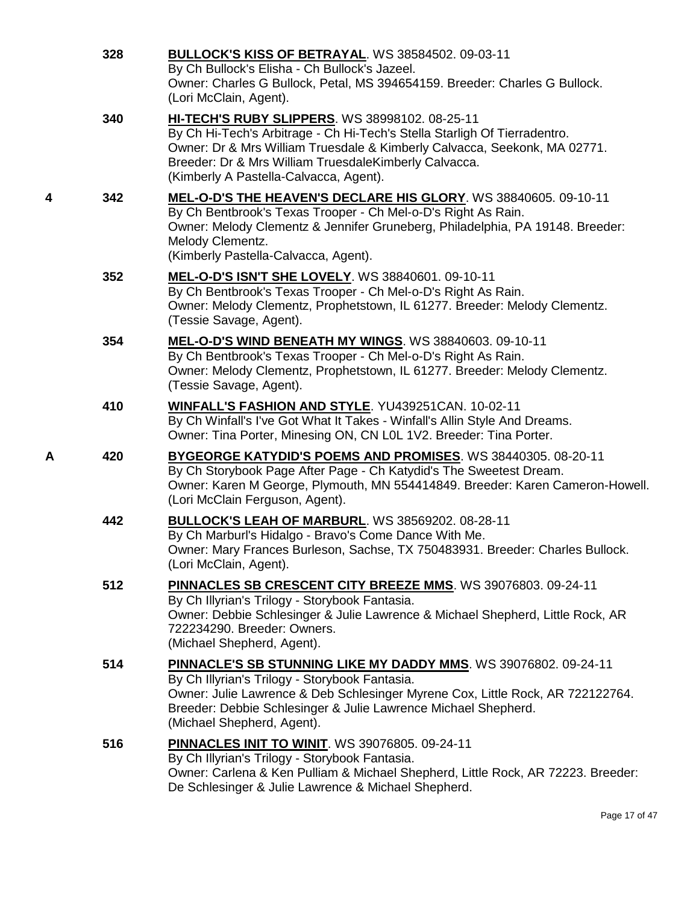**328** **BULLOCK'S KISS OF BETRAYAL**. WS 38584502. 09-03-11
By Ch Bullock's Elisha - Ch Bullock's Jazeel.
Owner: Charles G Bullock, Petal, MS 394654159. Breeder: Charles G Bullock.
(Lori McClain, Agent).

**340** **HI-TECH'S RUBY SLIPPERS**. WS 38998102. 08-25-11
By Ch Hi-Tech's Arbitrage - Ch Hi-Tech's Stella Starligh Of Tierradentro.
Owner: Dr & Mrs William Truesdale & Kimberly Calvacca, Seekonk, MA 02771.
Breeder: Dr & Mrs William TruesdaleKimberly Calvacca.
(Kimberly A Pastella-Calvacca, Agent).

**4** **342** **MEL-O-D'S THE HEAVEN'S DECLARE HIS GLORY**. WS 38840605. 09-10-11
By Ch Bentbrook's Texas Trooper - Ch Mel-o-D's Right As Rain.
Owner: Melody Clementz & Jennifer Gruneberg, Philadelphia, PA 19148. Breeder: Melody Clementz.
(Kimberly Pastella-Calvacca, Agent).

**352** **MEL-O-D'S ISN'T SHE LOVELY**. WS 38840601. 09-10-11
By Ch Bentbrook's Texas Trooper - Ch Mel-o-D's Right As Rain.
Owner: Melody Clementz, Prophetstown, IL 61277. Breeder: Melody Clementz.
(Tessie Savage, Agent).

**354** **MEL-O-D'S WIND BENEATH MY WINGS**. WS 38840603. 09-10-11
By Ch Bentbrook's Texas Trooper - Ch Mel-o-D's Right As Rain.
Owner: Melody Clementz, Prophetstown, IL 61277. Breeder: Melody Clementz.
(Tessie Savage, Agent).

**410** **WINFALL'S FASHION AND STYLE**. YU439251CAN. 10-02-11
By Ch Winfall's I've Got What It Takes - Winfall's Allin Style And Dreams.
Owner: Tina Porter, Minesing ON, CN L0L 1V2. Breeder: Tina Porter.

**A** **420** **BYGEORGE KATYDID'S POEMS AND PROMISES**. WS 38440305. 08-20-11
By Ch Storybook Page After Page - Ch Katydid's The Sweetest Dream.
Owner: Karen M George, Plymouth, MN 554414849. Breeder: Karen Cameron-Howell.
(Lori McClain Ferguson, Agent).

**442** **BULLOCK'S LEAH OF MARBURL**. WS 38569202. 08-28-11
By Ch Marburl's Hidalgo - Bravo's Come Dance With Me.
Owner: Mary Frances Burleson, Sachse, TX 750483931. Breeder: Charles Bullock.
(Lori McClain, Agent).

**512** **PINNACLES SB CRESCENT CITY BREEZE MMS**. WS 39076803. 09-24-11
By Ch Illyrian's Trilogy - Storybook Fantasia.
Owner: Debbie Schlesinger & Julie Lawrence & Michael Shepherd, Little Rock, AR 722234290. Breeder: Owners.
(Michael Shepherd, Agent).

**514** **PINNACLE'S SB STUNNING LIKE MY DADDY MMS**. WS 39076802. 09-24-11
By Ch Illyrian's Trilogy - Storybook Fantasia.
Owner: Julie Lawrence & Deb Schlesinger Myrene Cox, Little Rock, AR 722122764.
Breeder: Debbie Schlesinger & Julie Lawrence Michael Shepherd.
(Michael Shepherd, Agent).

**516** **PINNACLES INIT TO WINIT**. WS 39076805. 09-24-11
By Ch Illyrian's Trilogy - Storybook Fantasia.
Owner: Carlena & Ken Pulliam & Michael Shepherd, Little Rock, AR 72223. Breeder: De Schlesinger & Julie Lawrence & Michael Shepherd.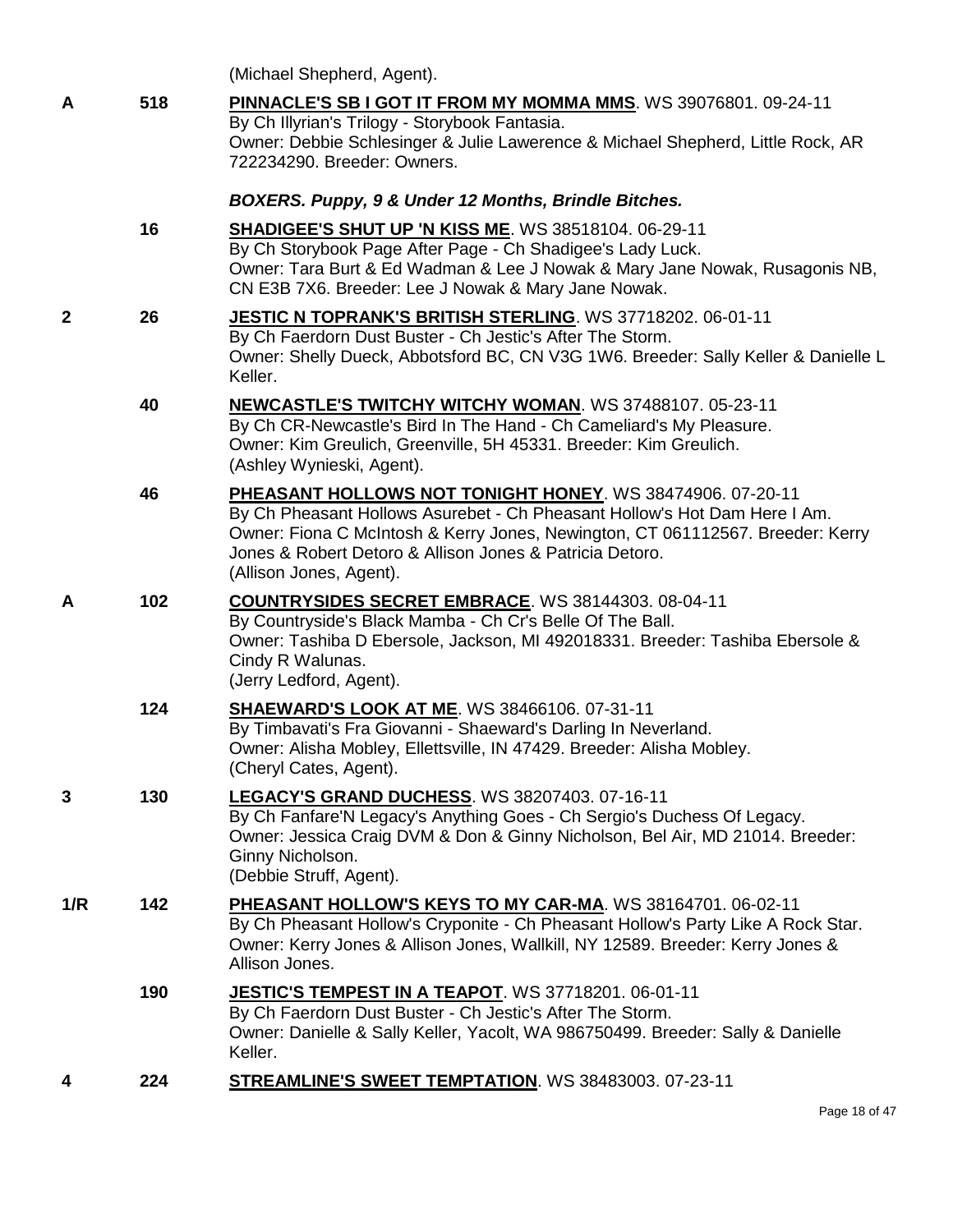(Michael Shepherd, Agent).

**A** **518** **PINNACLE'S SB I GOT IT FROM MY MOMMA MMS**. WS 39076801. 09-24-11
By Ch Illyrian's Trilogy - Storybook Fantasia.
Owner: Debbie Schlesinger & Julie Lawerence & Michael Shepherd, Little Rock, AR 722234290. Breeder: Owners.

***BOXERS. Puppy, 9 & Under 12 Months, Brindle Bitches.***

**16** **SHADIGEE'S SHUT UP 'N KISS ME**. WS 38518104. 06-29-11
By Ch Storybook Page After Page - Ch Shadigee's Lady Luck.
Owner: Tara Burt & Ed Wadman & Lee J Nowak & Mary Jane Nowak, Rusagonis NB, CN E3B 7X6. Breeder: Lee J Nowak & Mary Jane Nowak.

**2** **26** **JESTIC N TOPRANK'S BRITISH STERLING**. WS 37718202. 06-01-11
By Ch Faerdorn Dust Buster - Ch Jestic's After The Storm.
Owner: Shelly Dueck, Abbotsford BC, CN V3G 1W6. Breeder: Sally Keller & Danielle L Keller.

**40** **NEWCASTLE'S TWITCHY WITCHY WOMAN**. WS 37488107. 05-23-11
By Ch CR-Newcastle's Bird In The Hand - Ch Cameliard's My Pleasure.
Owner: Kim Greulich, Greenville, 5H 45331. Breeder: Kim Greulich.
(Ashley Wynieski, Agent).

**46** **PHEASANT HOLLOWS NOT TONIGHT HONEY**. WS 38474906. 07-20-11
By Ch Pheasant Hollows Asurebet - Ch Pheasant Hollow's Hot Dam Here I Am.
Owner: Fiona C McIntosh & Kerry Jones, Newington, CT 061112567. Breeder: Kerry Jones & Robert Detoro & Allison Jones & Patricia Detoro.
(Allison Jones, Agent).

**A** **102** **COUNTRYSIDES SECRET EMBRACE**. WS 38144303. 08-04-11
By Countryside's Black Mamba - Ch Cr's Belle Of The Ball.
Owner: Tashiba D Ebersole, Jackson, MI 492018331. Breeder: Tashiba Ebersole & Cindy R Walunas.
(Jerry Ledford, Agent).

**124** **SHAEWARD'S LOOK AT ME**. WS 38466106. 07-31-11
By Timbavati's Fra Giovanni - Shaeward's Darling In Neverland.
Owner: Alisha Mobley, Ellettsville, IN 47429. Breeder: Alisha Mobley.
(Cheryl Cates, Agent).

**3** **130** **LEGACY'S GRAND DUCHESS**. WS 38207403. 07-16-11
By Ch Fanfare'N Legacy's Anything Goes - Ch Sergio's Duchess Of Legacy.
Owner: Jessica Craig DVM & Don & Ginny Nicholson, Bel Air, MD 21014. Breeder: Ginny Nicholson.
(Debbie Struff, Agent).

**1/R** **142** **PHEASANT HOLLOW'S KEYS TO MY CAR-MA**. WS 38164701. 06-02-11
By Ch Pheasant Hollow's Cryponite - Ch Pheasant Hollow's Party Like A Rock Star.
Owner: Kerry Jones & Allison Jones, Wallkill, NY 12589. Breeder: Kerry Jones & Allison Jones.

**190** **JESTIC'S TEMPEST IN A TEAPOT**. WS 37718201. 06-01-11
By Ch Faerdorn Dust Buster - Ch Jestic's After The Storm.
Owner: Danielle & Sally Keller, Yacolt, WA 986750499. Breeder: Sally & Danielle Keller.

**4** **224** **STREAMLINE'S SWEET TEMPTATION**. WS 38483003. 07-23-11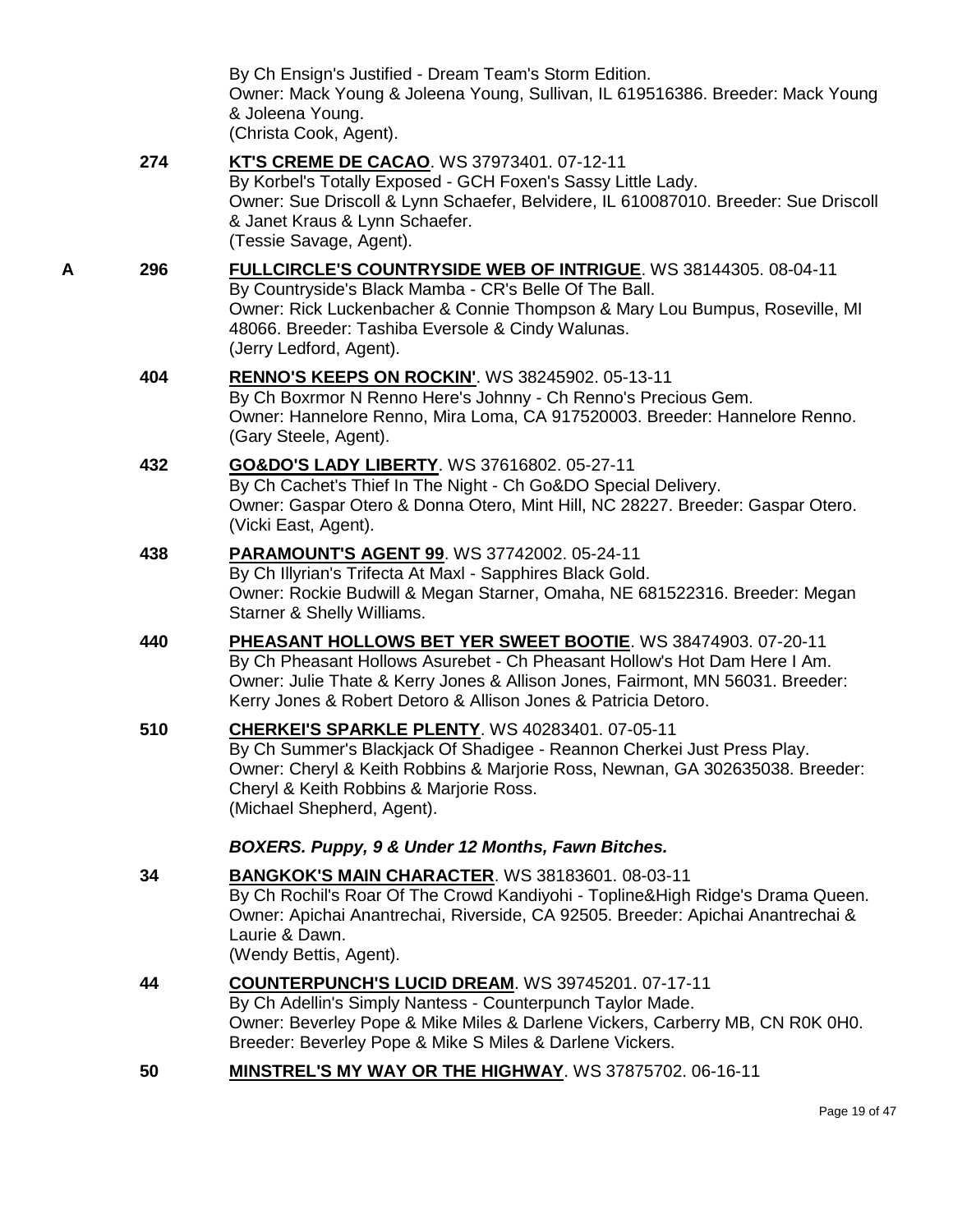By Ch Ensign's Justified - Dream Team's Storm Edition.
Owner: Mack Young & Joleena Young, Sullivan, IL 619516386. Breeder: Mack Young & Joleena Young.
(Christa Cook, Agent).

**274** **KT'S CREME DE CACAO**. WS 37973401. 07-12-11
By Korbel's Totally Exposed - GCH Foxen's Sassy Little Lady.
Owner: Sue Driscoll & Lynn Schaefer, Belvidere, IL 610087010. Breeder: Sue Driscoll & Janet Kraus & Lynn Schaefer.
(Tessie Savage, Agent).

**A** **296** **FULLCIRCLE'S COUNTRYSIDE WEB OF INTRIGUE**. WS 38144305. 08-04-11
By Countryside's Black Mamba - CR's Belle Of The Ball.
Owner: Rick Luckenbacher & Connie Thompson & Mary Lou Bumpus, Roseville, MI 48066. Breeder: Tashiba Eversole & Cindy Walunas.
(Jerry Ledford, Agent).

**404** **RENNO'S KEEPS ON ROCKIN'**. WS 38245902. 05-13-11
By Ch Boxrmor N Renno Here's Johnny - Ch Renno's Precious Gem.
Owner: Hannelore Renno, Mira Loma, CA 917520003. Breeder: Hannelore Renno.
(Gary Steele, Agent).

**432** **GO&DO'S LADY LIBERTY**. WS 37616802. 05-27-11
By Ch Cachet's Thief In The Night - Ch Go&DO Special Delivery.
Owner: Gaspar Otero & Donna Otero, Mint Hill, NC 28227. Breeder: Gaspar Otero.
(Vicki East, Agent).

**438** **PARAMOUNT'S AGENT 99**. WS 37742002. 05-24-11
By Ch Illyrian's Trifecta At Maxl - Sapphires Black Gold.
Owner: Rockie Budwill & Megan Starner, Omaha, NE 681522316. Breeder: Megan Starner & Shelly Williams.

**440** **PHEASANT HOLLOWS BET YER SWEET BOOTIE**. WS 38474903. 07-20-11
By Ch Pheasant Hollows Asurebet - Ch Pheasant Hollow's Hot Dam Here I Am.
Owner: Julie Thate & Kerry Jones & Allison Jones, Fairmont, MN 56031. Breeder: Kerry Jones & Robert Detoro & Allison Jones & Patricia Detoro.

**510** **CHERKEI'S SPARKLE PLENTY**. WS 40283401. 07-05-11
By Ch Summer's Blackjack Of Shadigee - Reannon Cherkei Just Press Play.
Owner: Cheryl & Keith Robbins & Marjorie Ross, Newnan, GA 302635038. Breeder: Cheryl & Keith Robbins & Marjorie Ross.
(Michael Shepherd, Agent).

***BOXERS. Puppy, 9 & Under 12 Months, Fawn Bitches.***

**34** **BANGKOK'S MAIN CHARACTER**. WS 38183601. 08-03-11
By Ch Rochil's Roar Of The Crowd Kandiyohi - Topline&High Ridge's Drama Queen.
Owner: Apichai Anantrechai, Riverside, CA 92505. Breeder: Apichai Anantrechai & Laurie & Dawn.
(Wendy Bettis, Agent).

**44** **COUNTERPUNCH'S LUCID DREAM**. WS 39745201. 07-17-11
By Ch Adellin's Simply Nantess - Counterpunch Taylor Made.
Owner: Beverley Pope & Mike Miles & Darlene Vickers, Carberry MB, CN R0K 0H0. Breeder: Beverley Pope & Mike S Miles & Darlene Vickers.

**50** **MINSTREL'S MY WAY OR THE HIGHWAY**. WS 37875702. 06-16-11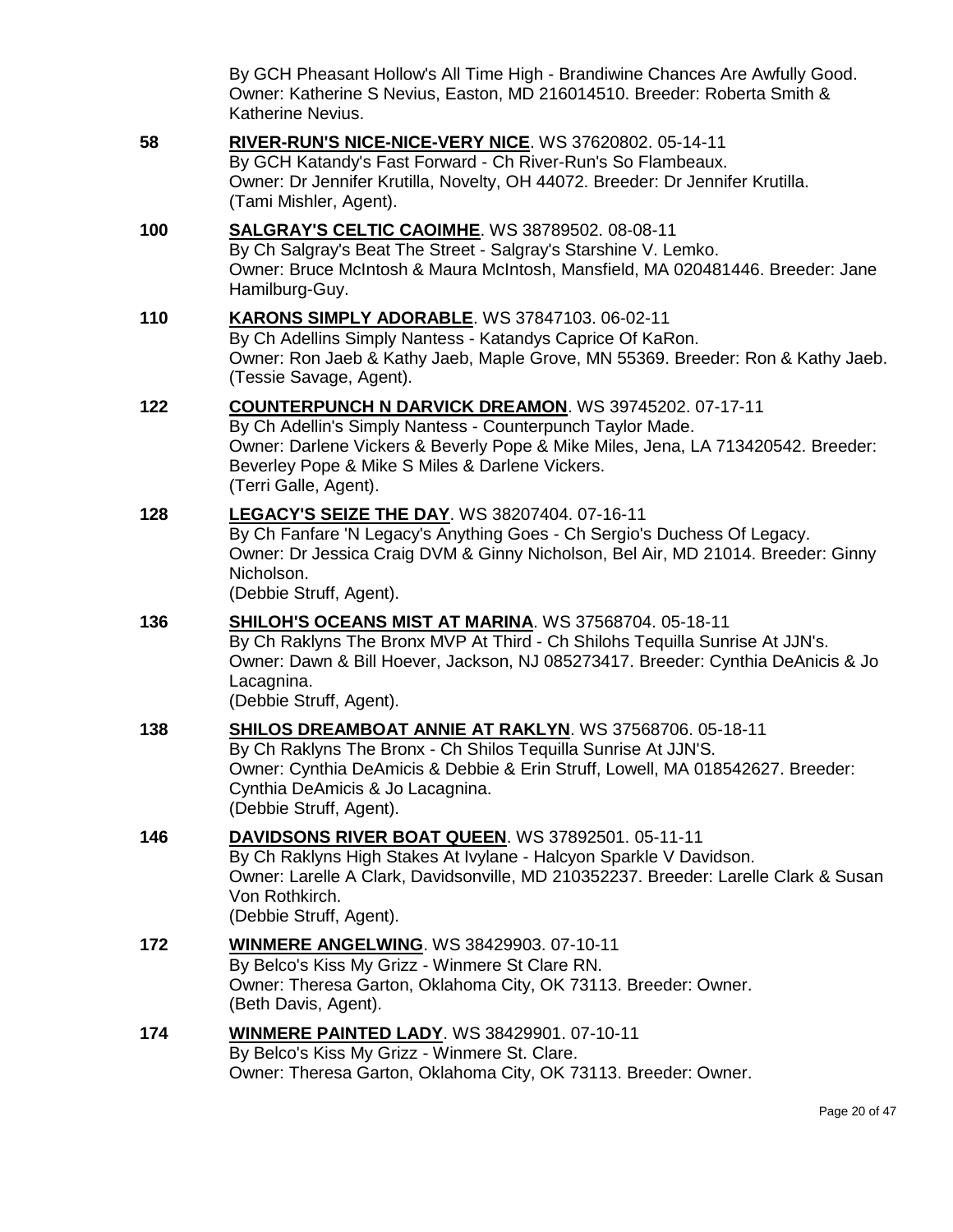By GCH Pheasant Hollow's All Time High - Brandiwine Chances Are Awfully Good. Owner: Katherine S Nevius, Easton, MD 216014510. Breeder: Roberta Smith & Katherine Nevius.

**58** **RIVER-RUN'S NICE-NICE-VERY NICE**. WS 37620802. 05-14-11
By GCH Katandy's Fast Forward - Ch River-Run's So Flambeaux.
Owner: Dr Jennifer Krutilla, Novelty, OH 44072. Breeder: Dr Jennifer Krutilla.
(Tami Mishler, Agent).

**100** **SALGRAY'S CELTIC CAOIMHE**. WS 38789502. 08-08-11
By Ch Salgray's Beat The Street - Salgray's Starshine V. Lemko.
Owner: Bruce McIntosh & Maura McIntosh, Mansfield, MA 020481446. Breeder: Jane Hamilburg-Guy.

**110** **KARONS SIMPLY ADORABLE**. WS 37847103. 06-02-11
By Ch Adellins Simply Nantess - Katandys Caprice Of KaRon.
Owner: Ron Jaeb & Kathy Jaeb, Maple Grove, MN 55369. Breeder: Ron & Kathy Jaeb.
(Tessie Savage, Agent).

**122** **COUNTERPUNCH N DARVICK DREAMON**. WS 39745202. 07-17-11
By Ch Adellin's Simply Nantess - Counterpunch Taylor Made.
Owner: Darlene Vickers & Beverly Pope & Mike Miles, Jena, LA 713420542. Breeder: Beverley Pope & Mike S Miles & Darlene Vickers.
(Terri Galle, Agent).

**128** **LEGACY'S SEIZE THE DAY**. WS 38207404. 07-16-11
By Ch Fanfare 'N Legacy's Anything Goes - Ch Sergio's Duchess Of Legacy.
Owner: Dr Jessica Craig DVM & Ginny Nicholson, Bel Air, MD 21014. Breeder: Ginny Nicholson.
(Debbie Struff, Agent).

**136** **SHILOH'S OCEANS MIST AT MARINA**. WS 37568704. 05-18-11
By Ch Raklyns The Bronx MVP At Third - Ch Shilohs Tequilla Sunrise At JJN's.
Owner: Dawn & Bill Hoever, Jackson, NJ 085273417. Breeder: Cynthia DeAnicis & Jo Lacagnina.
(Debbie Struff, Agent).

**138** **SHILOS DREAMBOAT ANNIE AT RAKLYN**. WS 37568706. 05-18-11
By Ch Raklyns The Bronx - Ch Shilos Tequilla Sunrise At JJN'S.
Owner: Cynthia DeAmicis & Debbie & Erin Struff, Lowell, MA 018542627. Breeder: Cynthia DeAmicis & Jo Lacagnina.
(Debbie Struff, Agent).

**146** **DAVIDSONS RIVER BOAT QUEEN**. WS 37892501. 05-11-11
By Ch Raklyns High Stakes At Ivylane - Halcyon Sparkle V Davidson.
Owner: Larelle A Clark, Davidsonville, MD 210352237. Breeder: Larelle Clark & Susan Von Rothkirch.
(Debbie Struff, Agent).

**172** **WINMERE ANGELWING**. WS 38429903. 07-10-11
By Belco's Kiss My Grizz - Winmere St Clare RN.
Owner: Theresa Garton, Oklahoma City, OK 73113. Breeder: Owner.
(Beth Davis, Agent).

**174** **WINMERE PAINTED LADY**. WS 38429901. 07-10-11
By Belco's Kiss My Grizz - Winmere St. Clare.
Owner: Theresa Garton, Oklahoma City, OK 73113. Breeder: Owner.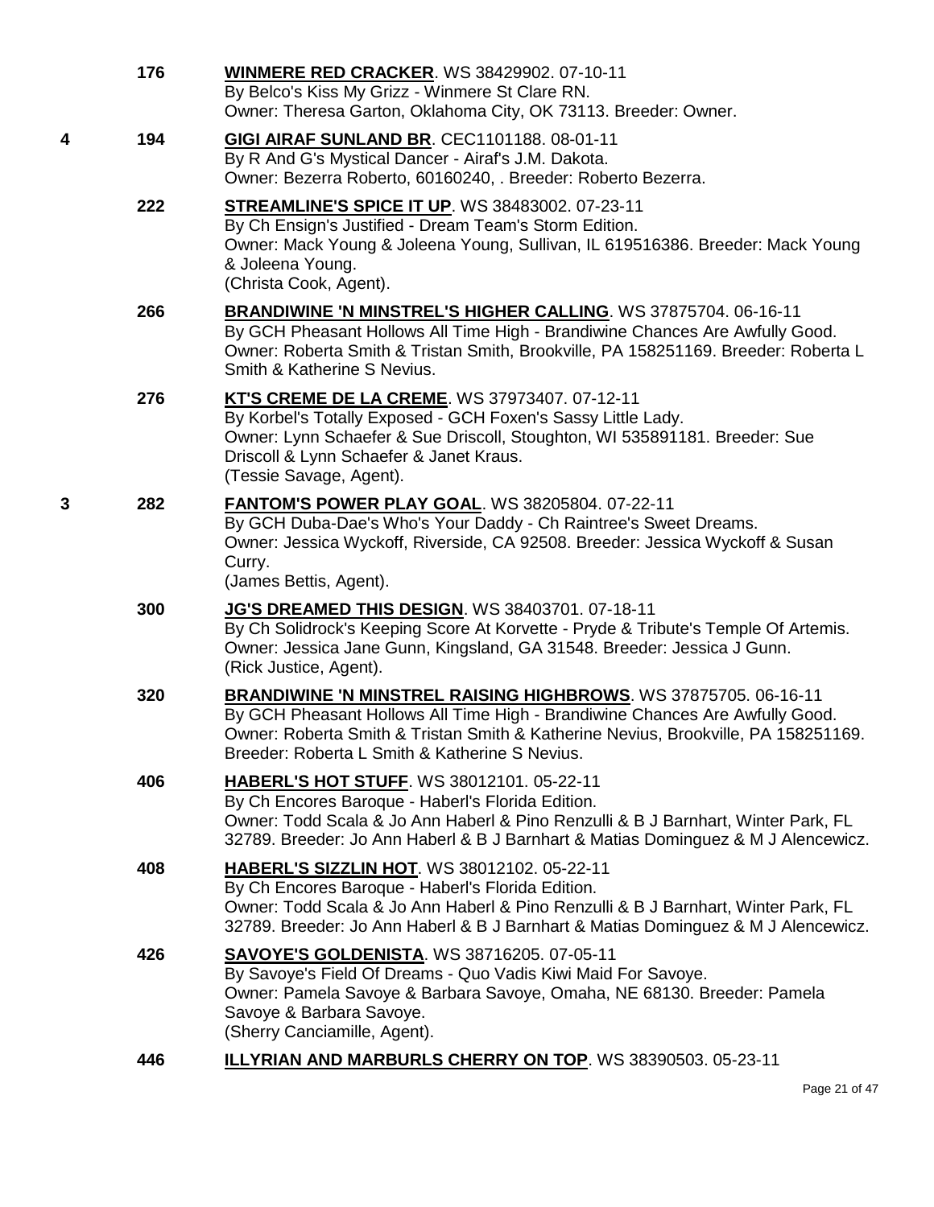176 **WINMERE RED CRACKER**. WS 38429902. 07-10-11
By Belco's Kiss My Grizz - Winmere St Clare RN.
Owner: Theresa Garton, Oklahoma City, OK 73113. Breeder: Owner.

4 194 **GIGI AIRAF SUNLAND BR**. CEC1101188. 08-01-11
By R And G's Mystical Dancer - Airaf's J.M. Dakota.
Owner: Bezerra Roberto, 60160240, . Breeder: Roberto Bezerra.

222 **STREAMLINE'S SPICE IT UP**. WS 38483002. 07-23-11
By Ch Ensign's Justified - Dream Team's Storm Edition.
Owner: Mack Young & Joleena Young, Sullivan, IL 619516386. Breeder: Mack Young & Joleena Young.
(Christa Cook, Agent).

266 **BRANDIWINE 'N MINSTREL'S HIGHER CALLING**. WS 37875704. 06-16-11
By GCH Pheasant Hollows All Time High - Brandiwine Chances Are Awfully Good.
Owner: Roberta Smith & Tristan Smith, Brookville, PA 158251169. Breeder: Roberta L Smith & Katherine S Nevius.

276 **KT'S CREME DE LA CREME**. WS 37973407. 07-12-11
By Korbel's Totally Exposed - GCH Foxen's Sassy Little Lady.
Owner: Lynn Schaefer & Sue Driscoll, Stoughton, WI 535891181. Breeder: Sue Driscoll & Lynn Schaefer & Janet Kraus.
(Tessie Savage, Agent).

3 282 **FANTOM'S POWER PLAY GOAL**. WS 38205804. 07-22-11
By GCH Duba-Dae's Who's Your Daddy - Ch Raintree's Sweet Dreams.
Owner: Jessica Wyckoff, Riverside, CA 92508. Breeder: Jessica Wyckoff & Susan Curry.
(James Bettis, Agent).

300 **JG'S DREAMED THIS DESIGN**. WS 38403701. 07-18-11
By Ch Solidrock's Keeping Score At Korvette - Pryde & Tribute's Temple Of Artemis.
Owner: Jessica Jane Gunn, Kingsland, GA 31548. Breeder: Jessica J Gunn.
(Rick Justice, Agent).

320 **BRANDIWINE 'N MINSTREL RAISING HIGHBROWS**. WS 37875705. 06-16-11
By GCH Pheasant Hollows All Time High - Brandiwine Chances Are Awfully Good.
Owner: Roberta Smith & Tristan Smith & Katherine Nevius, Brookville, PA 158251169. Breeder: Roberta L Smith & Katherine S Nevius.

406 **HABERL'S HOT STUFF**. WS 38012101. 05-22-11
By Ch Encores Baroque - Haberl's Florida Edition.
Owner: Todd Scala & Jo Ann Haberl & Pino Renzulli & B J Barnhart, Winter Park, FL 32789. Breeder: Jo Ann Haberl & B J Barnhart & Matias Dominguez & M J Alencewicz.

408 **HABERL'S SIZZLIN HOT**. WS 38012102. 05-22-11
By Ch Encores Baroque - Haberl's Florida Edition.
Owner: Todd Scala & Jo Ann Haberl & Pino Renzulli & B J Barnhart, Winter Park, FL 32789. Breeder: Jo Ann Haberl & B J Barnhart & Matias Dominguez & M J Alencewicz.

426 **SAVOYE'S GOLDENISTA**. WS 38716205. 07-05-11
By Savoye's Field Of Dreams - Quo Vadis Kiwi Maid For Savoye.
Owner: Pamela Savoye & Barbara Savoye, Omaha, NE 68130. Breeder: Pamela Savoye & Barbara Savoye.
(Sherry Canciamille, Agent).

446 **ILLYRIAN AND MARBURLS CHERRY ON TOP**. WS 38390503. 05-23-11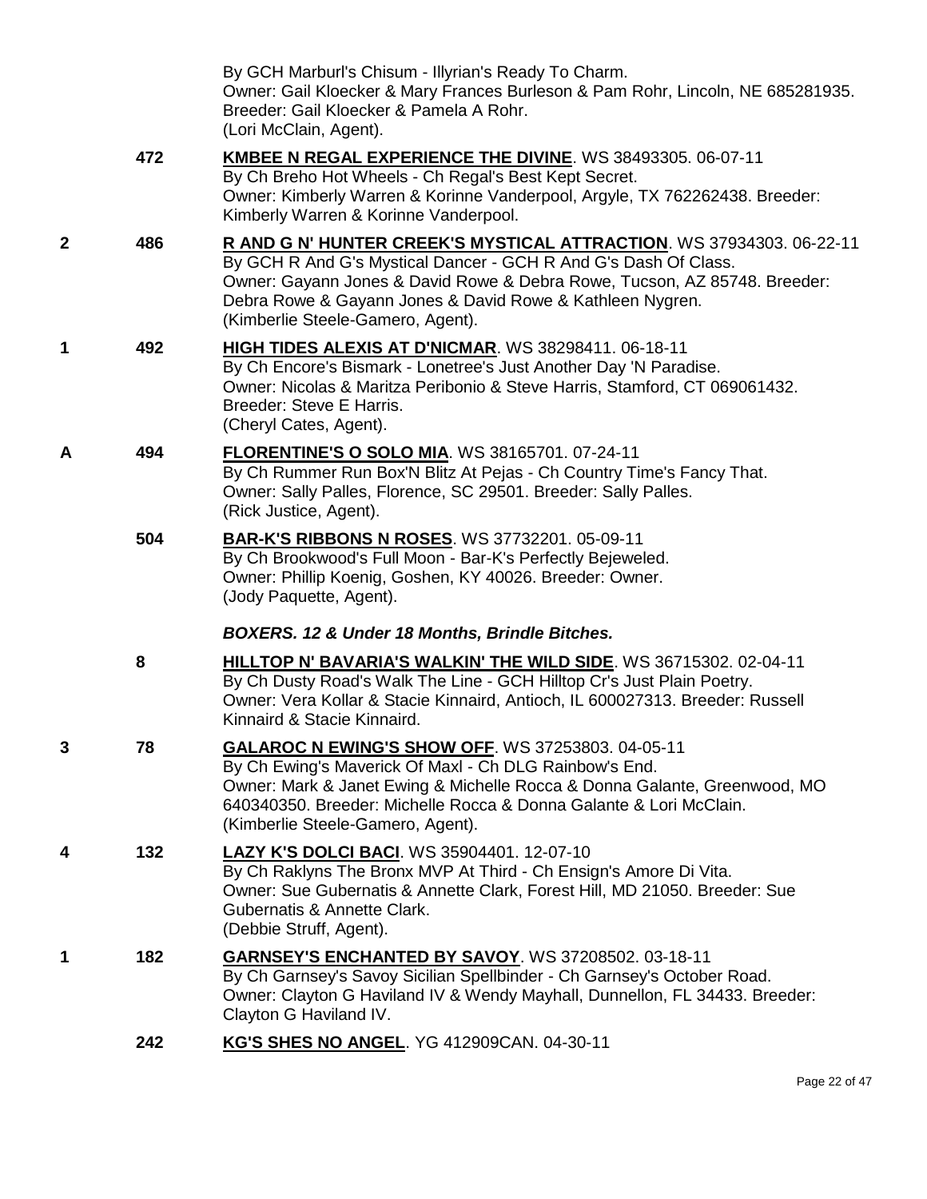By GCH Marburl's Chisum - Illyrian's Ready To Charm.
Owner: Gail Kloecker & Mary Frances Burleson & Pam Rohr, Lincoln, NE 685281935. Breeder: Gail Kloecker & Pamela A Rohr.
(Lori McClain, Agent).

472 **KMBEE N REGAL EXPERIENCE THE DIVINE**. WS 38493305. 06-07-11
By Ch Breho Hot Wheels - Ch Regal's Best Kept Secret.
Owner: Kimberly Warren & Korinne Vanderpool, Argyle, TX 762262438. Breeder: Kimberly Warren & Korinne Vanderpool.

2 486 **R AND G N' HUNTER CREEK'S MYSTICAL ATTRACTION**. WS 37934303. 06-22-11
By GCH R And G's Mystical Dancer - GCH R And G's Dash Of Class.
Owner: Gayann Jones & David Rowe & Debra Rowe, Tucson, AZ 85748. Breeder: Debra Rowe & Gayann Jones & David Rowe & Kathleen Nygren.
(Kimberlie Steele-Gamero, Agent).

1 492 **HIGH TIDES ALEXIS AT D'NICMAR**. WS 38298411. 06-18-11
By Ch Encore's Bismark - Lonetree's Just Another Day 'N Paradise.
Owner: Nicolas & Maritza Peribonio & Steve Harris, Stamford, CT 069061432. Breeder: Steve E Harris.
(Cheryl Cates, Agent).

A 494 **FLORENTINE'S O SOLO MIA**. WS 38165701. 07-24-11
By Ch Rummer Run Box'N Blitz At Pejas - Ch Country Time's Fancy That.
Owner: Sally Palles, Florence, SC 29501. Breeder: Sally Palles.
(Rick Justice, Agent).

504 **BAR-K'S RIBBONS N ROSES**. WS 37732201. 05-09-11
By Ch Brookwood's Full Moon - Bar-K's Perfectly Bejeweled.
Owner: Phillip Koenig, Goshen, KY 40026. Breeder: Owner.
(Jody Paquette, Agent).

***BOXERS. 12 & Under 18 Months, Brindle Bitches.***

8 **HILLTOP N' BAVARIA'S WALKIN' THE WILD SIDE**. WS 36715302. 02-04-11
By Ch Dusty Road's Walk The Line - GCH Hilltop Cr's Just Plain Poetry.
Owner: Vera Kollar & Stacie Kinnaird, Antioch, IL 600027313. Breeder: Russell Kinnaird & Stacie Kinnaird.

3 78 **GALAROC N EWING'S SHOW OFF**. WS 37253803. 04-05-11
By Ch Ewing's Maverick Of Maxl - Ch DLG Rainbow's End.
Owner: Mark & Janet Ewing & Michelle Rocca & Donna Galante, Greenwood, MO 640340350. Breeder: Michelle Rocca & Donna Galante & Lori McClain.
(Kimberlie Steele-Gamero, Agent).

4 132 **LAZY K'S DOLCI BACI**. WS 35904401. 12-07-10
By Ch Raklyns The Bronx MVP At Third - Ch Ensign's Amore Di Vita.
Owner: Sue Gubernatis & Annette Clark, Forest Hill, MD 21050. Breeder: Sue Gubernatis & Annette Clark.
(Debbie Struff, Agent).

1 182 **GARNSEY'S ENCHANTED BY SAVOY**. WS 37208502. 03-18-11
By Ch Garnsey's Savoy Sicilian Spellbinder - Ch Garnsey's October Road.
Owner: Clayton G Haviland IV & Wendy Mayhall, Dunnellon, FL 34433. Breeder: Clayton G Haviland IV.

242 **KG'S SHES NO ANGEL**. YG 412909CAN. 04-30-11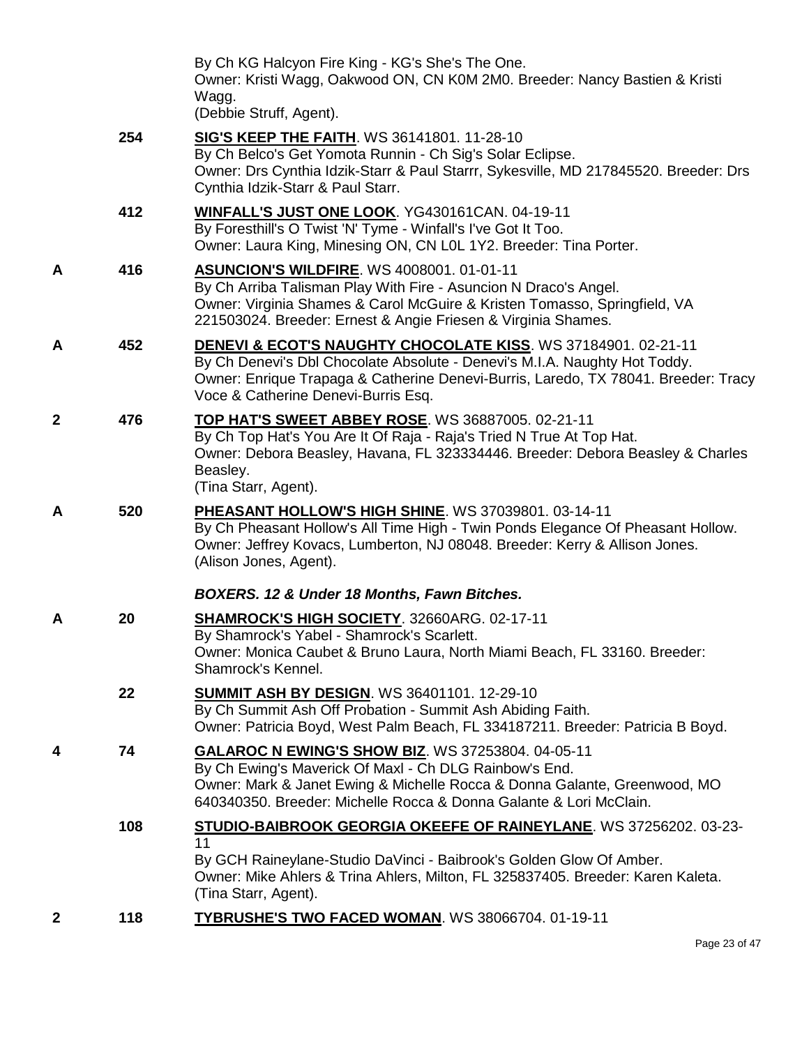By Ch KG Halcyon Fire King - KG's She's The One.
Owner: Kristi Wagg, Oakwood ON, CN K0M 2M0. Breeder: Nancy Bastien & Kristi Wagg.
(Debbie Struff, Agent).

| | | |
|---|---|---|
| | 254 | **SIG'S KEEP THE FAITH**. WS 36141801. 11-28-10<br>By Ch Belco's Get Yomota Runnin - Ch Sig's Solar Eclipse.<br>Owner: Drs Cynthia Idzik-Starr & Paul Starrr, Sykesville, MD 217845520. Breeder: Drs Cynthia Idzik-Starr & Paul Starr. |
| | 412 | **WINFALL'S JUST ONE LOOK**. YG430161CAN. 04-19-11<br>By Foresthill's O Twist 'N' Tyme - Winfall's I've Got It Too.<br>Owner: Laura King, Minesing ON, CN L0L 1Y2. Breeder: Tina Porter. |
| A | 416 | **ASUNCION'S WILDFIRE**. WS 4008001. 01-01-11<br>By Ch Arriba Talisman Play With Fire - Asuncion N Draco's Angel.<br>Owner: Virginia Shames & Carol McGuire & Kristen Tomasso, Springfield, VA 221503024. Breeder: Ernest & Angie Friesen & Virginia Shames. |
| A | 452 | **DENEVI & ECOT'S NAUGHTY CHOCOLATE KISS**. WS 37184901. 02-21-11<br>By Ch Denevi's Dbl Chocolate Absolute - Denevi's M.I.A. Naughty Hot Toddy.<br>Owner: Enrique Trapaga & Catherine Denevi-Burris, Laredo, TX 78041. Breeder: Tracy Voce & Catherine Denevi-Burris Esq. |
| 2 | 476 | **TOP HAT'S SWEET ABBEY ROSE**. WS 36887005. 02-21-11<br>By Ch Top Hat's You Are It Of Raja - Raja's Tried N True At Top Hat.<br>Owner: Debora Beasley, Havana, FL 323334446. Breeder: Debora Beasley & Charles Beasley.<br>(Tina Starr, Agent). |
| A | 520 | **PHEASANT HOLLOW'S HIGH SHINE**. WS 37039801. 03-14-11<br>By Ch Pheasant Hollow's All Time High - Twin Ponds Elegance Of Pheasant Hollow.<br>Owner: Jeffrey Kovacs, Lumberton, NJ 08048. Breeder: Kerry & Allison Jones.<br>(Alison Jones, Agent). |

***BOXERS. 12 & Under 18 Months, Fawn Bitches.***

| | | |
|---|---|---|
| A | 20 | **SHAMROCK'S HIGH SOCIETY**. 32660ARG. 02-17-11<br>By Shamrock's Yabel - Shamrock's Scarlett.<br>Owner: Monica Caubet & Bruno Laura, North Miami Beach, FL 33160. Breeder: Shamrock's Kennel. |
| | 22 | **SUMMIT ASH BY DESIGN**. WS 36401101. 12-29-10<br>By Ch Summit Ash Off Probation - Summit Ash Abiding Faith.<br>Owner: Patricia Boyd, West Palm Beach, FL 334187211. Breeder: Patricia B Boyd. |
| 4 | 74 | **GALAROC N EWING'S SHOW BIZ**. WS 37253804. 04-05-11<br>By Ch Ewing's Maverick Of Maxl - Ch DLG Rainbow's End.<br>Owner: Mark & Janet Ewing & Michelle Rocca & Donna Galante, Greenwood, MO 640340350. Breeder: Michelle Rocca & Donna Galante & Lori McClain. |
| | 108 | **STUDIO-BAIBROOK GEORGIA OKEEFE OF RAINEYLANE**. WS 37256202. 03-23-11<br>By GCH Raineylane-Studio DaVinci - Baibrook's Golden Glow Of Amber.<br>Owner: Mike Ahlers & Trina Ahlers, Milton, FL 325837405. Breeder: Karen Kaleta.<br>(Tina Starr, Agent). |
| 2 | 118 | **TYBRUSHE'S TWO FACED WOMAN**. WS 38066704. 01-19-11 |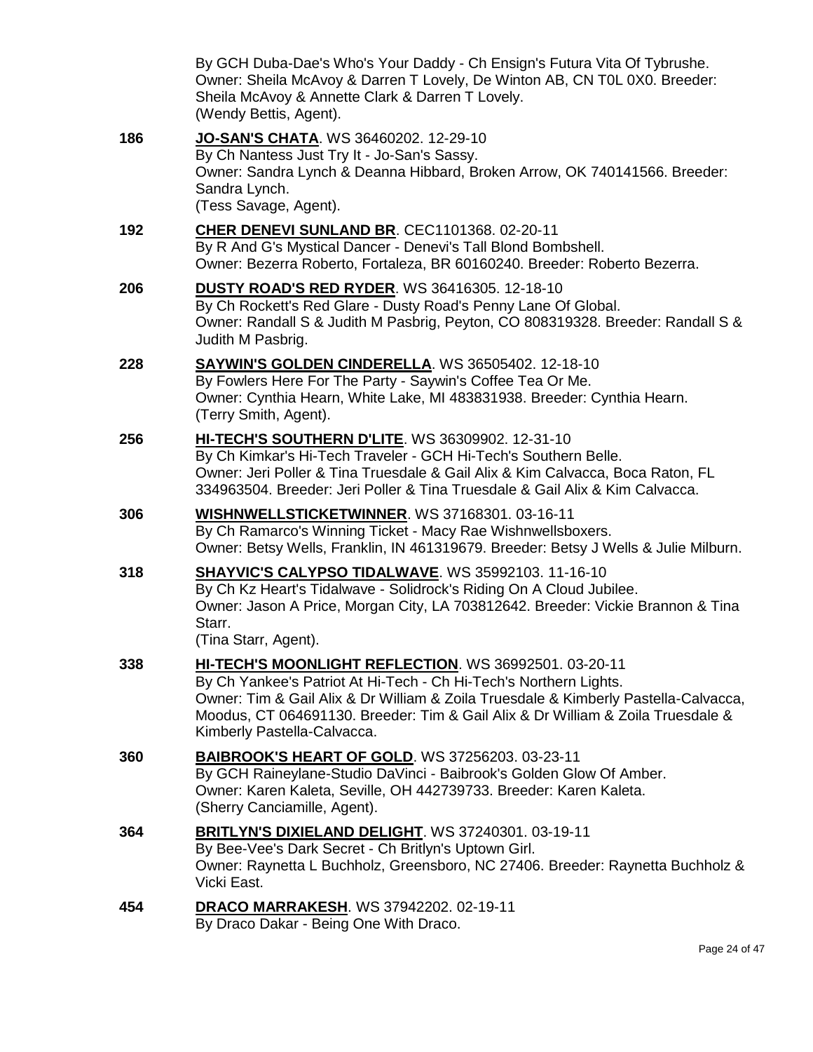By GCH Duba-Dae's Who's Your Daddy - Ch Ensign's Futura Vita Of Tybrushe.
Owner: Sheila McAvoy & Darren T Lovely, De Winton AB, CN T0L 0X0. Breeder: Sheila McAvoy & Annette Clark & Darren T Lovely.
(Wendy Bettis, Agent).

**186** **JO-SAN'S CHATA**. WS 36460202. 12-29-10
By Ch Nantess Just Try It - Jo-San's Sassy.
Owner: Sandra Lynch & Deanna Hibbard, Broken Arrow, OK 740141566. Breeder: Sandra Lynch.
(Tess Savage, Agent).

**192** **CHER DENEVI SUNLAND BR**. CEC1101368. 02-20-11
By R And G's Mystical Dancer - Denevi's Tall Blond Bombshell.
Owner: Bezerra Roberto, Fortaleza, BR 60160240. Breeder: Roberto Bezerra.

**206** **DUSTY ROAD'S RED RYDER**. WS 36416305. 12-18-10
By Ch Rockett's Red Glare - Dusty Road's Penny Lane Of Global.
Owner: Randall S & Judith M Pasbrig, Peyton, CO 808319328. Breeder: Randall S & Judith M Pasbrig.

**228** **SAYWIN'S GOLDEN CINDERELLA**. WS 36505402. 12-18-10
By Fowlers Here For The Party - Saywin's Coffee Tea Or Me.
Owner: Cynthia Hearn, White Lake, MI 483831938. Breeder: Cynthia Hearn.
(Terry Smith, Agent).

**256** **HI-TECH'S SOUTHERN D'LITE**. WS 36309902. 12-31-10
By Ch Kimkar's Hi-Tech Traveler - GCH Hi-Tech's Southern Belle.
Owner: Jeri Poller & Tina Truesdale & Gail Alix & Kim Calvacca, Boca Raton, FL 334963504. Breeder: Jeri Poller & Tina Truesdale & Gail Alix & Kim Calvacca.

**306** **WISHNWELLSTICKETWINNER**. WS 37168301. 03-16-11
By Ch Ramarco's Winning Ticket - Macy Rae Wishnwellsboxers.
Owner: Betsy Wells, Franklin, IN 461319679. Breeder: Betsy J Wells & Julie Milburn.

**318** **SHAYVIC'S CALYPSO TIDALWAVE**. WS 35992103. 11-16-10
By Ch Kz Heart's Tidalwave - Solidrock's Riding On A Cloud Jubilee.
Owner: Jason A Price, Morgan City, LA 703812642. Breeder: Vickie Brannon & Tina Starr.
(Tina Starr, Agent).

**338** **HI-TECH'S MOONLIGHT REFLECTION**. WS 36992501. 03-20-11
By Ch Yankee's Patriot At Hi-Tech - Ch Hi-Tech's Northern Lights.
Owner: Tim & Gail Alix & Dr William & Zoila Truesdale & Kimberly Pastella-Calvacca, Moodus, CT 064691130. Breeder: Tim & Gail Alix & Dr William & Zoila Truesdale & Kimberly Pastella-Calvacca.

**360** **BAIBROOK'S HEART OF GOLD**. WS 37256203. 03-23-11
By GCH Raineylane-Studio DaVinci - Baibrook's Golden Glow Of Amber.
Owner: Karen Kaleta, Seville, OH 442739733. Breeder: Karen Kaleta.
(Sherry Canciamille, Agent).

**364** **BRITLYN'S DIXIELAND DELIGHT**. WS 37240301. 03-19-11
By Bee-Vee's Dark Secret - Ch Britlyn's Uptown Girl.
Owner: Raynetta L Buchholz, Greensboro, NC 27406. Breeder: Raynetta Buchholz & Vicki East.

**454** **DRACO MARRAKESH**. WS 37942202. 02-19-11
By Draco Dakar - Being One With Draco.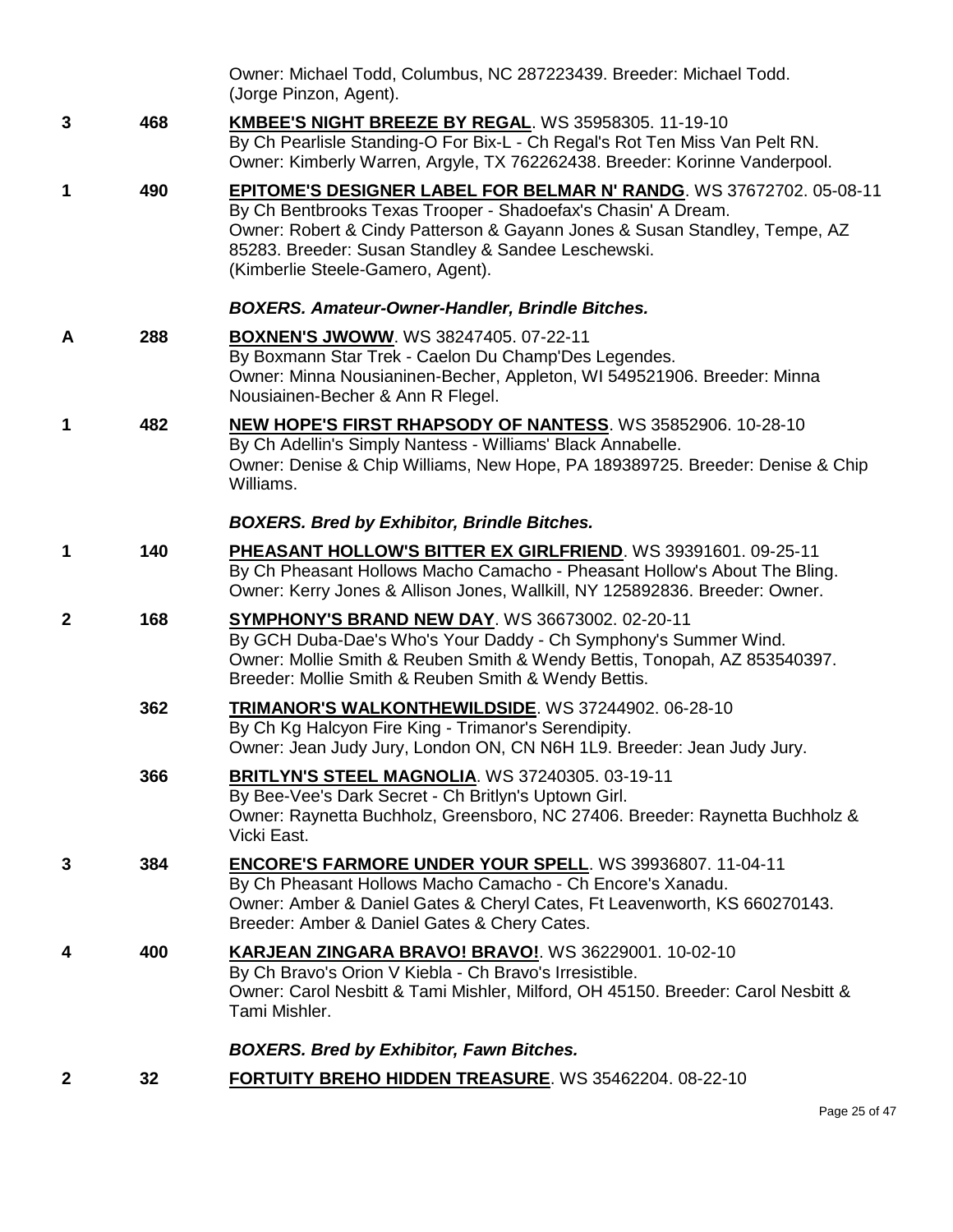Owner: Michael Todd, Columbus, NC 287223439. Breeder: Michael Todd. (Jorge Pinzon, Agent).

**3** **468** **KMBEE'S NIGHT BREEZE BY REGAL**. WS 35958305. 11-19-10
By Ch Pearlisle Standing-O For Bix-L - Ch Regal's Rot Ten Miss Van Pelt RN.
Owner: Kimberly Warren, Argyle, TX 762262438. Breeder: Korinne Vanderpool.

**1** **490** **EPITOME'S DESIGNER LABEL FOR BELMAR N' RANDG**. WS 37672702. 05-08-11
By Ch Bentbrooks Texas Trooper - Shadoefax's Chasin' A Dream.
Owner: Robert & Cindy Patterson & Gayann Jones & Susan Standley, Tempe, AZ 85283. Breeder: Susan Standley & Sandee Leschewski.
(Kimberlie Steele-Gamero, Agent).

### *BOXERS. Amateur-Owner-Handler, Brindle Bitches.*

**A** **288** **BOXNEN'S JWOWW**. WS 38247405. 07-22-11
By Boxmann Star Trek - Caelon Du Champ'Des Legendes.
Owner: Minna Nousianinen-Becher, Appleton, WI 549521906. Breeder: Minna Nousiainen-Becher & Ann R Flegel.

**1** **482** **NEW HOPE'S FIRST RHAPSODY OF NANTESS**. WS 35852906. 10-28-10
By Ch Adellin's Simply Nantess - Williams' Black Annabelle.
Owner: Denise & Chip Williams, New Hope, PA 189389725. Breeder: Denise & Chip Williams.

### *BOXERS. Bred by Exhibitor, Brindle Bitches.*

**1** **140** **PHEASANT HOLLOW'S BITTER EX GIRLFRIEND**. WS 39391601. 09-25-11
By Ch Pheasant Hollows Macho Camacho - Pheasant Hollow's About The Bling.
Owner: Kerry Jones & Allison Jones, Wallkill, NY 125892836. Breeder: Owner.

**2** **168** **SYMPHONY'S BRAND NEW DAY**. WS 36673002. 02-20-11
By GCH Duba-Dae's Who's Your Daddy - Ch Symphony's Summer Wind.
Owner: Mollie Smith & Reuben Smith & Wendy Bettis, Tonopah, AZ 853540397. Breeder: Mollie Smith & Reuben Smith & Wendy Bettis.

**362** **TRIMANOR'S WALKONTHEWILDSIDE**. WS 37244902. 06-28-10
By Ch Kg Halcyon Fire King - Trimanor's Serendipity.
Owner: Jean Judy Jury, London ON, CN N6H 1L9. Breeder: Jean Judy Jury.

**366** **BRITLYN'S STEEL MAGNOLIA**. WS 37240305. 03-19-11
By Bee-Vee's Dark Secret - Ch Britlyn's Uptown Girl.
Owner: Raynetta Buchholz, Greensboro, NC 27406. Breeder: Raynetta Buchholz & Vicki East.

**3** **384** **ENCORE'S FARMORE UNDER YOUR SPELL**. WS 39936807. 11-04-11
By Ch Pheasant Hollows Macho Camacho - Ch Encore's Xanadu.
Owner: Amber & Daniel Gates & Cheryl Cates, Ft Leavenworth, KS 660270143. Breeder: Amber & Daniel Gates & Chery Cates.

**4** **400** **KARJEAN ZINGARA BRAVO! BRAVO!**. WS 36229001. 10-02-10
By Ch Bravo's Orion V Kiebla - Ch Bravo's Irresistible.
Owner: Carol Nesbitt & Tami Mishler, Milford, OH 45150. Breeder: Carol Nesbitt & Tami Mishler.

### *BOXERS. Bred by Exhibitor, Fawn Bitches.*

**2** **32** **FORTUITY BREHO HIDDEN TREASURE**. WS 35462204. 08-22-10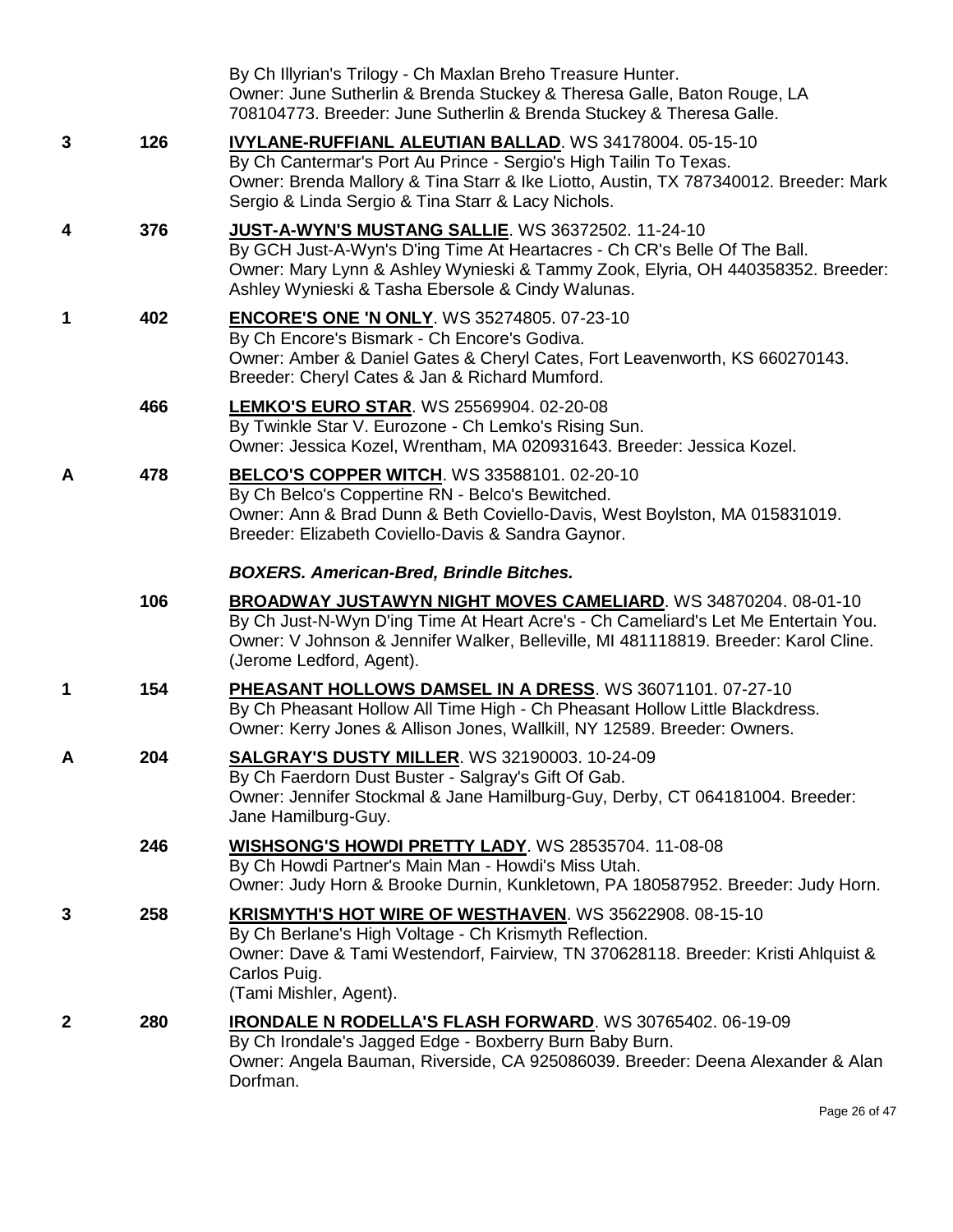By Ch Illyrian's Trilogy - Ch Maxlan Breho Treasure Hunter.
Owner: June Sutherlin & Brenda Stuckey & Theresa Galle, Baton Rouge, LA 708104773. Breeder: June Sutherlin & Brenda Stuckey & Theresa Galle.

**3** **126** **IVYLANE-RUFFIANL ALEUTIAN BALLAD**. WS 34178004. 05-15-10
By Ch Cantermar's Port Au Prince - Sergio's High Tailin To Texas.
Owner: Brenda Mallory & Tina Starr & Ike Liotto, Austin, TX 787340012. Breeder: Mark Sergio & Linda Sergio & Tina Starr & Lacy Nichols.

**4** **376** **JUST-A-WYN'S MUSTANG SALLIE**. WS 36372502. 11-24-10
By GCH Just-A-Wyn's D'ing Time At Heartacres - Ch CR's Belle Of The Ball.
Owner: Mary Lynn & Ashley Wynieski & Tammy Zook, Elyria, OH 440358352. Breeder: Ashley Wynieski & Tasha Ebersole & Cindy Walunas.

**1** **402** **ENCORE'S ONE 'N ONLY**. WS 35274805. 07-23-10
By Ch Encore's Bismark - Ch Encore's Godiva.
Owner: Amber & Daniel Gates & Cheryl Cates, Fort Leavenworth, KS 660270143. Breeder: Cheryl Cates & Jan & Richard Mumford.

**466** **LEMKO'S EURO STAR**. WS 25569904. 02-20-08
By Twinkle Star V. Eurozone - Ch Lemko's Rising Sun.
Owner: Jessica Kozel, Wrentham, MA 020931643. Breeder: Jessica Kozel.

**A** **478** **BELCO'S COPPER WITCH**. WS 33588101. 02-20-10
By Ch Belco's Coppertine RN - Belco's Bewitched.
Owner: Ann & Brad Dunn & Beth Coviello-Davis, West Boylston, MA 015831019. Breeder: Elizabeth Coviello-Davis & Sandra Gaynor.

***BOXERS. American-Bred, Brindle Bitches.***

**106** **BROADWAY JUSTAWYN NIGHT MOVES CAMELIARD**. WS 34870204. 08-01-10
By Ch Just-N-Wyn D'ing Time At Heart Acre's - Ch Cameliard's Let Me Entertain You.
Owner: V Johnson & Jennifer Walker, Belleville, MI 481118819. Breeder: Karol Cline.
(Jerome Ledford, Agent).

**1** **154** **PHEASANT HOLLOWS DAMSEL IN A DRESS**. WS 36071101. 07-27-10
By Ch Pheasant Hollow All Time High - Ch Pheasant Hollow Little Blackdress.
Owner: Kerry Jones & Allison Jones, Wallkill, NY 12589. Breeder: Owners.

**A** **204** **SALGRAY'S DUSTY MILLER**. WS 32190003. 10-24-09
By Ch Faerdorn Dust Buster - Salgray's Gift Of Gab.
Owner: Jennifer Stockmal & Jane Hamilburg-Guy, Derby, CT 064181004. Breeder: Jane Hamilburg-Guy.

**246** **WISHSONG'S HOWDI PRETTY LADY**. WS 28535704. 11-08-08
By Ch Howdi Partner's Main Man - Howdi's Miss Utah.
Owner: Judy Horn & Brooke Durnin, Kunkletown, PA 180587952. Breeder: Judy Horn.

**3** **258** **KRISMYTH'S HOT WIRE OF WESTHAVEN**. WS 35622908. 08-15-10
By Ch Berlane's High Voltage - Ch Krismyth Reflection.
Owner: Dave & Tami Westendorf, Fairview, TN 370628118. Breeder: Kristi Ahlquist & Carlos Puig.
(Tami Mishler, Agent).

**2** **280** **IRONDALE N RODELLA'S FLASH FORWARD**. WS 30765402. 06-19-09
By Ch Irondale's Jagged Edge - Boxberry Burn Baby Burn.
Owner: Angela Bauman, Riverside, CA 925086039. Breeder: Deena Alexander & Alan Dorfman.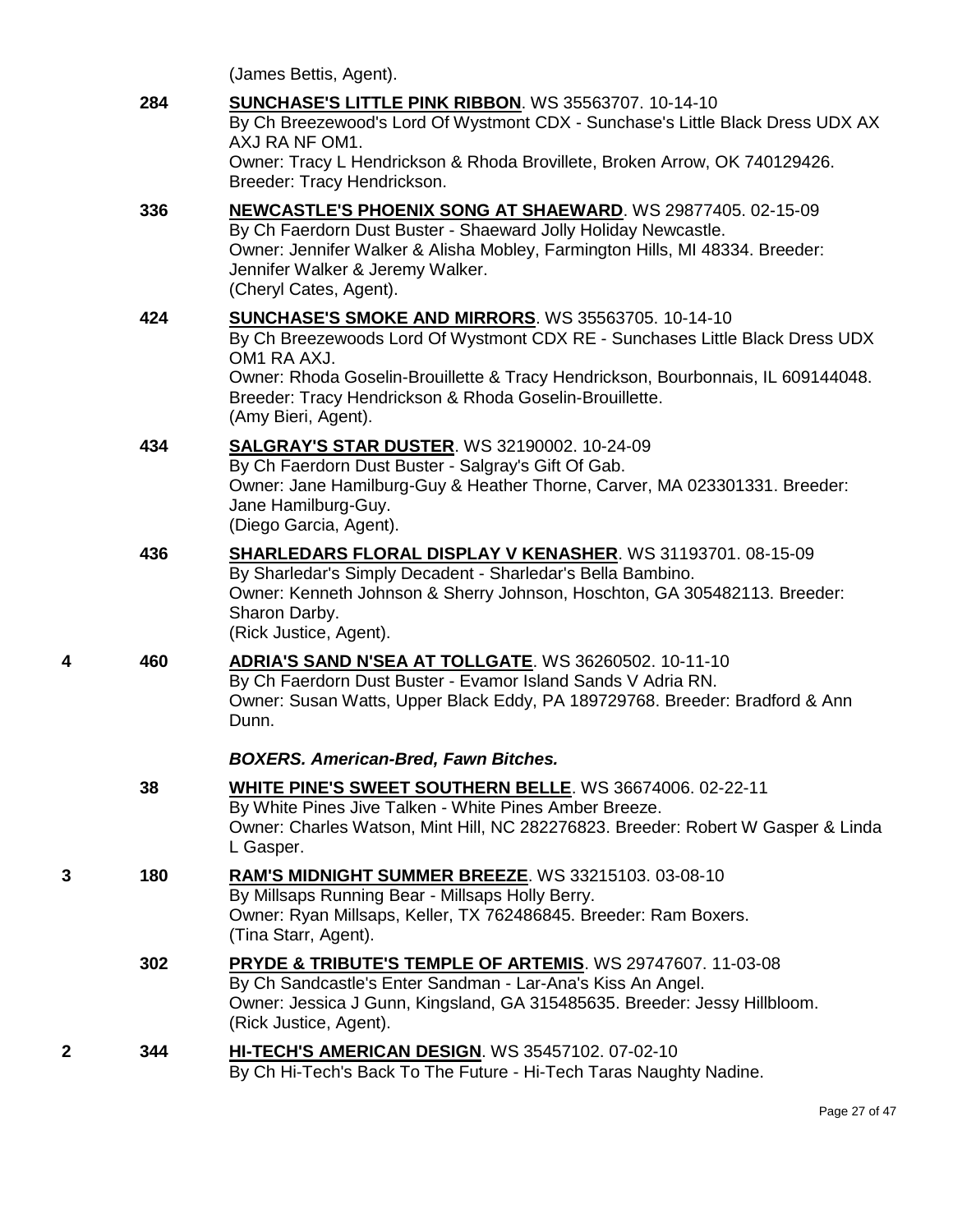(James Bettis, Agent).

284 **SUNCHASE'S LITTLE PINK RIBBON**. WS 35563707. 10-14-10
By Ch Breezewood's Lord Of Wystmont CDX - Sunchase's Little Black Dress UDX AX AXJ RA NF OM1.
Owner: Tracy L Hendrickson & Rhoda Brovillete, Broken Arrow, OK 740129426. Breeder: Tracy Hendrickson.

336 **NEWCASTLE'S PHOENIX SONG AT SHAEWARD**. WS 29877405. 02-15-09
By Ch Faerdorn Dust Buster - Shaeward Jolly Holiday Newcastle.
Owner: Jennifer Walker & Alisha Mobley, Farmington Hills, MI 48334. Breeder: Jennifer Walker & Jeremy Walker.
(Cheryl Cates, Agent).

424 **SUNCHASE'S SMOKE AND MIRRORS**. WS 35563705. 10-14-10
By Ch Breezewoods Lord Of Wystmont CDX RE - Sunchases Little Black Dress UDX OM1 RA AXJ.
Owner: Rhoda Goselin-Brouillette & Tracy Hendrickson, Bourbonnais, IL 609144048. Breeder: Tracy Hendrickson & Rhoda Goselin-Brouillette.
(Amy Bieri, Agent).

434 **SALGRAY'S STAR DUSTER**. WS 32190002. 10-24-09
By Ch Faerdorn Dust Buster - Salgray's Gift Of Gab.
Owner: Jane Hamilburg-Guy & Heather Thorne, Carver, MA 023301331. Breeder: Jane Hamilburg-Guy.
(Diego Garcia, Agent).

436 **SHARLEDARS FLORAL DISPLAY V KENASHER**. WS 31193701. 08-15-09
By Sharledar's Simply Decadent - Sharledar's Bella Bambino.
Owner: Kenneth Johnson & Sherry Johnson, Hoschton, GA 305482113. Breeder: Sharon Darby.
(Rick Justice, Agent).

4 460 **ADRIA'S SAND N'SEA AT TOLLGATE**. WS 36260502. 10-11-10
By Ch Faerdorn Dust Buster - Evamor Island Sands V Adria RN.
Owner: Susan Watts, Upper Black Eddy, PA 189729768. Breeder: Bradford & Ann Dunn.

***BOXERS. American-Bred, Fawn Bitches.***

38 **WHITE PINE'S SWEET SOUTHERN BELLE**. WS 36674006. 02-22-11
By White Pines Jive Talken - White Pines Amber Breeze.
Owner: Charles Watson, Mint Hill, NC 282276823. Breeder: Robert W Gasper & Linda L Gasper.

3 180 **RAM'S MIDNIGHT SUMMER BREEZE**. WS 33215103. 03-08-10
By Millsaps Running Bear - Millsaps Holly Berry.
Owner: Ryan Millsaps, Keller, TX 762486845. Breeder: Ram Boxers.
(Tina Starr, Agent).

302 **PRYDE & TRIBUTE'S TEMPLE OF ARTEMIS**. WS 29747607. 11-03-08
By Ch Sandcastle's Enter Sandman - Lar-Ana's Kiss An Angel.
Owner: Jessica J Gunn, Kingsland, GA 315485635. Breeder: Jessy Hillbloom.
(Rick Justice, Agent).

2 344 **HI-TECH'S AMERICAN DESIGN**. WS 35457102. 07-02-10
By Ch Hi-Tech's Back To The Future - Hi-Tech Taras Naughty Nadine.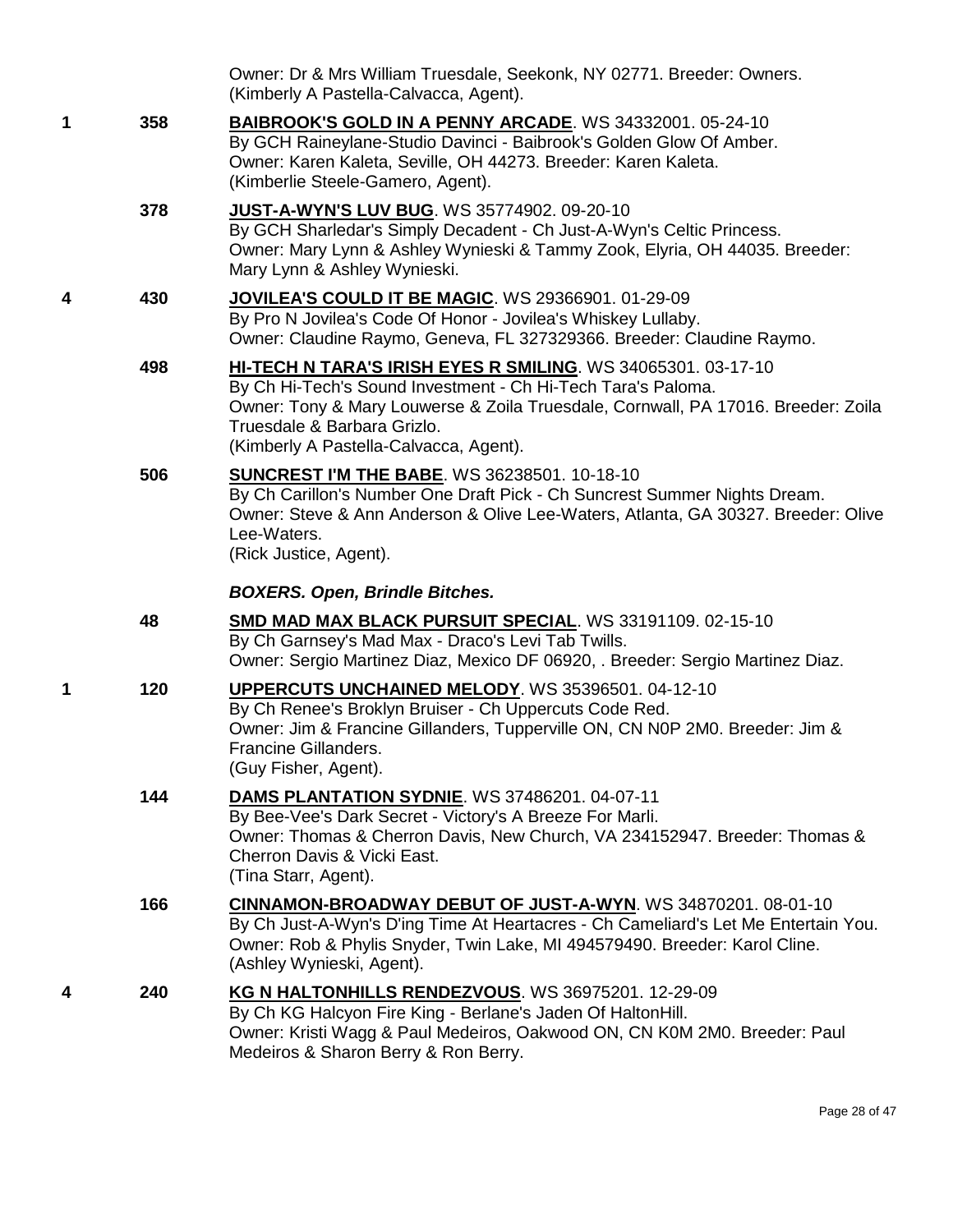Owner: Dr & Mrs William Truesdale, Seekonk, NY 02771. Breeder: Owners.
(Kimberly A Pastella-Calvacca, Agent).

**1** **358** **BAIBROOK'S GOLD IN A PENNY ARCADE**. WS 34332001. 05-24-10
By GCH Raineylane-Studio Davinci - Baibrook's Golden Glow Of Amber.
Owner: Karen Kaleta, Seville, OH 44273. Breeder: Karen Kaleta.
(Kimberlie Steele-Gamero, Agent).

**378** **JUST-A-WYN'S LUV BUG**. WS 35774902. 09-20-10
By GCH Sharledar's Simply Decadent - Ch Just-A-Wyn's Celtic Princess.
Owner: Mary Lynn & Ashley Wynieski & Tammy Zook, Elyria, OH 44035. Breeder: Mary Lynn & Ashley Wynieski.

**4** **430** **JOVILEA'S COULD IT BE MAGIC**. WS 29366901. 01-29-09
By Pro N Jovilea's Code Of Honor - Jovilea's Whiskey Lullaby.
Owner: Claudine Raymo, Geneva, FL 327329366. Breeder: Claudine Raymo.

**498** **HI-TECH N TARA'S IRISH EYES R SMILING**. WS 34065301. 03-17-10
By Ch Hi-Tech's Sound Investment - Ch Hi-Tech Tara's Paloma.
Owner: Tony & Mary Louwerse & Zoila Truesdale, Cornwall, PA 17016. Breeder: Zoila Truesdale & Barbara Grizlo.
(Kimberly A Pastella-Calvacca, Agent).

**506** **SUNCREST I'M THE BABE**. WS 36238501. 10-18-10
By Ch Carillon's Number One Draft Pick - Ch Suncrest Summer Nights Dream.
Owner: Steve & Ann Anderson & Olive Lee-Waters, Atlanta, GA 30327. Breeder: Olive Lee-Waters.
(Rick Justice, Agent).

### *BOXERS. Open, Brindle Bitches.*

**48** **SMD MAD MAX BLACK PURSUIT SPECIAL**. WS 33191109. 02-15-10
By Ch Garnsey's Mad Max - Draco's Levi Tab Twills.
Owner: Sergio Martinez Diaz, Mexico DF 06920, . Breeder: Sergio Martinez Diaz.

**1** **120** **UPPERCUTS UNCHAINED MELODY**. WS 35396501. 04-12-10
By Ch Renee's Broklyn Bruiser - Ch Uppercuts Code Red.
Owner: Jim & Francine Gillanders, Tupperville ON, CN N0P 2M0. Breeder: Jim & Francine Gillanders.
(Guy Fisher, Agent).

**144** **DAMS PLANTATION SYDNIE**. WS 37486201. 04-07-11
By Bee-Vee's Dark Secret - Victory's A Breeze For Marli.
Owner: Thomas & Cherron Davis, New Church, VA 234152947. Breeder: Thomas & Cherron Davis & Vicki East.
(Tina Starr, Agent).

**166** **CINNAMON-BROADWAY DEBUT OF JUST-A-WYN**. WS 34870201. 08-01-10
By Ch Just-A-Wyn's D'ing Time At Heartacres - Ch Cameliard's Let Me Entertain You.
Owner: Rob & Phylis Snyder, Twin Lake, MI 494579490. Breeder: Karol Cline.
(Ashley Wynieski, Agent).

**4** **240** **KG N HALTONHILLS RENDEZVOUS**. WS 36975201. 12-29-09
By Ch KG Halcyon Fire King - Berlane's Jaden Of HaltonHill.
Owner: Kristi Wagg & Paul Medeiros, Oakwood ON, CN K0M 2M0. Breeder: Paul Medeiros & Sharon Berry & Ron Berry.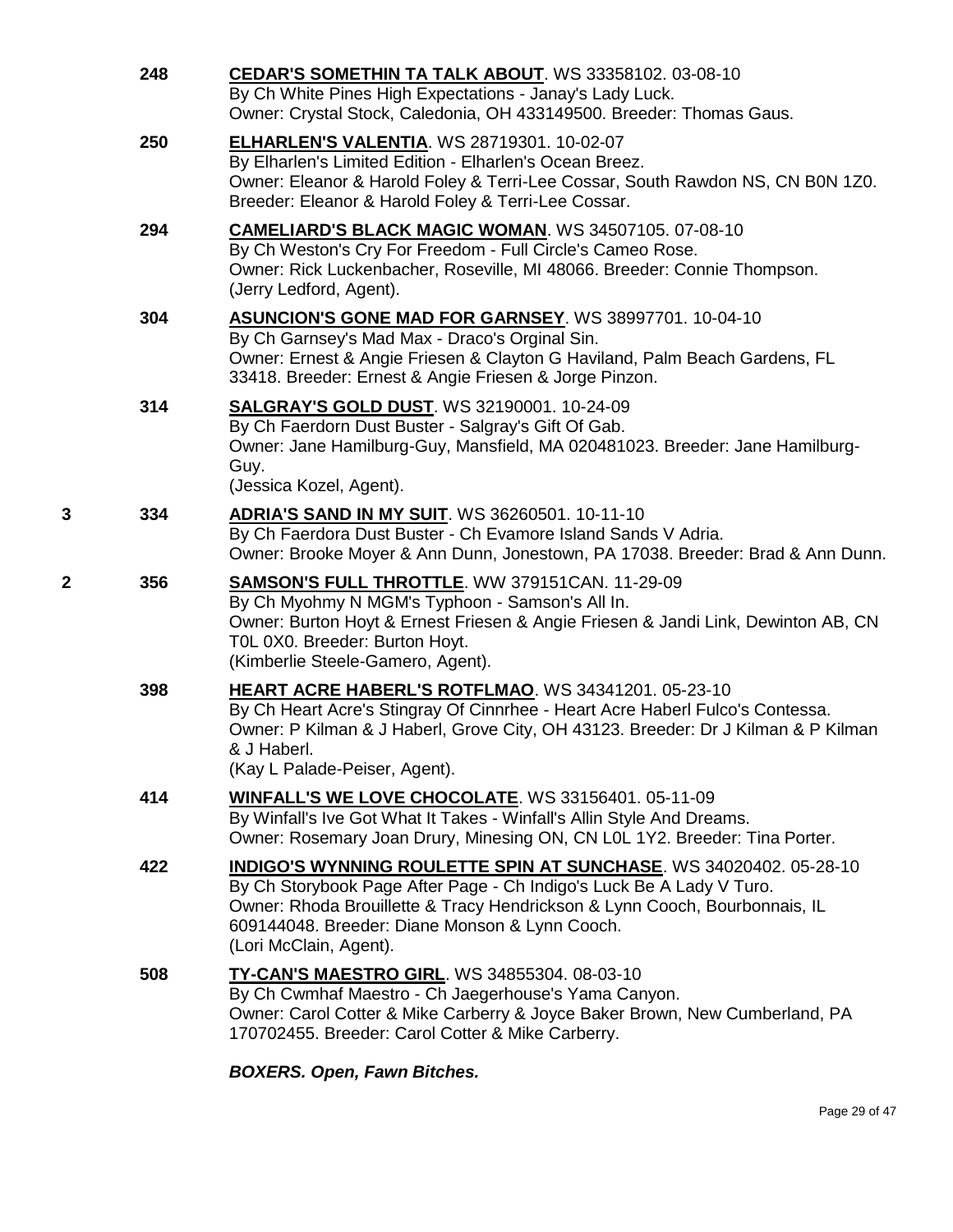248 **CEDAR'S SOMETHIN TA TALK ABOUT**. WS 33358102. 03-08-10
By Ch White Pines High Expectations - Janay's Lady Luck.
Owner: Crystal Stock, Caledonia, OH 433149500. Breeder: Thomas Gaus.

250 **ELHARLEN'S VALENTIA**. WS 28719301. 10-02-07
By Elharlen's Limited Edition - Elharlen's Ocean Breez.
Owner: Eleanor & Harold Foley & Terri-Lee Cossar, South Rawdon NS, CN B0N 1Z0.
Breeder: Eleanor & Harold Foley & Terri-Lee Cossar.

294 **CAMELIARD'S BLACK MAGIC WOMAN**. WS 34507105. 07-08-10
By Ch Weston's Cry For Freedom - Full Circle's Cameo Rose.
Owner: Rick Luckenbacher, Roseville, MI 48066. Breeder: Connie Thompson.
(Jerry Ledford, Agent).

304 **ASUNCION'S GONE MAD FOR GARNSEY**. WS 38997701. 10-04-10
By Ch Garnsey's Mad Max - Draco's Orginal Sin.
Owner: Ernest & Angie Friesen & Clayton G Haviland, Palm Beach Gardens, FL 33418. Breeder: Ernest & Angie Friesen & Jorge Pinzon.

314 **SALGRAY'S GOLD DUST**. WS 32190001. 10-24-09
By Ch Faerdorn Dust Buster - Salgray's Gift Of Gab.
Owner: Jane Hamilburg-Guy, Mansfield, MA 020481023. Breeder: Jane Hamilburg-Guy.
(Jessica Kozel, Agent).

3 334 **ADRIA'S SAND IN MY SUIT**. WS 36260501. 10-11-10
By Ch Faerdora Dust Buster - Ch Evamore Island Sands V Adria.
Owner: Brooke Moyer & Ann Dunn, Jonestown, PA 17038. Breeder: Brad & Ann Dunn.

2 356 **SAMSON'S FULL THROTTLE**. WW 379151CAN. 11-29-09
By Ch Myohmy N MGM's Typhoon - Samson's All In.
Owner: Burton Hoyt & Ernest Friesen & Angie Friesen & Jandi Link, Dewinton AB, CN T0L 0X0. Breeder: Burton Hoyt.
(Kimberlie Steele-Gamero, Agent).

398 **HEART ACRE HABERL'S ROTFLMAO**. WS 34341201. 05-23-10
By Ch Heart Acre's Stingray Of Cinnrhee - Heart Acre Haberl Fulco's Contessa.
Owner: P Kilman & J Haberl, Grove City, OH 43123. Breeder: Dr J Kilman & P Kilman & J Haberl.
(Kay L Palade-Peiser, Agent).

414 **WINFALL'S WE LOVE CHOCOLATE**. WS 33156401. 05-11-09
By Winfall's Ive Got What It Takes - Winfall's Allin Style And Dreams.
Owner: Rosemary Joan Drury, Minesing ON, CN L0L 1Y2. Breeder: Tina Porter.

422 **INDIGO'S WYNNING ROULETTE SPIN AT SUNCHASE**. WS 34020402. 05-28-10
By Ch Storybook Page After Page - Ch Indigo's Luck Be A Lady V Turo.
Owner: Rhoda Brouillette & Tracy Hendrickson & Lynn Cooch, Bourbonnais, IL 609144048. Breeder: Diane Monson & Lynn Cooch.
(Lori McClain, Agent).

508 **TY-CAN'S MAESTRO GIRL**. WS 34855304. 08-03-10
By Ch Cwmhaf Maestro - Ch Jaegerhouse's Yama Canyon.
Owner: Carol Cotter & Mike Carberry & Joyce Baker Brown, New Cumberland, PA 170702455. Breeder: Carol Cotter & Mike Carberry.

***BOXERS. Open, Fawn Bitches.***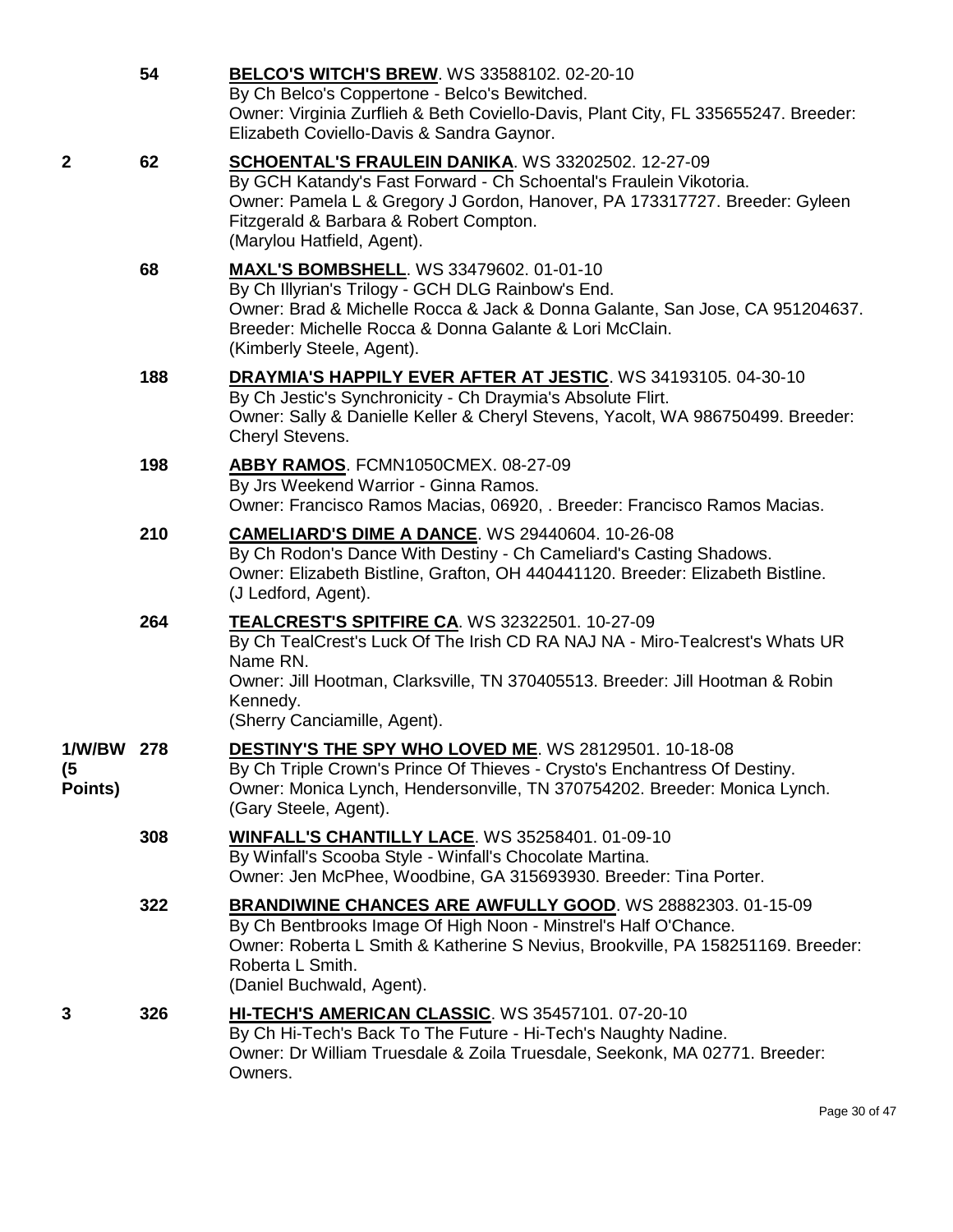| | | |
|---|---|---|
| | 54 | **BELCO'S WITCH'S BREW**. WS 33588102. 02-20-10<br>By Ch Belco's Coppertone - Belco's Bewitched.<br>Owner: Virginia Zurflieh & Beth Coviello-Davis, Plant City, FL 335655247. Breeder: Elizabeth Coviello-Davis & Sandra Gaynor. |
| 2 | 62 | **SCHOENTAL'S FRAULEIN DANIKA**. WS 33202502. 12-27-09<br>By GCH Katandy's Fast Forward - Ch Schoental's Fraulein Vikotoria.<br>Owner: Pamela L & Gregory J Gordon, Hanover, PA 173317727. Breeder: Gyleen Fitzgerald & Barbara & Robert Compton.<br>(Marylou Hatfield, Agent). |
| | 68 | **MAXL'S BOMBSHELL**. WS 33479602. 01-01-10<br>By Ch Illyrian's Trilogy - GCH DLG Rainbow's End.<br>Owner: Brad & Michelle Rocca & Jack & Donna Galante, San Jose, CA 951204637. Breeder: Michelle Rocca & Donna Galante & Lori McClain.<br>(Kimberly Steele, Agent). |
| | 188 | **DRAYMIA'S HAPPILY EVER AFTER AT JESTIC**. WS 34193105. 04-30-10<br>By Ch Jestic's Synchronicity - Ch Draymia's Absolute Flirt.<br>Owner: Sally & Danielle Keller & Cheryl Stevens, Yacolt, WA 986750499. Breeder: Cheryl Stevens. |
| | 198 | **ABBY RAMOS**. FCMN1050CMEX. 08-27-09<br>By Jrs Weekend Warrior - Ginna Ramos.<br>Owner: Francisco Ramos Macias, 06920, . Breeder: Francisco Ramos Macias. |
| | 210 | **CAMELIARD'S DIME A DANCE**. WS 29440604. 10-26-08<br>By Ch Rodon's Dance With Destiny - Ch Cameliard's Casting Shadows.<br>Owner: Elizabeth Bistline, Grafton, OH 440441120. Breeder: Elizabeth Bistline.<br>(J Ledford, Agent). |
| | 264 | **TEALCREST'S SPITFIRE CA**. WS 32322501. 10-27-09<br>By Ch TealCrest's Luck Of The Irish CD RA NAJ NA - Miro-Tealcrest's Whats UR Name RN.<br>Owner: Jill Hootman, Clarksville, TN 370405513. Breeder: Jill Hootman & Robin Kennedy.<br>(Sherry Canciamille, Agent). |
| 1/W/BW (5 Points) | 278 | **DESTINY'S THE SPY WHO LOVED ME**. WS 28129501. 10-18-08<br>By Ch Triple Crown's Prince Of Thieves - Crysto's Enchantress Of Destiny.<br>Owner: Monica Lynch, Hendersonville, TN 370754202. Breeder: Monica Lynch.<br>(Gary Steele, Agent). |
| | 308 | **WINFALL'S CHANTILLY LACE**. WS 35258401. 01-09-10<br>By Winfall's Scooba Style - Winfall's Chocolate Martina.<br>Owner: Jen McPhee, Woodbine, GA 315693930. Breeder: Tina Porter. |
| | 322 | **BRANDIWINE CHANCES ARE AWFULLY GOOD**. WS 28882303. 01-15-09<br>By Ch Bentbrooks Image Of High Noon - Minstrel's Half O'Chance.<br>Owner: Roberta L Smith & Katherine S Nevius, Brookville, PA 158251169. Breeder: Roberta L Smith.<br>(Daniel Buchwald, Agent). |
| 3 | 326 | **HI-TECH'S AMERICAN CLASSIC**. WS 35457101. 07-20-10<br>By Ch Hi-Tech's Back To The Future - Hi-Tech's Naughty Nadine.<br>Owner: Dr William Truesdale & Zoila Truesdale, Seekonk, MA 02771. Breeder: Owners. |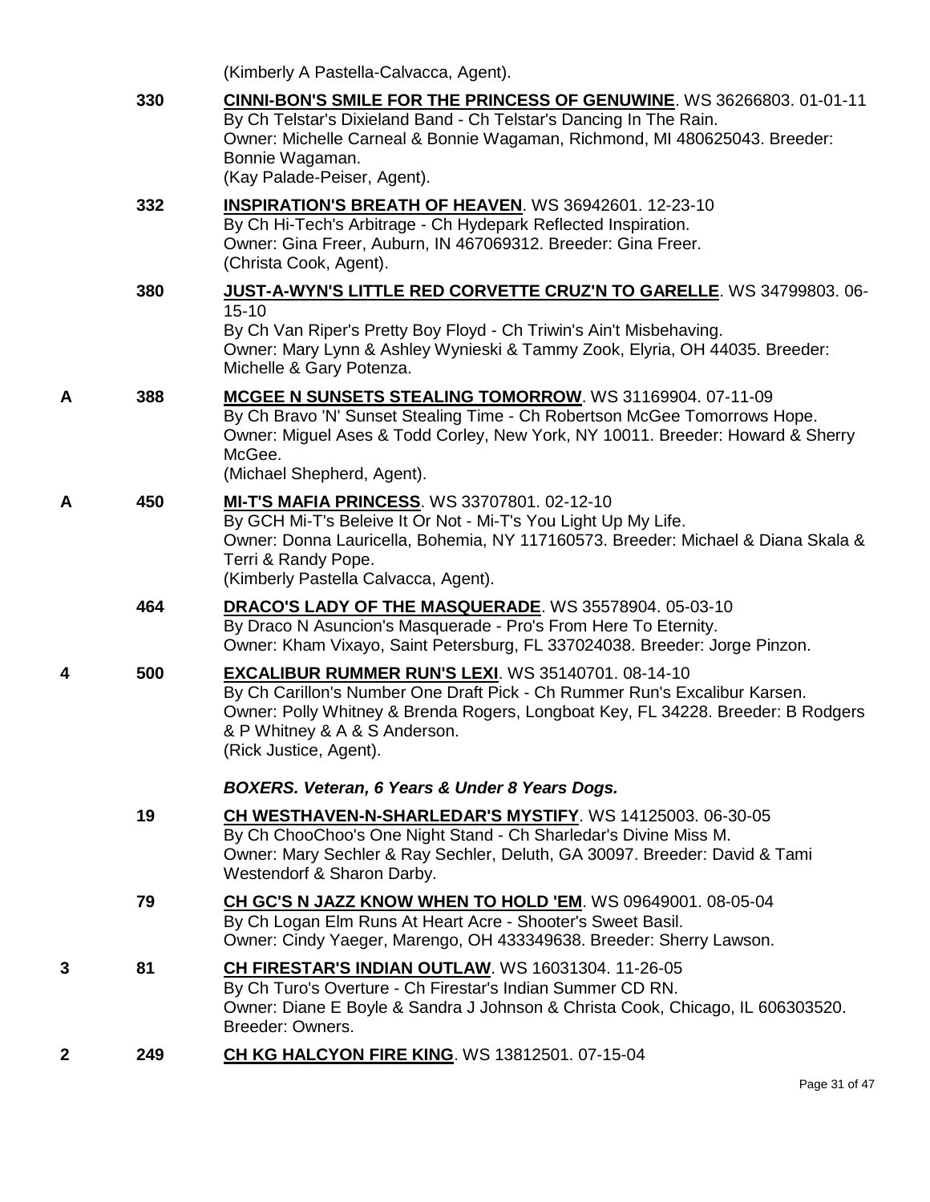(Kimberly A Pastella-Calvacca, Agent).

| | 330 | **CINNI-BON'S SMILE FOR THE PRINCESS OF GENUWINE**. WS 36266803. 01-01-11 By Ch Telstar's Dixieland Band - Ch Telstar's Dancing In The Rain. Owner: Michelle Carneal & Bonnie Wagaman, Richmond, MI 480625043. Breeder: Bonnie Wagaman. (Kay Palade-Peiser, Agent). |
|---|---|---|
| | 332 | **INSPIRATION'S BREATH OF HEAVEN**. WS 36942601. 12-23-10 By Ch Hi-Tech's Arbitrage - Ch Hydepark Reflected Inspiration. Owner: Gina Freer, Auburn, IN 467069312. Breeder: Gina Freer. (Christa Cook, Agent). |
| | 380 | **JUST-A-WYN'S LITTLE RED CORVETTE CRUZ'N TO GARELLE**. WS 34799803. 06-15-10 By Ch Van Riper's Pretty Boy Floyd - Ch Triwin's Ain't Misbehaving. Owner: Mary Lynn & Ashley Wynieski & Tammy Zook, Elyria, OH 44035. Breeder: Michelle & Gary Potenza. |
| A | 388 | **MCGEE N SUNSETS STEALING TOMORROW**. WS 31169904. 07-11-09 By Ch Bravo 'N' Sunset Stealing Time - Ch Robertson McGee Tomorrows Hope. Owner: Miguel Ases & Todd Corley, New York, NY 10011. Breeder: Howard & Sherry McGee. (Michael Shepherd, Agent). |
| A | 450 | **MI-T'S MAFIA PRINCESS**. WS 33707801. 02-12-10 By GCH Mi-T's Beleive It Or Not - Mi-T's You Light Up My Life. Owner: Donna Lauricella, Bohemia, NY 117160573. Breeder: Michael & Diana Skala & Terri & Randy Pope. (Kimberly Pastella Calvacca, Agent). |
| | 464 | **DRACO'S LADY OF THE MASQUERADE**. WS 35578904. 05-03-10 By Draco N Asuncion's Masquerade - Pro's From Here To Eternity. Owner: Kham Vixayo, Saint Petersburg, FL 337024038. Breeder: Jorge Pinzon. |
| 4 | 500 | **EXCALIBUR RUMMER RUN'S LEXI**. WS 35140701. 08-14-10 By Ch Carillon's Number One Draft Pick - Ch Rummer Run's Excalibur Karsen. Owner: Polly Whitney & Brenda Rogers, Longboat Key, FL 34228. Breeder: B Rodgers & P Whitney & A & S Anderson. (Rick Justice, Agent). |

***BOXERS. Veteran, 6 Years & Under 8 Years Dogs.***

| | 19 | **CH WESTHAVEN-N-SHARLEDAR'S MYSTIFY**. WS 14125003. 06-30-05 By Ch ChooChoo's One Night Stand - Ch Sharledar's Divine Miss M. Owner: Mary Sechler & Ray Sechler, Deluth, GA 30097. Breeder: David & Tami Westendorf & Sharon Darby. |
|---|---|---|
| | 79 | **CH GC'S N JAZZ KNOW WHEN TO HOLD 'EM**. WS 09649001. 08-05-04 By Ch Logan Elm Runs At Heart Acre - Shooter's Sweet Basil. Owner: Cindy Yaeger, Marengo, OH 433349638. Breeder: Sherry Lawson. |
| 3 | 81 | **CH FIRESTAR'S INDIAN OUTLAW**. WS 16031304. 11-26-05 By Ch Turo's Overture - Ch Firestar's Indian Summer CD RN. Owner: Diane E Boyle & Sandra J Johnson & Christa Cook, Chicago, IL 606303520. Breeder: Owners. |
| 2 | 249 | **CH KG HALCYON FIRE KING**. WS 13812501. 07-15-04 |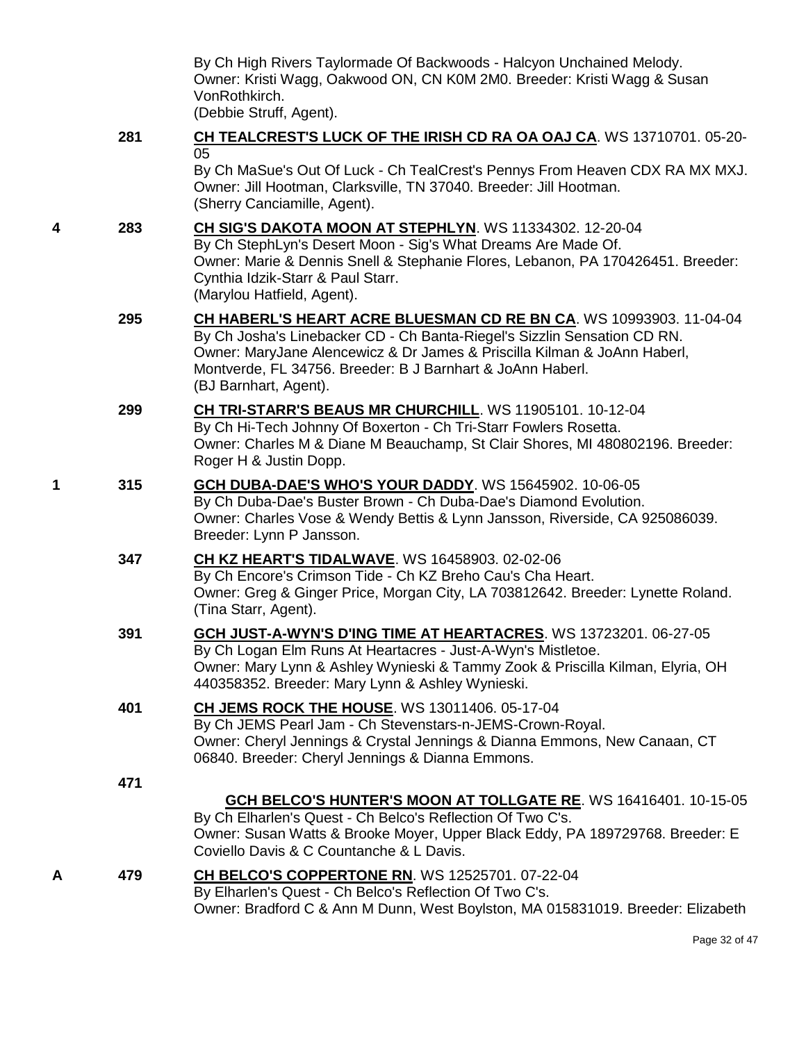By Ch High Rivers Taylormade Of Backwoods - Halcyon Unchained Melody.
Owner: Kristi Wagg, Oakwood ON, CN K0M 2M0. Breeder: Kristi Wagg & Susan VonRothkirch.
(Debbie Struff, Agent).

281 **CH TEALCREST'S LUCK OF THE IRISH CD RA OA OAJ CA**. WS 13710701. 05-20-05
By Ch MaSue's Out Of Luck - Ch TealCrest's Pennys From Heaven CDX RA MX MXJ.
Owner: Jill Hootman, Clarksville, TN 37040. Breeder: Jill Hootman.
(Sherry Canciamille, Agent).

4 283 **CH SIG'S DAKOTA MOON AT STEPHLYN**. WS 11334302. 12-20-04
By Ch StephLyn's Desert Moon - Sig's What Dreams Are Made Of.
Owner: Marie & Dennis Snell & Stephanie Flores, Lebanon, PA 170426451. Breeder: Cynthia Idzik-Starr & Paul Starr.
(Marylou Hatfield, Agent).

295 **CH HABERL'S HEART ACRE BLUESMAN CD RE BN CA**. WS 10993903. 11-04-04
By Ch Josha's Linebacker CD - Ch Banta-Riegel's Sizzlin Sensation CD RN.
Owner: MaryJane Alencewicz & Dr James & Priscilla Kilman & JoAnn Haberl, Montverde, FL 34756. Breeder: B J Barnhart & JoAnn Haberl.
(BJ Barnhart, Agent).

299 **CH TRI-STARR'S BEAUS MR CHURCHILL**. WS 11905101. 10-12-04
By Ch Hi-Tech Johnny Of Boxerton - Ch Tri-Starr Fowlers Rosetta.
Owner: Charles M & Diane M Beauchamp, St Clair Shores, MI 480802196. Breeder: Roger H & Justin Dopp.

1 315 **GCH DUBA-DAE'S WHO'S YOUR DADDY**. WS 15645902. 10-06-05
By Ch Duba-Dae's Buster Brown - Ch Duba-Dae's Diamond Evolution.
Owner: Charles Vose & Wendy Bettis & Lynn Jansson, Riverside, CA 925086039. Breeder: Lynn P Jansson.

347 **CH KZ HEART'S TIDALWAVE**. WS 16458903. 02-02-06
By Ch Encore's Crimson Tide - Ch KZ Breho Cau's Cha Heart.
Owner: Greg & Ginger Price, Morgan City, LA 703812642. Breeder: Lynette Roland.
(Tina Starr, Agent).

391 **GCH JUST-A-WYN'S D'ING TIME AT HEARTACRES**. WS 13723201. 06-27-05
By Ch Logan Elm Runs At Heartacres - Just-A-Wyn's Mistletoe.
Owner: Mary Lynn & Ashley Wynieski & Tammy Zook & Priscilla Kilman, Elyria, OH 440358352. Breeder: Mary Lynn & Ashley Wynieski.

401 **CH JEMS ROCK THE HOUSE**. WS 13011406. 05-17-04
By Ch JEMS Pearl Jam - Ch Stevenstars-n-JEMS-Crown-Royal.
Owner: Cheryl Jennings & Crystal Jennings & Dianna Emmons, New Canaan, CT 06840. Breeder: Cheryl Jennings & Dianna Emmons.

471 **GCH BELCO'S HUNTER'S MOON AT TOLLGATE RE**. WS 16416401. 10-15-05
By Ch Elharlen's Quest - Ch Belco's Reflection Of Two C's.
Owner: Susan Watts & Brooke Moyer, Upper Black Eddy, PA 189729768. Breeder: E Coviello Davis & C Countanche & L Davis.

A 479 **CH BELCO'S COPPERTONE RN**. WS 12525701. 07-22-04
By Elharlen's Quest - Ch Belco's Reflection Of Two C's.
Owner: Bradford C & Ann M Dunn, West Boylston, MA 015831019. Breeder: Elizabeth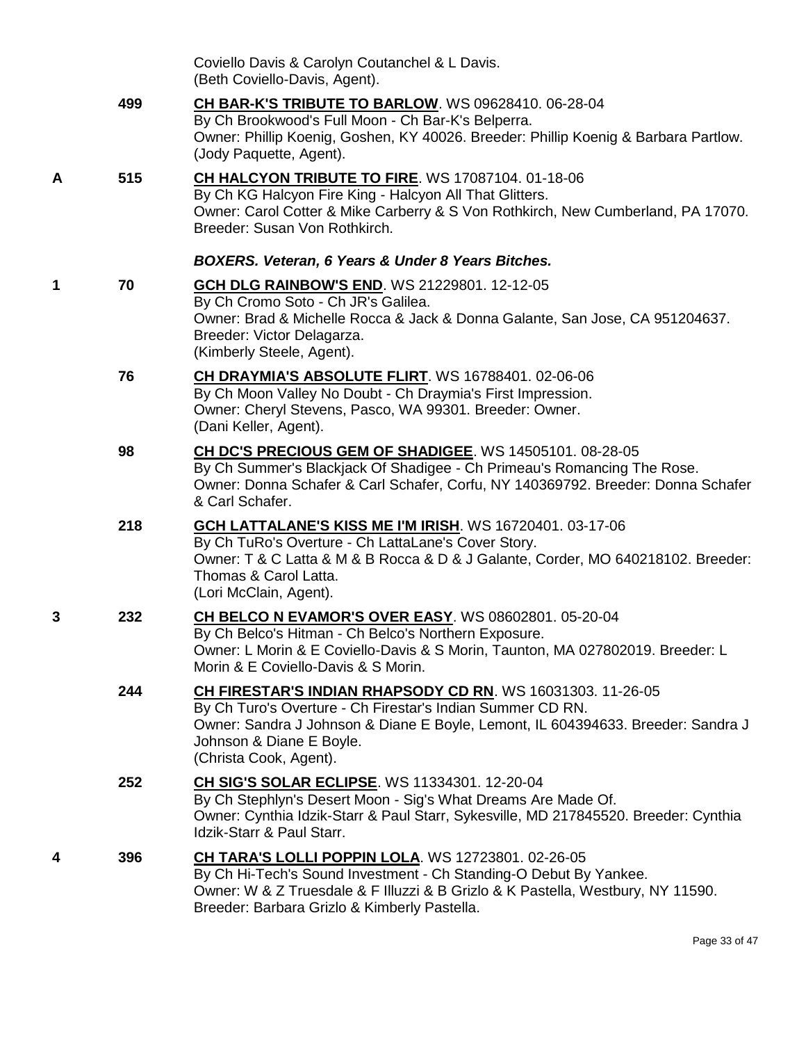Coviello Davis & Carolyn Coutanchel & L Davis.
(Beth Coviello-Davis, Agent).

| | | |
|---|---|---|
| | 499 | **CH BAR-K'S TRIBUTE TO BARLOW**. WS 09628410. 06-28-04<br>By Ch Brookwood's Full Moon - Ch Bar-K's Belperra.<br>Owner: Phillip Koenig, Goshen, KY 40026. Breeder: Phillip Koenig & Barbara Partlow.<br>(Jody Paquette, Agent). |
| A | 515 | **CH HALCYON TRIBUTE TO FIRE**. WS 17087104. 01-18-06<br>By Ch KG Halcyon Fire King - Halcyon All That Glitters.<br>Owner: Carol Cotter & Mike Carberry & S Von Rothkirch, New Cumberland, PA 17070.<br>Breeder: Susan Von Rothkirch. |

### *BOXERS. Veteran, 6 Years & Under 8 Years Bitches.*

| | | |
|---|---|---|
| 1 | 70 | **GCH DLG RAINBOW'S END**. WS 21229801. 12-12-05<br>By Ch Cromo Soto - Ch JR's Galilea.<br>Owner: Brad & Michelle Rocca & Jack & Donna Galante, San Jose, CA 951204637.<br>Breeder: Victor Delagarza.<br>(Kimberly Steele, Agent). |
| | 76 | **CH DRAYMIA'S ABSOLUTE FLIRT**. WS 16788401. 02-06-06<br>By Ch Moon Valley No Doubt - Ch Draymia's First Impression.<br>Owner: Cheryl Stevens, Pasco, WA 99301. Breeder: Owner.<br>(Dani Keller, Agent). |
| | 98 | **CH DC'S PRECIOUS GEM OF SHADIGEE**. WS 14505101. 08-28-05<br>By Ch Summer's Blackjack Of Shadigee - Ch Primeau's Romancing The Rose.<br>Owner: Donna Schafer & Carl Schafer, Corfu, NY 140369792. Breeder: Donna Schafer & Carl Schafer. |
| | 218 | **GCH LATTALANE'S KISS ME I'M IRISH**. WS 16720401. 03-17-06<br>By Ch TuRo's Overture - Ch LattaLane's Cover Story.<br>Owner: T & C Latta & M & B Rocca & D & J Galante, Corder, MO 640218102. Breeder: Thomas & Carol Latta.<br>(Lori McClain, Agent). |
| 3 | 232 | **CH BELCO N EVAMOR'S OVER EASY**. WS 08602801. 05-20-04<br>By Ch Belco's Hitman - Ch Belco's Northern Exposure.<br>Owner: L Morin & E Coviello-Davis & S Morin, Taunton, MA 027802019. Breeder: L Morin & E Coviello-Davis & S Morin. |
| | 244 | **CH FIRESTAR'S INDIAN RHAPSODY CD RN**. WS 16031303. 11-26-05<br>By Ch Turo's Overture - Ch Firestar's Indian Summer CD RN.<br>Owner: Sandra J Johnson & Diane E Boyle, Lemont, IL 604394633. Breeder: Sandra J Johnson & Diane E Boyle.<br>(Christa Cook, Agent). |
| | 252 | **CH SIG'S SOLAR ECLIPSE**. WS 11334301. 12-20-04<br>By Ch Stephlyn's Desert Moon - Sig's What Dreams Are Made Of.<br>Owner: Cynthia Idzik-Starr & Paul Starr, Sykesville, MD 217845520. Breeder: Cynthia Idzik-Starr & Paul Starr. |
| 4 | 396 | **CH TARA'S LOLLI POPPIN LOLA**. WS 12723801. 02-26-05<br>By Ch Hi-Tech's Sound Investment - Ch Standing-O Debut By Yankee.<br>Owner: W & Z Truesdale & F Illuzzi & B Grizlo & K Pastella, Westbury, NY 11590.<br>Breeder: Barbara Grizlo & Kimberly Pastella. |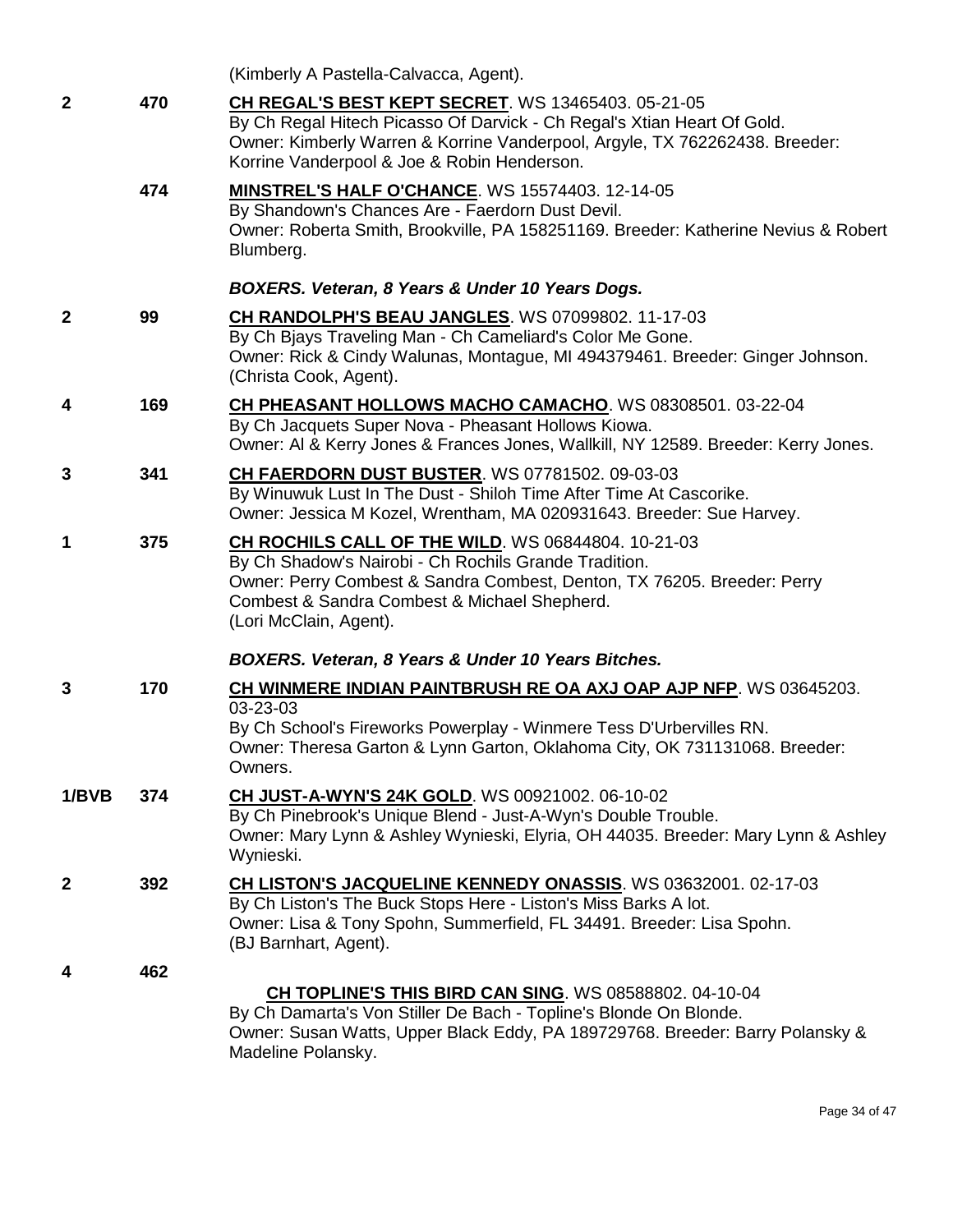(Kimberly A Pastella-Calvacca, Agent).

**2** 470 **CH REGAL'S BEST KEPT SECRET**. WS 13465403. 05-21-05
By Ch Regal Hitech Picasso Of Darvick - Ch Regal's Xtian Heart Of Gold.
Owner: Kimberly Warren & Korrine Vanderpool, Argyle, TX 762262438. Breeder: Korrine Vanderpool & Joe & Robin Henderson.

474 **MINSTREL'S HALF O'CHANCE**. WS 15574403. 12-14-05
By Shandown's Chances Are - Faerdorn Dust Devil.
Owner: Roberta Smith, Brookville, PA 158251169. Breeder: Katherine Nevius & Robert Blumberg.

***BOXERS. Veteran, 8 Years & Under 10 Years Dogs.***

**2** 99 **CH RANDOLPH'S BEAU JANGLES**. WS 07099802. 11-17-03
By Ch Bjays Traveling Man - Ch Cameliard's Color Me Gone.
Owner: Rick & Cindy Walunas, Montague, MI 494379461. Breeder: Ginger Johnson. (Christa Cook, Agent).

**4** 169 **CH PHEASANT HOLLOWS MACHO CAMACHO**. WS 08308501. 03-22-04
By Ch Jacquets Super Nova - Pheasant Hollows Kiowa.
Owner: Al & Kerry Jones & Frances Jones, Wallkill, NY 12589. Breeder: Kerry Jones.

**3** 341 **CH FAERDORN DUST BUSTER**. WS 07781502. 09-03-03
By Winuwuk Lust In The Dust - Shiloh Time After Time At Cascorike.
Owner: Jessica M Kozel, Wrentham, MA 020931643. Breeder: Sue Harvey.

**1** 375 **CH ROCHILS CALL OF THE WILD**. WS 06844804. 10-21-03
By Ch Shadow's Nairobi - Ch Rochils Grande Tradition.
Owner: Perry Combest & Sandra Combest, Denton, TX 76205. Breeder: Perry Combest & Sandra Combest & Michael Shepherd.
(Lori McClain, Agent).

***BOXERS. Veteran, 8 Years & Under 10 Years Bitches.***

**3** 170 **CH WINMERE INDIAN PAINTBRUSH RE OA AXJ OAP AJP NFP**. WS 03645203. 03-23-03
By Ch School's Fireworks Powerplay - Winmere Tess D'Urbervilles RN.
Owner: Theresa Garton & Lynn Garton, Oklahoma City, OK 731131068. Breeder: Owners.

**1/BVB** 374 **CH JUST-A-WYN'S 24K GOLD**. WS 00921002. 06-10-02
By Ch Pinebrook's Unique Blend - Just-A-Wyn's Double Trouble.
Owner: Mary Lynn & Ashley Wynieski, Elyria, OH 44035. Breeder: Mary Lynn & Ashley Wynieski.

**2** 392 **CH LISTON'S JACQUELINE KENNEDY ONASSIS**. WS 03632001. 02-17-03
By Ch Liston's The Buck Stops Here - Liston's Miss Barks A lot.
Owner: Lisa & Tony Spohn, Summerfield, FL 34491. Breeder: Lisa Spohn.
(BJ Barnhart, Agent).

**4** 462 **CH TOPLINE'S THIS BIRD CAN SING**. WS 08588802. 04-10-04
By Ch Damarta's Von Stiller De Bach - Topline's Blonde On Blonde.
Owner: Susan Watts, Upper Black Eddy, PA 189729768. Breeder: Barry Polansky & Madeline Polansky.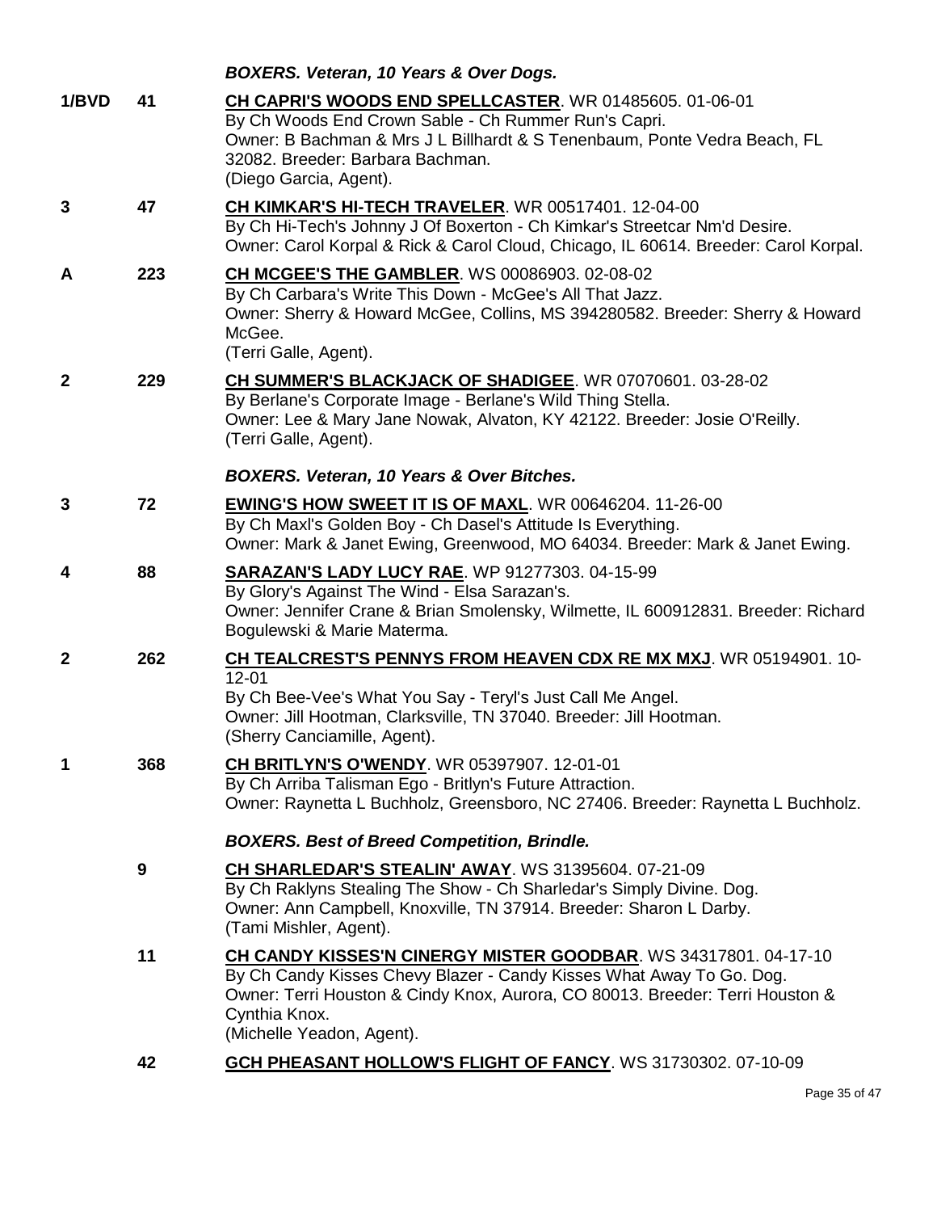### *BOXERS. Veteran, 10 Years & Over Dogs.*

**1/BVD** **41** **CH CAPRI'S WOODS END SPELLCASTER**. WR 01485605. 01-06-01
By Ch Woods End Crown Sable - Ch Rummer Run's Capri.
Owner: B Bachman & Mrs J L Billhardt & S Tenenbaum, Ponte Vedra Beach, FL 32082. Breeder: Barbara Bachman.
(Diego Garcia, Agent).

**3** **47** **CH KIMKAR'S HI-TECH TRAVELER**. WR 00517401. 12-04-00
By Ch Hi-Tech's Johnny J Of Boxerton - Ch Kimkar's Streetcar Nm'd Desire.
Owner: Carol Korpal & Rick & Carol Cloud, Chicago, IL 60614. Breeder: Carol Korpal.

**A** **223** **CH MCGEE'S THE GAMBLER**. WS 00086903. 02-08-02
By Ch Carbara's Write This Down - McGee's All That Jazz.
Owner: Sherry & Howard McGee, Collins, MS 394280582. Breeder: Sherry & Howard McGee.
(Terri Galle, Agent).

**2** **229** **CH SUMMER'S BLACKJACK OF SHADIGEE**. WR 07070601. 03-28-02
By Berlane's Corporate Image - Berlane's Wild Thing Stella.
Owner: Lee & Mary Jane Nowak, Alvaton, KY 42122. Breeder: Josie O'Reilly.
(Terri Galle, Agent).

### *BOXERS. Veteran, 10 Years & Over Bitches.*

**3** **72** **EWING'S HOW SWEET IT IS OF MAXL**. WR 00646204. 11-26-00
By Ch Maxl's Golden Boy - Ch Dasel's Attitude Is Everything.
Owner: Mark & Janet Ewing, Greenwood, MO 64034. Breeder: Mark & Janet Ewing.

**4** **88** **SARAZAN'S LADY LUCY RAE**. WP 91277303. 04-15-99
By Glory's Against The Wind - Elsa Sarazan's.
Owner: Jennifer Crane & Brian Smolensky, Wilmette, IL 600912831. Breeder: Richard Bogulewski & Marie Materma.

**2** **262** **CH TEALCREST'S PENNYS FROM HEAVEN CDX RE MX MXJ**. WR 05194901. 10-12-01
By Ch Bee-Vee's What You Say - Teryl's Just Call Me Angel.
Owner: Jill Hootman, Clarksville, TN 37040. Breeder: Jill Hootman.
(Sherry Canciamille, Agent).

**1** **368** **CH BRITLYN'S O'WENDY**. WR 05397907. 12-01-01
By Ch Arriba Talisman Ego - Britlyn's Future Attraction.
Owner: Raynetta L Buchholz, Greensboro, NC 27406. Breeder: Raynetta L Buchholz.

### *BOXERS. Best of Breed Competition, Brindle.*

**9** **CH SHARLEDAR'S STEALIN' AWAY**. WS 31395604. 07-21-09
By Ch Raklyns Stealing The Show - Ch Sharledar's Simply Divine. Dog.
Owner: Ann Campbell, Knoxville, TN 37914. Breeder: Sharon L Darby.
(Tami Mishler, Agent).

**11** **CH CANDY KISSES'N CINERGY MISTER GOODBAR**. WS 34317801. 04-17-10
By Ch Candy Kisses Chevy Blazer - Candy Kisses What Away To Go. Dog.
Owner: Terri Houston & Cindy Knox, Aurora, CO 80013. Breeder: Terri Houston & Cynthia Knox.
(Michelle Yeadon, Agent).

**42** **GCH PHEASANT HOLLOW'S FLIGHT OF FANCY**. WS 31730302. 07-10-09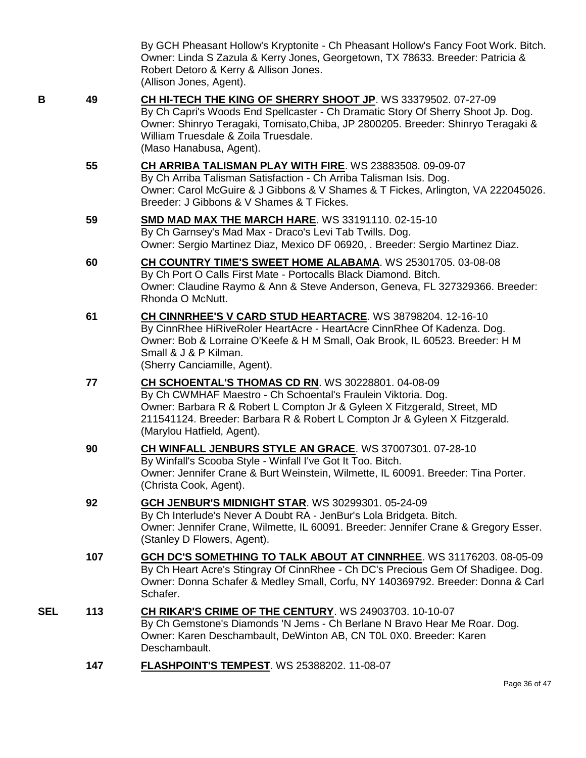By GCH Pheasant Hollow's Kryptonite - Ch Pheasant Hollow's Fancy Foot Work. Bitch. Owner: Linda S Zazula & Kerry Jones, Georgetown, TX 78633. Breeder: Patricia & Robert Detoro & Kerry & Allison Jones.
(Allison Jones, Agent).

**B** **49** **CH HI-TECH THE KING OF SHERRY SHOOT JP**. WS 33379502. 07-27-09
By Ch Capri's Woods End Spellcaster - Ch Dramatic Story Of Sherry Shoot Jp. Dog. Owner: Shinryo Teragaki, Tomisato,Chiba, JP 2800205. Breeder: Shinryo Teragaki & William Truesdale & Zoila Truesdale.
(Maso Hanabusa, Agent).

**55** **CH ARRIBA TALISMAN PLAY WITH FIRE**. WS 23883508. 09-09-07
By Ch Arriba Talisman Satisfaction - Ch Arriba Talisman Isis. Dog.
Owner: Carol McGuire & J Gibbons & V Shames & T Fickes, Arlington, VA 222045026. Breeder: J Gibbons & V Shames & T Fickes.

**59** **SMD MAD MAX THE MARCH HARE**. WS 33191110. 02-15-10
By Ch Garnsey's Mad Max - Draco's Levi Tab Twills. Dog.
Owner: Sergio Martinez Diaz, Mexico DF 06920, . Breeder: Sergio Martinez Diaz.

**60** **CH COUNTRY TIME'S SWEET HOME ALABAMA**. WS 25301705. 03-08-08
By Ch Port O Calls First Mate - Portocalls Black Diamond. Bitch.
Owner: Claudine Raymo & Ann & Steve Anderson, Geneva, FL 327329366. Breeder: Rhonda O McNutt.

**61** **CH CINNRHEE'S V CARD STUD HEARTACRE**. WS 38798204. 12-16-10
By CinnRhee HiRiveRoler HeartAcre - HeartAcre CinnRhee Of Kadenza. Dog.
Owner: Bob & Lorraine O'Keefe & H M Small, Oak Brook, IL 60523. Breeder: H M Small & J & P Kilman.
(Sherry Canciamille, Agent).

**77** **CH SCHOENTAL'S THOMAS CD RN**. WS 30228801. 04-08-09
By Ch CWMHAF Maestro - Ch Schoental's Fraulein Viktoria. Dog.
Owner: Barbara R & Robert L Compton Jr & Gyleen X Fitzgerald, Street, MD 211541124. Breeder: Barbara R & Robert L Compton Jr & Gyleen X Fitzgerald.
(Marylou Hatfield, Agent).

**90** **CH WINFALL JENBURS STYLE AN GRACE**. WS 37007301. 07-28-10
By Winfall's Scooba Style - Winfall I've Got It Too. Bitch.
Owner: Jennifer Crane & Burt Weinstein, Wilmette, IL 60091. Breeder: Tina Porter.
(Christa Cook, Agent).

**92** **GCH JENBUR'S MIDNIGHT STAR**. WS 30299301. 05-24-09
By Ch Interlude's Never A Doubt RA - JenBur's Lola Bridgeta. Bitch.
Owner: Jennifer Crane, Wilmette, IL 60091. Breeder: Jennifer Crane & Gregory Esser.
(Stanley D Flowers, Agent).

**107** **GCH DC'S SOMETHING TO TALK ABOUT AT CINNRHEE**. WS 31176203. 08-05-09
By Ch Heart Acre's Stingray Of CinnRhee - Ch DC's Precious Gem Of Shadigee. Dog.
Owner: Donna Schafer & Medley Small, Corfu, NY 140369792. Breeder: Donna & Carl Schafer.

**SEL** **113** **CH RIKAR'S CRIME OF THE CENTURY**. WS 24903703. 10-10-07
By Ch Gemstone's Diamonds 'N Jems - Ch Berlane N Bravo Hear Me Roar. Dog.
Owner: Karen Deschambault, DeWinton AB, CN T0L 0X0. Breeder: Karen Deschambault.

**147** **FLASHPOINT'S TEMPEST**. WS 25388202. 11-08-07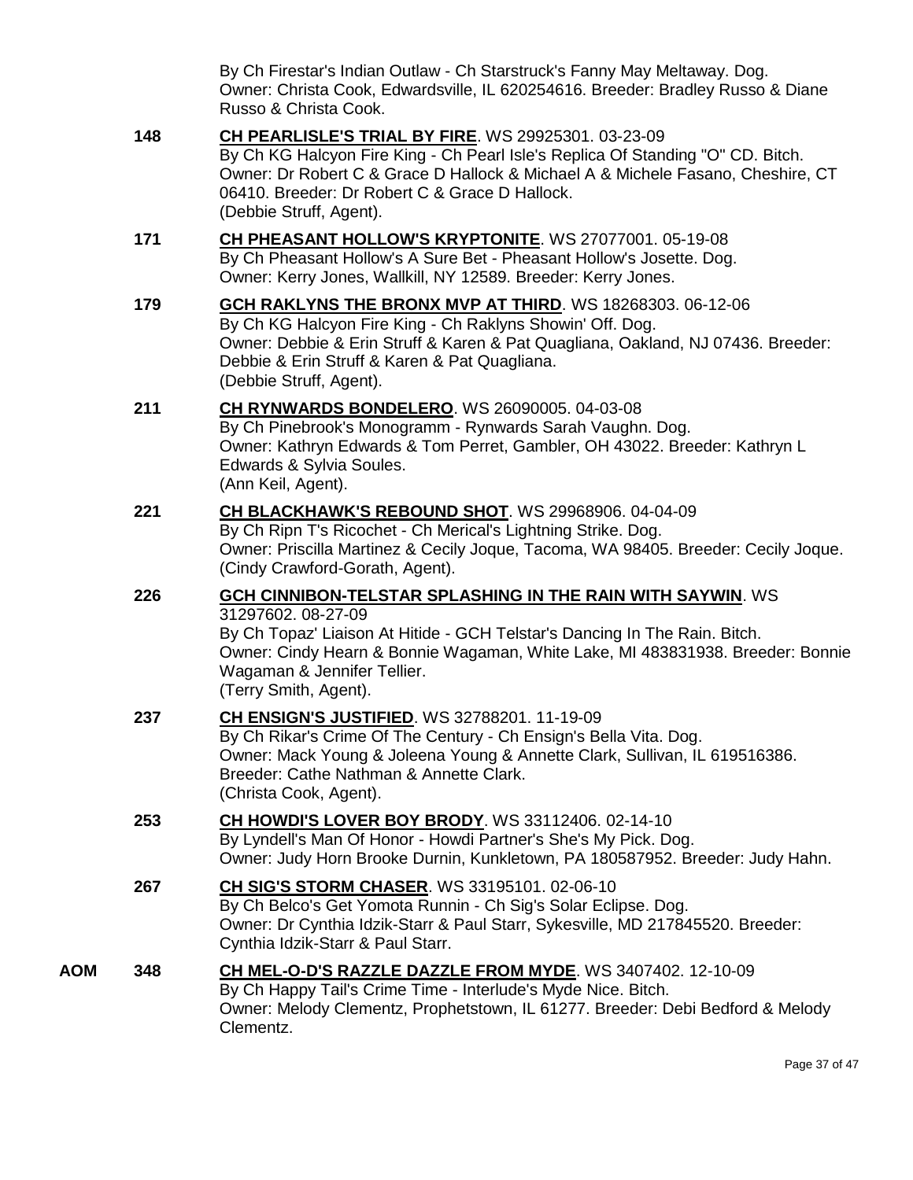By Ch Firestar's Indian Outlaw - Ch Starstruck's Fanny May Meltaway. Dog. Owner: Christa Cook, Edwardsville, IL 620254616. Breeder: Bradley Russo & Diane Russo & Christa Cook.

**148** **CH PEARLISLE'S TRIAL BY FIRE**. WS 29925301. 03-23-09
By Ch KG Halcyon Fire King - Ch Pearl Isle's Replica Of Standing "O" CD. Bitch. Owner: Dr Robert C & Grace D Hallock & Michael A & Michele Fasano, Cheshire, CT 06410. Breeder: Dr Robert C & Grace D Hallock.
(Debbie Struff, Agent).

**171** **CH PHEASANT HOLLOW'S KRYPTONITE**. WS 27077001. 05-19-08
By Ch Pheasant Hollow's A Sure Bet - Pheasant Hollow's Josette. Dog. Owner: Kerry Jones, Wallkill, NY 12589. Breeder: Kerry Jones.

**179** **GCH RAKLYNS THE BRONX MVP AT THIRD**. WS 18268303. 06-12-06
By Ch KG Halcyon Fire King - Ch Raklyns Showin' Off. Dog. Owner: Debbie & Erin Struff & Karen & Pat Quagliana, Oakland, NJ 07436. Breeder: Debbie & Erin Struff & Karen & Pat Quagliana.
(Debbie Struff, Agent).

**211** **CH RYNWARDS BONDELERO**. WS 26090005. 04-03-08
By Ch Pinebrook's Monogramm - Rynwards Sarah Vaughn. Dog. Owner: Kathryn Edwards & Tom Perret, Gambler, OH 43022. Breeder: Kathryn L Edwards & Sylvia Soules.
(Ann Keil, Agent).

**221** **CH BLACKHAWK'S REBOUND SHOT**. WS 29968906. 04-04-09
By Ch Ripn T's Ricochet - Ch Merical's Lightning Strike. Dog. Owner: Priscilla Martinez & Cecily Joque, Tacoma, WA 98405. Breeder: Cecily Joque.
(Cindy Crawford-Gorath, Agent).

**226** **GCH CINNIBON-TELSTAR SPLASHING IN THE RAIN WITH SAYWIN**. WS 31297602. 08-27-09
By Ch Topaz' Liaison At Hitide - GCH Telstar's Dancing In The Rain. Bitch. Owner: Cindy Hearn & Bonnie Wagaman, White Lake, MI 483831938. Breeder: Bonnie Wagaman & Jennifer Tellier.
(Terry Smith, Agent).

**237** **CH ENSIGN'S JUSTIFIED**. WS 32788201. 11-19-09
By Ch Rikar's Crime Of The Century - Ch Ensign's Bella Vita. Dog. Owner: Mack Young & Joleena Young & Annette Clark, Sullivan, IL 619516386. Breeder: Cathe Nathman & Annette Clark.
(Christa Cook, Agent).

**253** **CH HOWDI'S LOVER BOY BRODY**. WS 33112406. 02-14-10
By Lyndell's Man Of Honor - Howdi Partner's She's My Pick. Dog. Owner: Judy Horn Brooke Durnin, Kunkletown, PA 180587952. Breeder: Judy Hahn.

**267** **CH SIG'S STORM CHASER**. WS 33195101. 02-06-10
By Ch Belco's Get Yomota Runnin - Ch Sig's Solar Eclipse. Dog. Owner: Dr Cynthia Idzik-Starr & Paul Starr, Sykesville, MD 217845520. Breeder: Cynthia Idzik-Starr & Paul Starr.

**AOM** **348** **CH MEL-O-D'S RAZZLE DAZZLE FROM MYDE**. WS 3407402. 12-10-09
By Ch Happy Tail's Crime Time - Interlude's Myde Nice. Bitch. Owner: Melody Clementz, Prophetstown, IL 61277. Breeder: Debi Bedford & Melody Clementz.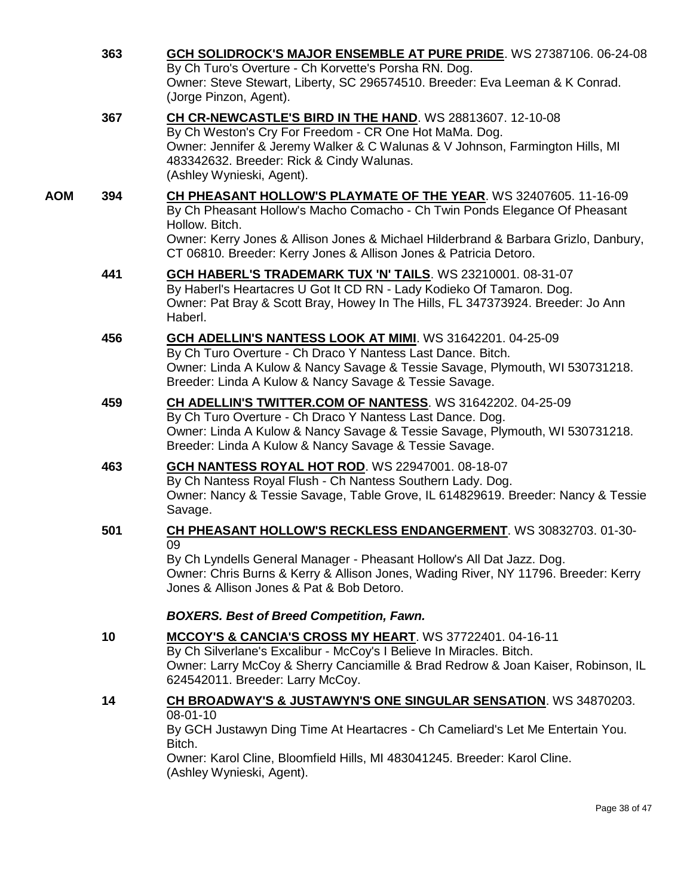363 **GCH SOLIDROCK'S MAJOR ENSEMBLE AT PURE PRIDE**. WS 27387106. 06-24-08
By Ch Turo's Overture - Ch Korvette's Porsha RN. Dog.
Owner: Steve Stewart, Liberty, SC 296574510. Breeder: Eva Leeman & K Conrad.
(Jorge Pinzon, Agent).

367 **CH CR-NEWCASTLE'S BIRD IN THE HAND**. WS 28813607. 12-10-08
By Ch Weston's Cry For Freedom - CR One Hot MaMa. Dog.
Owner: Jennifer & Jeremy Walker & C Walunas & V Johnson, Farmington Hills, MI 483342632. Breeder: Rick & Cindy Walunas.
(Ashley Wynieski, Agent).

AOM 394 **CH PHEASANT HOLLOW'S PLAYMATE OF THE YEAR**. WS 32407605. 11-16-09
By Ch Pheasant Hollow's Macho Comacho - Ch Twin Ponds Elegance Of Pheasant Hollow. Bitch.
Owner: Kerry Jones & Allison Jones & Michael Hilderbrand & Barbara Grizlo, Danbury, CT 06810. Breeder: Kerry Jones & Allison Jones & Patricia Detoro.

441 **GCH HABERL'S TRADEMARK TUX 'N' TAILS**. WS 23210001. 08-31-07
By Haberl's Heartacres U Got It CD RN - Lady Kodieko Of Tamaron. Dog.
Owner: Pat Bray & Scott Bray, Howey In The Hills, FL 347373924. Breeder: Jo Ann Haberl.

456 **GCH ADELLIN'S NANTESS LOOK AT MIMI**. WS 31642201. 04-25-09
By Ch Turo Overture - Ch Draco Y Nantess Last Dance. Bitch.
Owner: Linda A Kulow & Nancy Savage & Tessie Savage, Plymouth, WI 530731218. Breeder: Linda A Kulow & Nancy Savage & Tessie Savage.

459 **CH ADELLIN'S TWITTER.COM OF NANTESS**. WS 31642202. 04-25-09
By Ch Turo Overture - Ch Draco Y Nantess Last Dance. Dog.
Owner: Linda A Kulow & Nancy Savage & Tessie Savage, Plymouth, WI 530731218. Breeder: Linda A Kulow & Nancy Savage & Tessie Savage.

463 **GCH NANTESS ROYAL HOT ROD**. WS 22947001. 08-18-07
By Ch Nantess Royal Flush - Ch Nantess Southern Lady. Dog.
Owner: Nancy & Tessie Savage, Table Grove, IL 614829619. Breeder: Nancy & Tessie Savage.

501 **CH PHEASANT HOLLOW'S RECKLESS ENDANGERMENT**. WS 30832703. 01-30-09
By Ch Lyndells General Manager - Pheasant Hollow's All Dat Jazz. Dog.
Owner: Chris Burns & Kerry & Allison Jones, Wading River, NY 11796. Breeder: Kerry Jones & Allison Jones & Pat & Bob Detoro.

***BOXERS. Best of Breed Competition, Fawn.***

10 **MCCOY'S & CANCIA'S CROSS MY HEART**. WS 37722401. 04-16-11
By Ch Silverlane's Excalibur - McCoy's I Believe In Miracles. Bitch.
Owner: Larry McCoy & Sherry Canciamille & Brad Redrow & Joan Kaiser, Robinson, IL 624542011. Breeder: Larry McCoy.

14 **CH BROADWAY'S & JUSTAWYN'S ONE SINGULAR SENSATION**. WS 34870203. 08-01-10
By GCH Justawyn Ding Time At Heartacres - Ch Cameliard's Let Me Entertain You. Bitch.
Owner: Karol Cline, Bloomfield Hills, MI 483041245. Breeder: Karol Cline.
(Ashley Wynieski, Agent).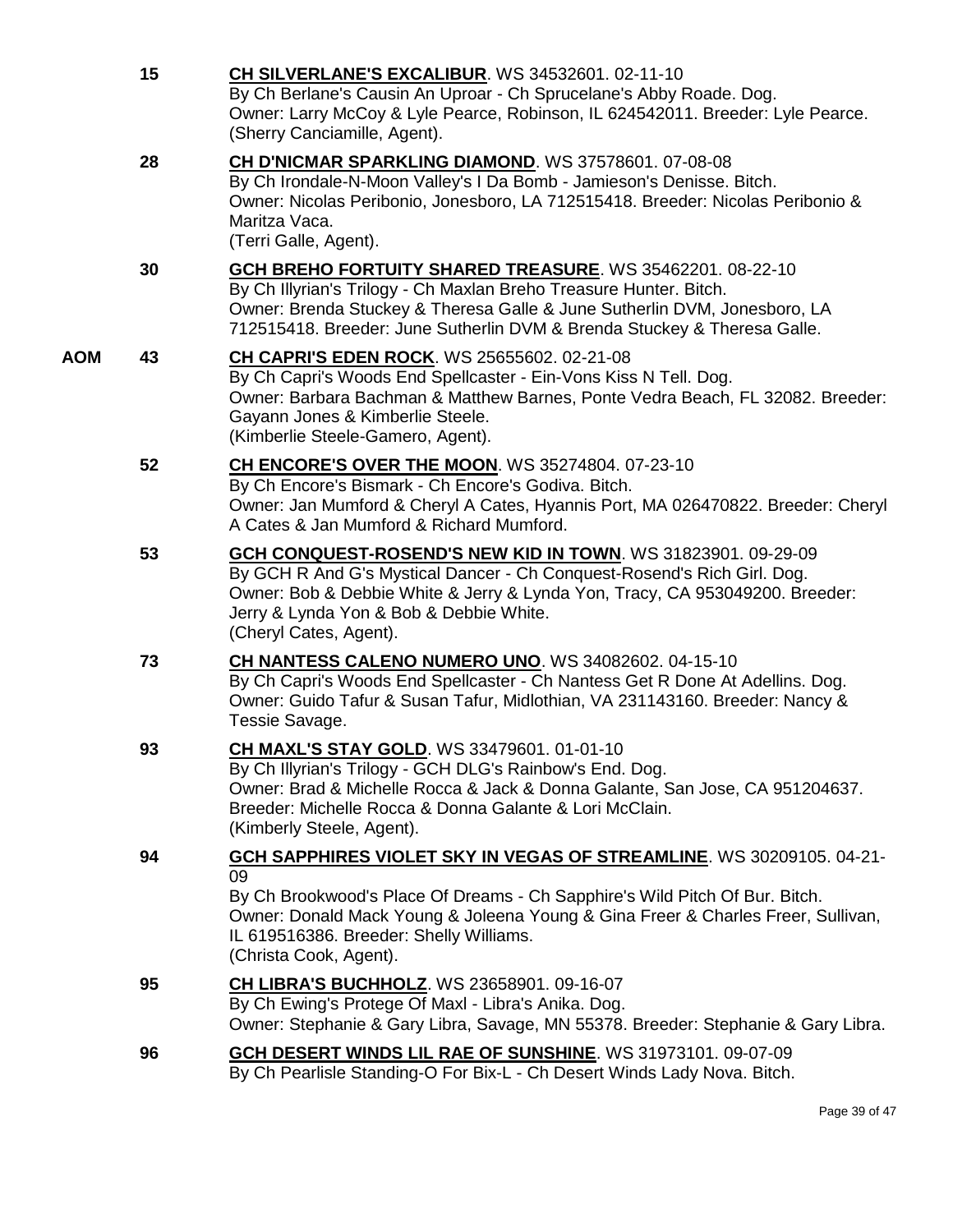**15** **CH SILVERLANE'S EXCALIBUR**. WS 34532601. 02-11-10
By Ch Berlane's Causin An Uproar - Ch Sprucelane's Abby Roade. Dog.
Owner: Larry McCoy & Lyle Pearce, Robinson, IL 624542011. Breeder: Lyle Pearce.
(Sherry Canciamille, Agent).

**28** **CH D'NICMAR SPARKLING DIAMOND**. WS 37578601. 07-08-08
By Ch Irondale-N-Moon Valley's I Da Bomb - Jamieson's Denisse. Bitch.
Owner: Nicolas Peribonio, Jonesboro, LA 712515418. Breeder: Nicolas Peribonio & Maritza Vaca.
(Terri Galle, Agent).

**30** **GCH BREHO FORTUITY SHARED TREASURE**. WS 35462201. 08-22-10
By Ch Illyrian's Trilogy - Ch Maxlan Breho Treasure Hunter. Bitch.
Owner: Brenda Stuckey & Theresa Galle & June Sutherlin DVM, Jonesboro, LA 712515418. Breeder: June Sutherlin DVM & Brenda Stuckey & Theresa Galle.

**AOM** **43** **CH CAPRI'S EDEN ROCK**. WS 25655602. 02-21-08
By Ch Capri's Woods End Spellcaster - Ein-Vons Kiss N Tell. Dog.
Owner: Barbara Bachman & Matthew Barnes, Ponte Vedra Beach, FL 32082. Breeder: Gayann Jones & Kimberlie Steele.
(Kimberlie Steele-Gamero, Agent).

**52** **CH ENCORE'S OVER THE MOON**. WS 35274804. 07-23-10
By Ch Encore's Bismark - Ch Encore's Godiva. Bitch.
Owner: Jan Mumford & Cheryl A Cates, Hyannis Port, MA 026470822. Breeder: Cheryl A Cates & Jan Mumford & Richard Mumford.

**53** **GCH CONQUEST-ROSEND'S NEW KID IN TOWN**. WS 31823901. 09-29-09
By GCH R And G's Mystical Dancer - Ch Conquest-Rosend's Rich Girl. Dog.
Owner: Bob & Debbie White & Jerry & Lynda Yon, Tracy, CA 953049200. Breeder: Jerry & Lynda Yon & Bob & Debbie White.
(Cheryl Cates, Agent).

**73** **CH NANTESS CALENO NUMERO UNO**. WS 34082602. 04-15-10
By Ch Capri's Woods End Spellcaster - Ch Nantess Get R Done At Adellins. Dog.
Owner: Guido Tafur & Susan Tafur, Midlothian, VA 231143160. Breeder: Nancy & Tessie Savage.

**93** **CH MAXL'S STAY GOLD**. WS 33479601. 01-01-10
By Ch Illyrian's Trilogy - GCH DLG's Rainbow's End. Dog.
Owner: Brad & Michelle Rocca & Jack & Donna Galante, San Jose, CA 951204637. Breeder: Michelle Rocca & Donna Galante & Lori McClain.
(Kimberly Steele, Agent).

**94** **GCH SAPPHIRES VIOLET SKY IN VEGAS OF STREAMLINE**. WS 30209105. 04-21-09
By Ch Brookwood's Place Of Dreams - Ch Sapphire's Wild Pitch Of Bur. Bitch.
Owner: Donald Mack Young & Joleena Young & Gina Freer & Charles Freer, Sullivan, IL 619516386. Breeder: Shelly Williams.
(Christa Cook, Agent).

**95** **CH LIBRA'S BUCHHOLZ**. WS 23658901. 09-16-07
By Ch Ewing's Protege Of Maxl - Libra's Anika. Dog.
Owner: Stephanie & Gary Libra, Savage, MN 55378. Breeder: Stephanie & Gary Libra.

**96** **GCH DESERT WINDS LIL RAE OF SUNSHINE**. WS 31973101. 09-07-09
By Ch Pearlisle Standing-O For Bix-L - Ch Desert Winds Lady Nova. Bitch.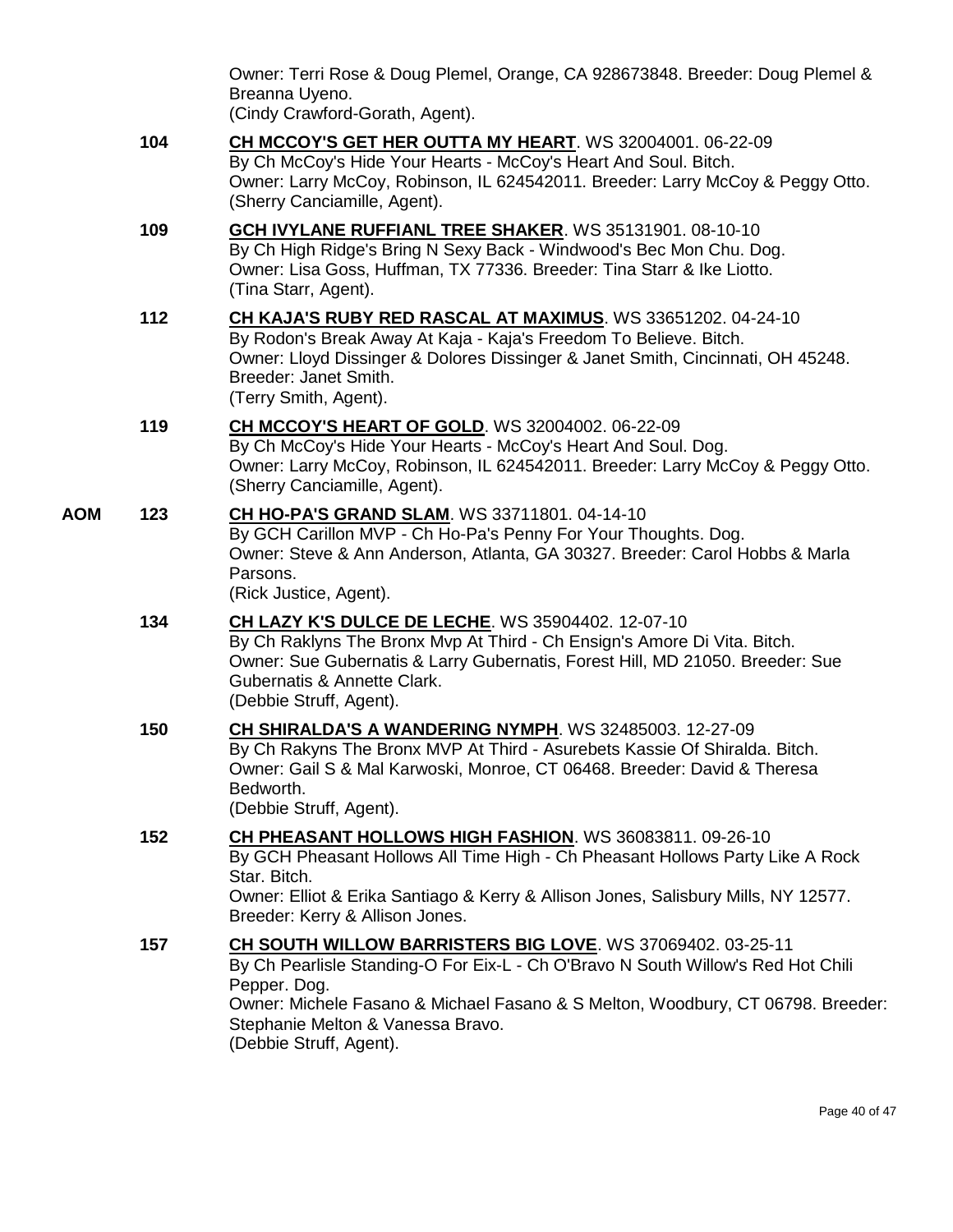Owner: Terri Rose & Doug Plemel, Orange, CA 928673848. Breeder: Doug Plemel & Breanna Uyeno.
(Cindy Crawford-Gorath, Agent).

**104** **CH MCCOY'S GET HER OUTTA MY HEART**. WS 32004001. 06-22-09
By Ch McCoy's Hide Your Hearts - McCoy's Heart And Soul. Bitch.
Owner: Larry McCoy, Robinson, IL 624542011. Breeder: Larry McCoy & Peggy Otto.
(Sherry Canciamille, Agent).

**109** **GCH IVYLANE RUFFIANL TREE SHAKER**. WS 35131901. 08-10-10
By Ch High Ridge's Bring N Sexy Back - Windwood's Bec Mon Chu. Dog.
Owner: Lisa Goss, Huffman, TX 77336. Breeder: Tina Starr & Ike Liotto.
(Tina Starr, Agent).

**112** **CH KAJA'S RUBY RED RASCAL AT MAXIMUS**. WS 33651202. 04-24-10
By Rodon's Break Away At Kaja - Kaja's Freedom To Believe. Bitch.
Owner: Lloyd Dissinger & Dolores Dissinger & Janet Smith, Cincinnati, OH 45248.
Breeder: Janet Smith.
(Terry Smith, Agent).

**119** **CH MCCOY'S HEART OF GOLD**. WS 32004002. 06-22-09
By Ch McCoy's Hide Your Hearts - McCoy's Heart And Soul. Dog.
Owner: Larry McCoy, Robinson, IL 624542011. Breeder: Larry McCoy & Peggy Otto.
(Sherry Canciamille, Agent).

**AOM** **123** **CH HO-PA'S GRAND SLAM**. WS 33711801. 04-14-10
By GCH Carillon MVP - Ch Ho-Pa's Penny For Your Thoughts. Dog.
Owner: Steve & Ann Anderson, Atlanta, GA 30327. Breeder: Carol Hobbs & Marla Parsons.
(Rick Justice, Agent).

**134** **CH LAZY K'S DULCE DE LECHE**. WS 35904402. 12-07-10
By Ch Raklyns The Bronx Mvp At Third - Ch Ensign's Amore Di Vita. Bitch.
Owner: Sue Gubernatis & Larry Gubernatis, Forest Hill, MD 21050. Breeder: Sue Gubernatis & Annette Clark.
(Debbie Struff, Agent).

**150** **CH SHIRALDA'S A WANDERING NYMPH**. WS 32485003. 12-27-09
By Ch Rakyns The Bronx MVP At Third - Asurebets Kassie Of Shiralda. Bitch.
Owner: Gail S & Mal Karwoski, Monroe, CT 06468. Breeder: David & Theresa Bedworth.
(Debbie Struff, Agent).

**152** **CH PHEASANT HOLLOWS HIGH FASHION**. WS 36083811. 09-26-10
By GCH Pheasant Hollows All Time High - Ch Pheasant Hollows Party Like A Rock Star. Bitch.
Owner: Elliot & Erika Santiago & Kerry & Allison Jones, Salisbury Mills, NY 12577.
Breeder: Kerry & Allison Jones.

**157** **CH SOUTH WILLOW BARRISTERS BIG LOVE**. WS 37069402. 03-25-11
By Ch Pearlisle Standing-O For Eix-L - Ch O'Bravo N South Willow's Red Hot Chili Pepper. Dog.
Owner: Michele Fasano & Michael Fasano & S Melton, Woodbury, CT 06798. Breeder: Stephanie Melton & Vanessa Bravo.
(Debbie Struff, Agent).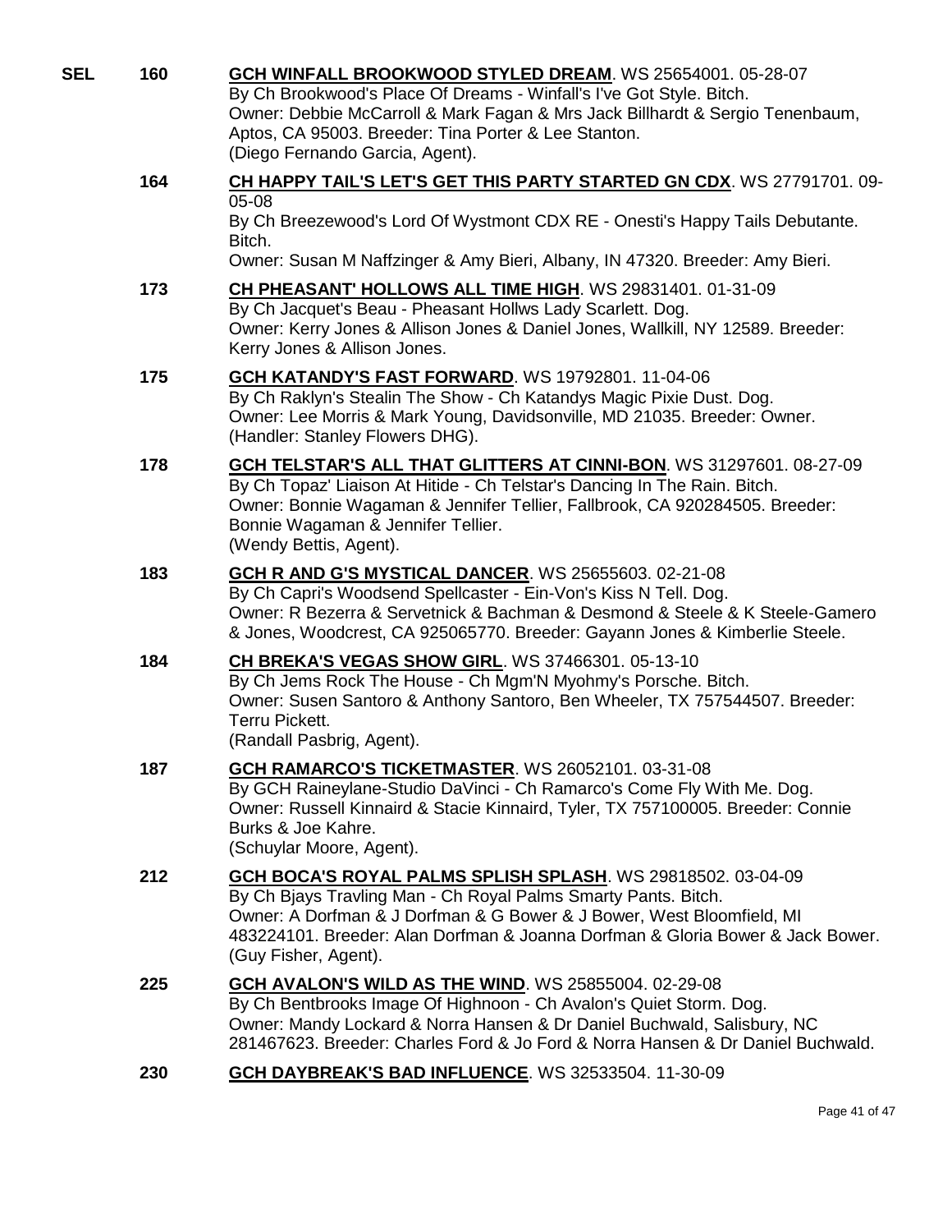**SEL** 160 **GCH WINFALL BROOKWOOD STYLED DREAM**. WS 25654001. 05-28-07
By Ch Brookwood's Place Of Dreams - Winfall's I've Got Style. Bitch.
Owner: Debbie McCarroll & Mark Fagan & Mrs Jack Billhardt & Sergio Tenenbaum, Aptos, CA 95003. Breeder: Tina Porter & Lee Stanton.
(Diego Fernando Garcia, Agent).

164 **CH HAPPY TAIL'S LET'S GET THIS PARTY STARTED GN CDX**. WS 27791701. 09-05-08
By Ch Breezewood's Lord Of Wystmont CDX RE - Onesti's Happy Tails Debutante. Bitch.
Owner: Susan M Naffzinger & Amy Bieri, Albany, IN 47320. Breeder: Amy Bieri.

173 **CH PHEASANT' HOLLOWS ALL TIME HIGH**. WS 29831401. 01-31-09
By Ch Jacquet's Beau - Pheasant Hollws Lady Scarlett. Dog.
Owner: Kerry Jones & Allison Jones & Daniel Jones, Wallkill, NY 12589. Breeder: Kerry Jones & Allison Jones.

175 **GCH KATANDY'S FAST FORWARD**. WS 19792801. 11-04-06
By Ch Raklyn's Stealin The Show - Ch Katandys Magic Pixie Dust. Dog.
Owner: Lee Morris & Mark Young, Davidsonville, MD 21035. Breeder: Owner.
(Handler: Stanley Flowers DHG).

178 **GCH TELSTAR'S ALL THAT GLITTERS AT CINNI-BON**. WS 31297601. 08-27-09
By Ch Topaz' Liaison At Hitide - Ch Telstar's Dancing In The Rain. Bitch.
Owner: Bonnie Wagaman & Jennifer Tellier, Fallbrook, CA 920284505. Breeder: Bonnie Wagaman & Jennifer Tellier.
(Wendy Bettis, Agent).

183 **GCH R AND G'S MYSTICAL DANCER**. WS 25655603. 02-21-08
By Ch Capri's Woodsend Spellcaster - Ein-Von's Kiss N Tell. Dog.
Owner: R Bezerra & Servetnick & Bachman & Desmond & Steele & K Steele-Gamero & Jones, Woodcrest, CA 925065770. Breeder: Gayann Jones & Kimberlie Steele.

184 **CH BREKA'S VEGAS SHOW GIRL**. WS 37466301. 05-13-10
By Ch Jems Rock The House - Ch Mgm'N Myohmy's Porsche. Bitch.
Owner: Susen Santoro & Anthony Santoro, Ben Wheeler, TX 757544507. Breeder: Terru Pickett.
(Randall Pasbrig, Agent).

187 **GCH RAMARCO'S TICKETMASTER**. WS 26052101. 03-31-08
By GCH Raineylane-Studio DaVinci - Ch Ramarco's Come Fly With Me. Dog.
Owner: Russell Kinnaird & Stacie Kinnaird, Tyler, TX 757100005. Breeder: Connie Burks & Joe Kahre.
(Schuylar Moore, Agent).

212 **GCH BOCA'S ROYAL PALMS SPLISH SPLASH**. WS 29818502. 03-04-09
By Ch Bjays Travling Man - Ch Royal Palms Smarty Pants. Bitch.
Owner: A Dorfman & J Dorfman & G Bower & J Bower, West Bloomfield, MI 483224101. Breeder: Alan Dorfman & Joanna Dorfman & Gloria Bower & Jack Bower.
(Guy Fisher, Agent).

225 **GCH AVALON'S WILD AS THE WIND**. WS 25855004. 02-29-08
By Ch Bentbrooks Image Of Highnoon - Ch Avalon's Quiet Storm. Dog.
Owner: Mandy Lockard & Norra Hansen & Dr Daniel Buchwald, Salisbury, NC 281467623. Breeder: Charles Ford & Jo Ford & Norra Hansen & Dr Daniel Buchwald.

230 **GCH DAYBREAK'S BAD INFLUENCE**. WS 32533504. 11-30-09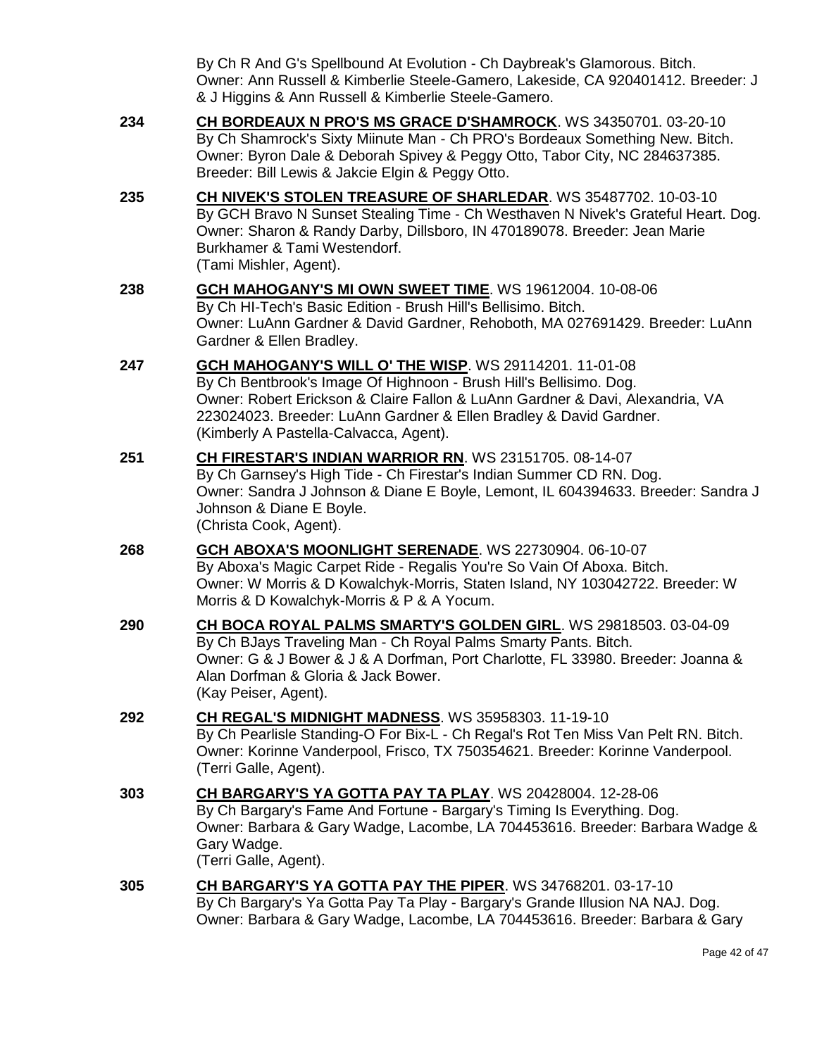By Ch R And G's Spellbound At Evolution - Ch Daybreak's Glamorous. Bitch. Owner: Ann Russell & Kimberlie Steele-Gamero, Lakeside, CA 920401412. Breeder: J & J Higgins & Ann Russell & Kimberlie Steele-Gamero.

**234** **CH BORDEAUX N PRO'S MS GRACE D'SHAMROCK**. WS 34350701. 03-20-10
By Ch Shamrock's Sixty Miinute Man - Ch PRO's Bordeaux Something New. Bitch. Owner: Byron Dale & Deborah Spivey & Peggy Otto, Tabor City, NC 284637385. Breeder: Bill Lewis & Jakcie Elgin & Peggy Otto.

**235** **CH NIVEK'S STOLEN TREASURE OF SHARLEDAR**. WS 35487702. 10-03-10
By GCH Bravo N Sunset Stealing Time - Ch Westhaven N Nivek's Grateful Heart. Dog. Owner: Sharon & Randy Darby, Dillsboro, IN 470189078. Breeder: Jean Marie Burkhamer & Tami Westendorf.
(Tami Mishler, Agent).

**238** **GCH MAHOGANY'S MI OWN SWEET TIME**. WS 19612004. 10-08-06
By Ch HI-Tech's Basic Edition - Brush Hill's Bellisimo. Bitch. Owner: LuAnn Gardner & David Gardner, Rehoboth, MA 027691429. Breeder: LuAnn Gardner & Ellen Bradley.

**247** **GCH MAHOGANY'S WILL O' THE WISP**. WS 29114201. 11-01-08
By Ch Bentbrook's Image Of Highnoon - Brush Hill's Bellisimo. Dog. Owner: Robert Erickson & Claire Fallon & LuAnn Gardner & Davi, Alexandria, VA 223024023. Breeder: LuAnn Gardner & Ellen Bradley & David Gardner.
(Kimberly A Pastella-Calvacca, Agent).

**251** **CH FIRESTAR'S INDIAN WARRIOR RN**. WS 23151705. 08-14-07
By Ch Garnsey's High Tide - Ch Firestar's Indian Summer CD RN. Dog. Owner: Sandra J Johnson & Diane E Boyle, Lemont, IL 604394633. Breeder: Sandra J Johnson & Diane E Boyle.
(Christa Cook, Agent).

**268** **GCH ABOXA'S MOONLIGHT SERENADE**. WS 22730904. 06-10-07
By Aboxa's Magic Carpet Ride - Regalis You're So Vain Of Aboxa. Bitch. Owner: W Morris & D Kowalchyk-Morris, Staten Island, NY 103042722. Breeder: W Morris & D Kowalchyk-Morris & P & A Yocum.

**290** **CH BOCA ROYAL PALMS SMARTY'S GOLDEN GIRL**. WS 29818503. 03-04-09
By Ch BJays Traveling Man - Ch Royal Palms Smarty Pants. Bitch. Owner: G & J Bower & J & A Dorfman, Port Charlotte, FL 33980. Breeder: Joanna & Alan Dorfman & Gloria & Jack Bower.
(Kay Peiser, Agent).

**292** **CH REGAL'S MIDNIGHT MADNESS**. WS 35958303. 11-19-10
By Ch Pearlisle Standing-O For Bix-L - Ch Regal's Rot Ten Miss Van Pelt RN. Bitch. Owner: Korinne Vanderpool, Frisco, TX 750354621. Breeder: Korinne Vanderpool.
(Terri Galle, Agent).

**303** **CH BARGARY'S YA GOTTA PAY TA PLAY**. WS 20428004. 12-28-06
By Ch Bargary's Fame And Fortune - Bargary's Timing Is Everything. Dog. Owner: Barbara & Gary Wadge, Lacombe, LA 704453616. Breeder: Barbara Wadge & Gary Wadge.
(Terri Galle, Agent).

**305** **CH BARGARY'S YA GOTTA PAY THE PIPER**. WS 34768201. 03-17-10
By Ch Bargary's Ya Gotta Pay Ta Play - Bargary's Grande Illusion NA NAJ. Dog. Owner: Barbara & Gary Wadge, Lacombe, LA 704453616. Breeder: Barbara & Gary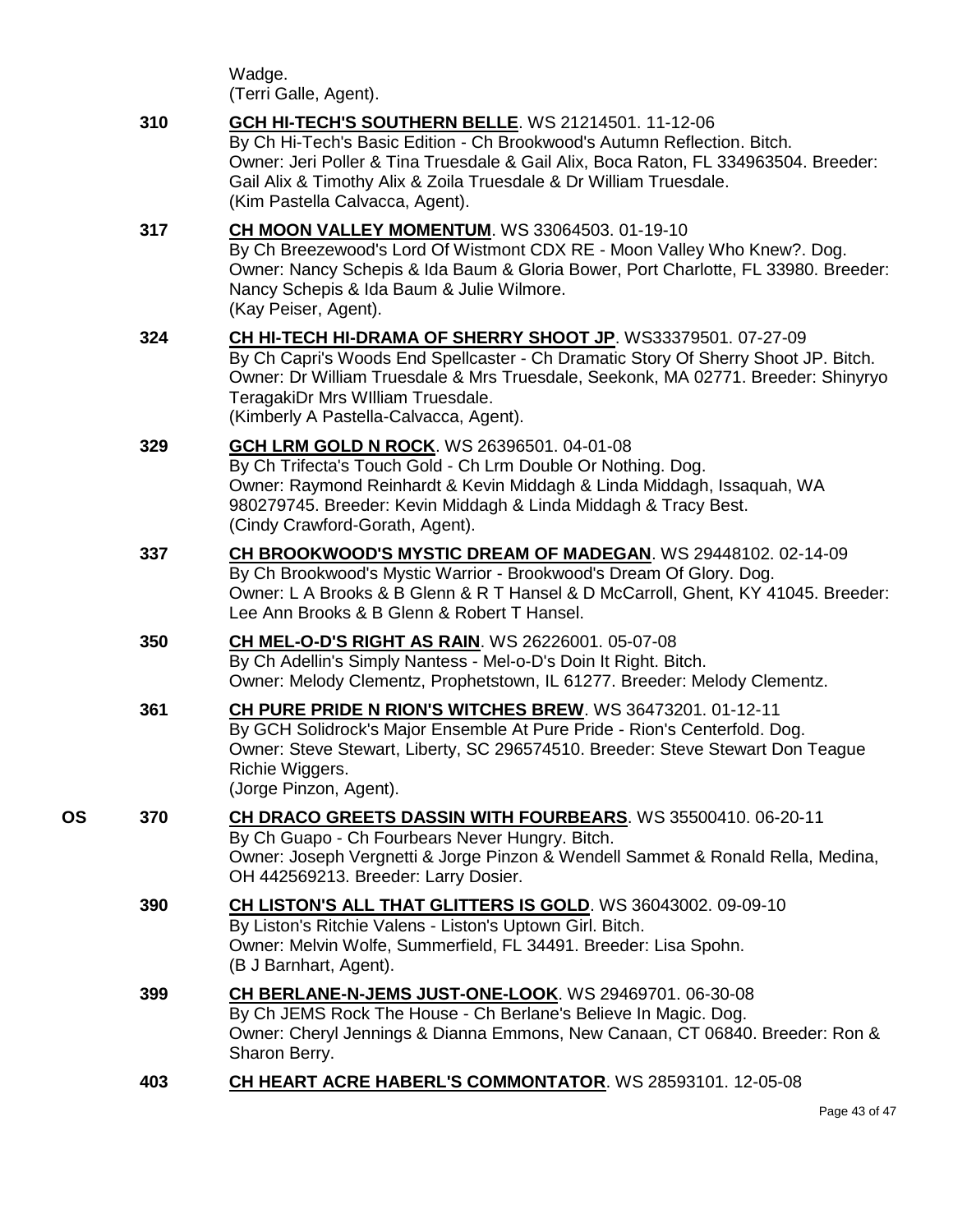Wadge.
(Terri Galle, Agent).

**310** **GCH HI-TECH'S SOUTHERN BELLE**. WS 21214501. 11-12-06
By Ch Hi-Tech's Basic Edition - Ch Brookwood's Autumn Reflection. Bitch.
Owner: Jeri Poller & Tina Truesdale & Gail Alix, Boca Raton, FL 334963504. Breeder: Gail Alix & Timothy Alix & Zoila Truesdale & Dr William Truesdale.
(Kim Pastella Calvacca, Agent).

**317** **CH MOON VALLEY MOMENTUM**. WS 33064503. 01-19-10
By Ch Breezewood's Lord Of Wistmont CDX RE - Moon Valley Who Knew?. Dog.
Owner: Nancy Schepis & Ida Baum & Gloria Bower, Port Charlotte, FL 33980. Breeder: Nancy Schepis & Ida Baum & Julie Wilmore.
(Kay Peiser, Agent).

**324** **CH HI-TECH HI-DRAMA OF SHERRY SHOOT JP**. WS33379501. 07-27-09
By Ch Capri's Woods End Spellcaster - Ch Dramatic Story Of Sherry Shoot JP. Bitch.
Owner: Dr William Truesdale & Mrs Truesdale, Seekonk, MA 02771. Breeder: Shinyryo TeragakiDr Mrs WIlliam Truesdale.
(Kimberly A Pastella-Calvacca, Agent).

**329** **GCH LRM GOLD N ROCK**. WS 26396501. 04-01-08
By Ch Trifecta's Touch Gold - Ch Lrm Double Or Nothing. Dog.
Owner: Raymond Reinhardt & Kevin Middagh & Linda Middagh, Issaquah, WA 980279745. Breeder: Kevin Middagh & Linda Middagh & Tracy Best.
(Cindy Crawford-Gorath, Agent).

**337** **CH BROOKWOOD'S MYSTIC DREAM OF MADEGAN**. WS 29448102. 02-14-09
By Ch Brookwood's Mystic Warrior - Brookwood's Dream Of Glory. Dog.
Owner: L A Brooks & B Glenn & R T Hansel & D McCarroll, Ghent, KY 41045. Breeder: Lee Ann Brooks & B Glenn & Robert T Hansel.

**350** **CH MEL-O-D'S RIGHT AS RAIN**. WS 26226001. 05-07-08
By Ch Adellin's Simply Nantess - Mel-o-D's Doin It Right. Bitch.
Owner: Melody Clementz, Prophetstown, IL 61277. Breeder: Melody Clementz.

**361** **CH PURE PRIDE N RION'S WITCHES BREW**. WS 36473201. 01-12-11
By GCH Solidrock's Major Ensemble At Pure Pride - Rion's Centerfold. Dog.
Owner: Steve Stewart, Liberty, SC 296574510. Breeder: Steve Stewart Don Teague Richie Wiggers.
(Jorge Pinzon, Agent).

**OS** **370** **CH DRACO GREETS DASSIN WITH FOURBEARS**. WS 35500410. 06-20-11
By Ch Guapo - Ch Fourbears Never Hungry. Bitch.
Owner: Joseph Vergnetti & Jorge Pinzon & Wendell Sammet & Ronald Rella, Medina, OH 442569213. Breeder: Larry Dosier.

**390** **CH LISTON'S ALL THAT GLITTERS IS GOLD**. WS 36043002. 09-09-10
By Liston's Ritchie Valens - Liston's Uptown Girl. Bitch.
Owner: Melvin Wolfe, Summerfield, FL 34491. Breeder: Lisa Spohn.
(B J Barnhart, Agent).

**399** **CH BERLANE-N-JEMS JUST-ONE-LOOK**. WS 29469701. 06-30-08
By Ch JEMS Rock The House - Ch Berlane's Believe In Magic. Dog.
Owner: Cheryl Jennings & Dianna Emmons, New Canaan, CT 06840. Breeder: Ron & Sharon Berry.

**403** **CH HEART ACRE HABERL'S COMMONTATOR**. WS 28593101. 12-05-08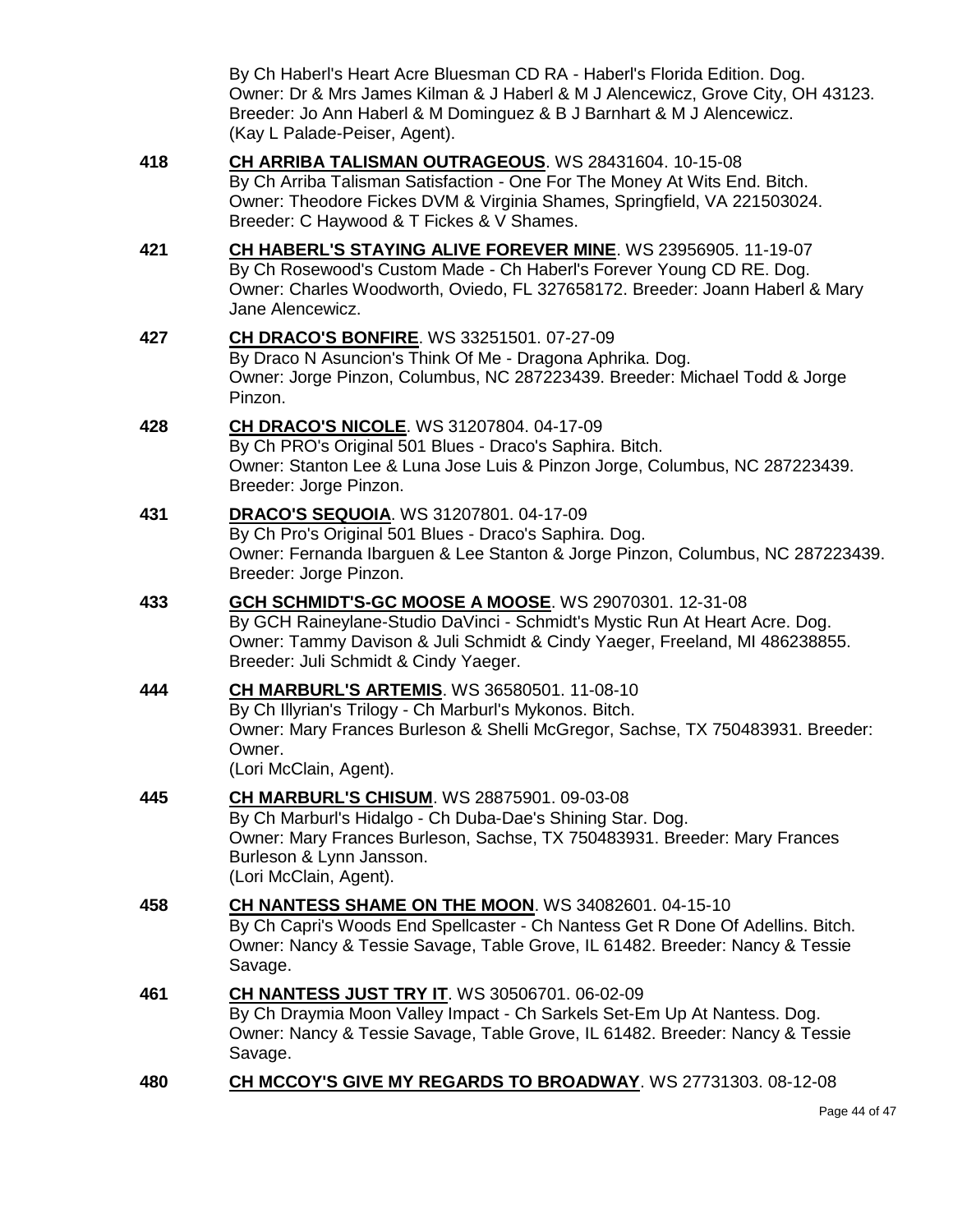By Ch Haberl's Heart Acre Bluesman CD RA - Haberl's Florida Edition. Dog.
Owner: Dr & Mrs James Kilman & J Haberl & M J Alencewicz, Grove City, OH 43123.
Breeder: Jo Ann Haberl & M Dominguez & B J Barnhart & M J Alencewicz.
(Kay L Palade-Peiser, Agent).

**418** **CH ARRIBA TALISMAN OUTRAGEOUS**. WS 28431604. 10-15-08
By Ch Arriba Talisman Satisfaction - One For The Money At Wits End. Bitch.
Owner: Theodore Fickes DVM & Virginia Shames, Springfield, VA 221503024.
Breeder: C Haywood & T Fickes & V Shames.

**421** **CH HABERL'S STAYING ALIVE FOREVER MINE**. WS 23956905. 11-19-07
By Ch Rosewood's Custom Made - Ch Haberl's Forever Young CD RE. Dog.
Owner: Charles Woodworth, Oviedo, FL 327658172. Breeder: Joann Haberl & Mary Jane Alencewicz.

**427** **CH DRACO'S BONFIRE**. WS 33251501. 07-27-09
By Draco N Asuncion's Think Of Me - Dragona Aphrika. Dog.
Owner: Jorge Pinzon, Columbus, NC 287223439. Breeder: Michael Todd & Jorge Pinzon.

**428** **CH DRACO'S NICOLE**. WS 31207804. 04-17-09
By Ch PRO's Original 501 Blues - Draco's Saphira. Bitch.
Owner: Stanton Lee & Luna Jose Luis & Pinzon Jorge, Columbus, NC 287223439.
Breeder: Jorge Pinzon.

**431** **DRACO'S SEQUOIA**. WS 31207801. 04-17-09
By Ch Pro's Original 501 Blues - Draco's Saphira. Dog.
Owner: Fernanda Ibarguen & Lee Stanton & Jorge Pinzon, Columbus, NC 287223439.
Breeder: Jorge Pinzon.

**433** **GCH SCHMIDT'S-GC MOOSE A MOOSE**. WS 29070301. 12-31-08
By GCH Raineylane-Studio DaVinci - Schmidt's Mystic Run At Heart Acre. Dog.
Owner: Tammy Davison & Juli Schmidt & Cindy Yaeger, Freeland, MI 486238855.
Breeder: Juli Schmidt & Cindy Yaeger.

**444** **CH MARBURL'S ARTEMIS**. WS 36580501. 11-08-10
By Ch Illyrian's Trilogy - Ch Marburl's Mykonos. Bitch.
Owner: Mary Frances Burleson & Shelli McGregor, Sachse, TX 750483931. Breeder: Owner.
(Lori McClain, Agent).

**445** **CH MARBURL'S CHISUM**. WS 28875901. 09-03-08
By Ch Marburl's Hidalgo - Ch Duba-Dae's Shining Star. Dog.
Owner: Mary Frances Burleson, Sachse, TX 750483931. Breeder: Mary Frances Burleson & Lynn Jansson.
(Lori McClain, Agent).

**458** **CH NANTESS SHAME ON THE MOON**. WS 34082601. 04-15-10
By Ch Capri's Woods End Spellcaster - Ch Nantess Get R Done Of Adellins. Bitch.
Owner: Nancy & Tessie Savage, Table Grove, IL 61482. Breeder: Nancy & Tessie Savage.

**461** **CH NANTESS JUST TRY IT**. WS 30506701. 06-02-09
By Ch Draymia Moon Valley Impact - Ch Sarkels Set-Em Up At Nantess. Dog.
Owner: Nancy & Tessie Savage, Table Grove, IL 61482. Breeder: Nancy & Tessie Savage.

**480** **CH MCCOY'S GIVE MY REGARDS TO BROADWAY**. WS 27731303. 08-12-08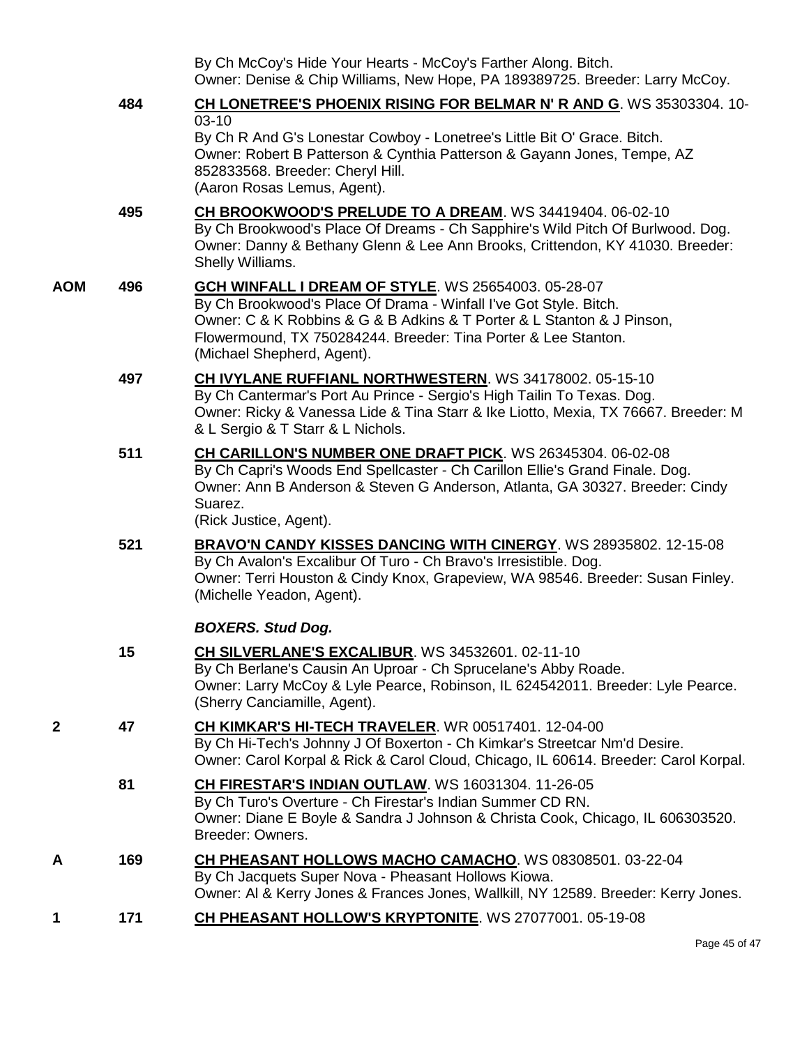By Ch McCoy's Hide Your Hearts - McCoy's Farther Along. Bitch.
Owner: Denise & Chip Williams, New Hope, PA 189389725. Breeder: Larry McCoy.

**484** **CH LONETREE'S PHOENIX RISING FOR BELMAR N' R AND G**. WS 35303304. 10-03-10
By Ch R And G's Lonestar Cowboy - Lonetree's Little Bit O' Grace. Bitch.
Owner: Robert B Patterson & Cynthia Patterson & Gayann Jones, Tempe, AZ 852833568. Breeder: Cheryl Hill.
(Aaron Rosas Lemus, Agent).

**495** **CH BROOKWOOD'S PRELUDE TO A DREAM**. WS 34419404. 06-02-10
By Ch Brookwood's Place Of Dreams - Ch Sapphire's Wild Pitch Of Burlwood. Dog.
Owner: Danny & Bethany Glenn & Lee Ann Brooks, Crittendon, KY 41030. Breeder: Shelly Williams.

**AOM** **496** **GCH WINFALL I DREAM OF STYLE**. WS 25654003. 05-28-07
By Ch Brookwood's Place Of Drama - Winfall I've Got Style. Bitch.
Owner: C & K Robbins & G & B Adkins & T Porter & L Stanton & J Pinson, Flowermound, TX 750284244. Breeder: Tina Porter & Lee Stanton.
(Michael Shepherd, Agent).

**497** **CH IVYLANE RUFFIANL NORTHWESTERN**. WS 34178002. 05-15-10
By Ch Cantermar's Port Au Prince - Sergio's High Tailin To Texas. Dog.
Owner: Ricky & Vanessa Lide & Tina Starr & Ike Liotto, Mexia, TX 76667. Breeder: M & L Sergio & T Starr & L Nichols.

**511** **CH CARILLON'S NUMBER ONE DRAFT PICK**. WS 26345304. 06-02-08
By Ch Capri's Woods End Spellcaster - Ch Carillon Ellie's Grand Finale. Dog.
Owner: Ann B Anderson & Steven G Anderson, Atlanta, GA 30327. Breeder: Cindy Suarez.
(Rick Justice, Agent).

**521** **BRAVO'N CANDY KISSES DANCING WITH CINERGY**. WS 28935802. 12-15-08
By Ch Avalon's Excalibur Of Turo - Ch Bravo's Irresistible. Dog.
Owner: Terri Houston & Cindy Knox, Grapeview, WA 98546. Breeder: Susan Finley.
(Michelle Yeadon, Agent).

***BOXERS. Stud Dog.***

**15** **CH SILVERLANE'S EXCALIBUR**. WS 34532601. 02-11-10
By Ch Berlane's Causin An Uproar - Ch Sprucelane's Abby Roade.
Owner: Larry McCoy & Lyle Pearce, Robinson, IL 624542011. Breeder: Lyle Pearce.
(Sherry Canciamille, Agent).

**2** **47** **CH KIMKAR'S HI-TECH TRAVELER**. WR 00517401. 12-04-00
By Ch Hi-Tech's Johnny J Of Boxerton - Ch Kimkar's Streetcar Nm'd Desire.
Owner: Carol Korpal & Rick & Carol Cloud, Chicago, IL 60614. Breeder: Carol Korpal.

**81** **CH FIRESTAR'S INDIAN OUTLAW**. WS 16031304. 11-26-05
By Ch Turo's Overture - Ch Firestar's Indian Summer CD RN.
Owner: Diane E Boyle & Sandra J Johnson & Christa Cook, Chicago, IL 606303520. Breeder: Owners.

**A** **169** **CH PHEASANT HOLLOWS MACHO CAMACHO**. WS 08308501. 03-22-04
By Ch Jacquets Super Nova - Pheasant Hollows Kiowa.
Owner: Al & Kerry Jones & Frances Jones, Wallkill, NY 12589. Breeder: Kerry Jones.

**1** **171** **CH PHEASANT HOLLOW'S KRYPTONITE**. WS 27077001. 05-19-08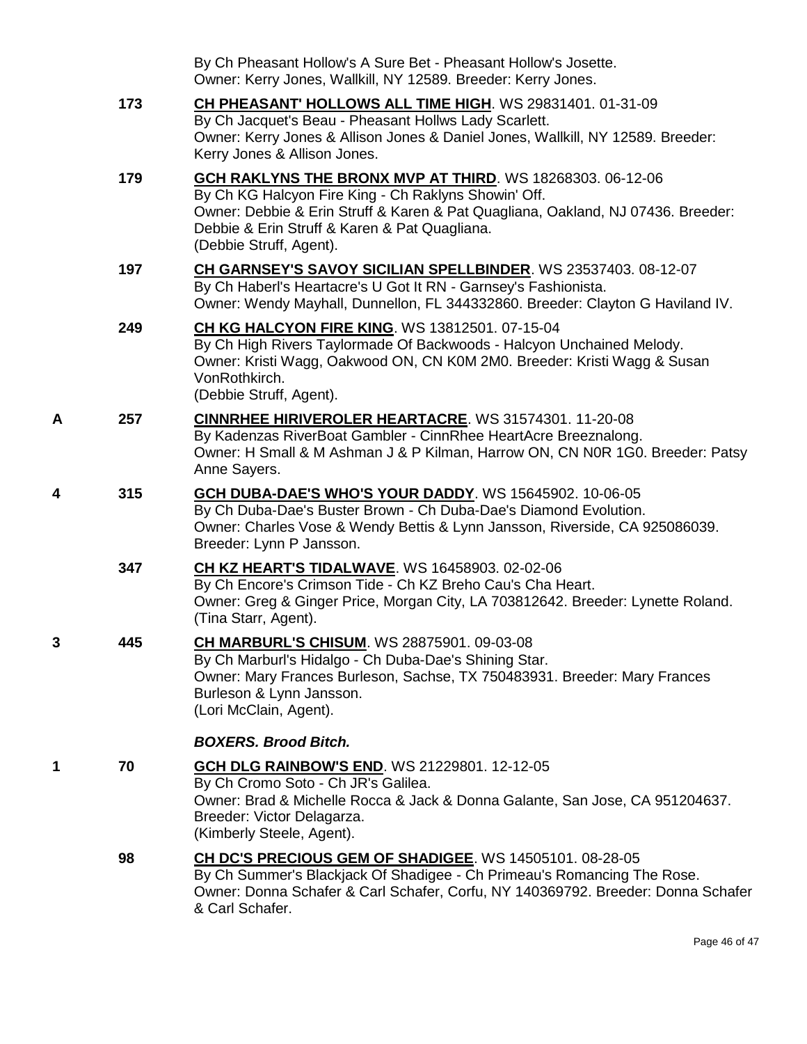By Ch Pheasant Hollow's A Sure Bet - Pheasant Hollow's Josette.
Owner: Kerry Jones, Wallkill, NY 12589. Breeder: Kerry Jones.

173 **CH PHEASANT' HOLLOWS ALL TIME HIGH**. WS 29831401. 01-31-09
By Ch Jacquet's Beau - Pheasant Hollws Lady Scarlett.
Owner: Kerry Jones & Allison Jones & Daniel Jones, Wallkill, NY 12589. Breeder: Kerry Jones & Allison Jones.

179 **GCH RAKLYNS THE BRONX MVP AT THIRD**. WS 18268303. 06-12-06
By Ch KG Halcyon Fire King - Ch Raklyns Showin' Off.
Owner: Debbie & Erin Struff & Karen & Pat Quagliana, Oakland, NJ 07436. Breeder: Debbie & Erin Struff & Karen & Pat Quagliana.
(Debbie Struff, Agent).

197 **CH GARNSEY'S SAVOY SICILIAN SPELLBINDER**. WS 23537403. 08-12-07
By Ch Haberl's Heartacre's U Got It RN - Garnsey's Fashionista.
Owner: Wendy Mayhall, Dunnellon, FL 344332860. Breeder: Clayton G Haviland IV.

249 **CH KG HALCYON FIRE KING**. WS 13812501. 07-15-04
By Ch High Rivers Taylormade Of Backwoods - Halcyon Unchained Melody.
Owner: Kristi Wagg, Oakwood ON, CN K0M 2M0. Breeder: Kristi Wagg & Susan VonRothkirch.
(Debbie Struff, Agent).

A 257 **CINNRHEE HIRIVEROLER HEARTACRE**. WS 31574301. 11-20-08
By Kadenzas RiverBoat Gambler - CinnRhee HeartAcre Breeznalong.
Owner: H Small & M Ashman J & P Kilman, Harrow ON, CN N0R 1G0. Breeder: Patsy Anne Sayers.

4 315 **GCH DUBA-DAE'S WHO'S YOUR DADDY**. WS 15645902. 10-06-05
By Ch Duba-Dae's Buster Brown - Ch Duba-Dae's Diamond Evolution.
Owner: Charles Vose & Wendy Bettis & Lynn Jansson, Riverside, CA 925086039. Breeder: Lynn P Jansson.

347 **CH KZ HEART'S TIDALWAVE**. WS 16458903. 02-02-06
By Ch Encore's Crimson Tide - Ch KZ Breho Cau's Cha Heart.
Owner: Greg & Ginger Price, Morgan City, LA 703812642. Breeder: Lynette Roland.
(Tina Starr, Agent).

3 445 **CH MARBURL'S CHISUM**. WS 28875901. 09-03-08
By Ch Marburl's Hidalgo - Ch Duba-Dae's Shining Star.
Owner: Mary Frances Burleson, Sachse, TX 750483931. Breeder: Mary Frances Burleson & Lynn Jansson.
(Lori McClain, Agent).

### *BOXERS. Brood Bitch.*

1 70 **GCH DLG RAINBOW'S END**. WS 21229801. 12-12-05
By Ch Cromo Soto - Ch JR's Galilea.
Owner: Brad & Michelle Rocca & Jack & Donna Galante, San Jose, CA 951204637. Breeder: Victor Delagarza.
(Kimberly Steele, Agent).

98 **CH DC'S PRECIOUS GEM OF SHADIGEE**. WS 14505101. 08-28-05
By Ch Summer's Blackjack Of Shadigee - Ch Primeau's Romancing The Rose.
Owner: Donna Schafer & Carl Schafer, Corfu, NY 140369792. Breeder: Donna Schafer & Carl Schafer.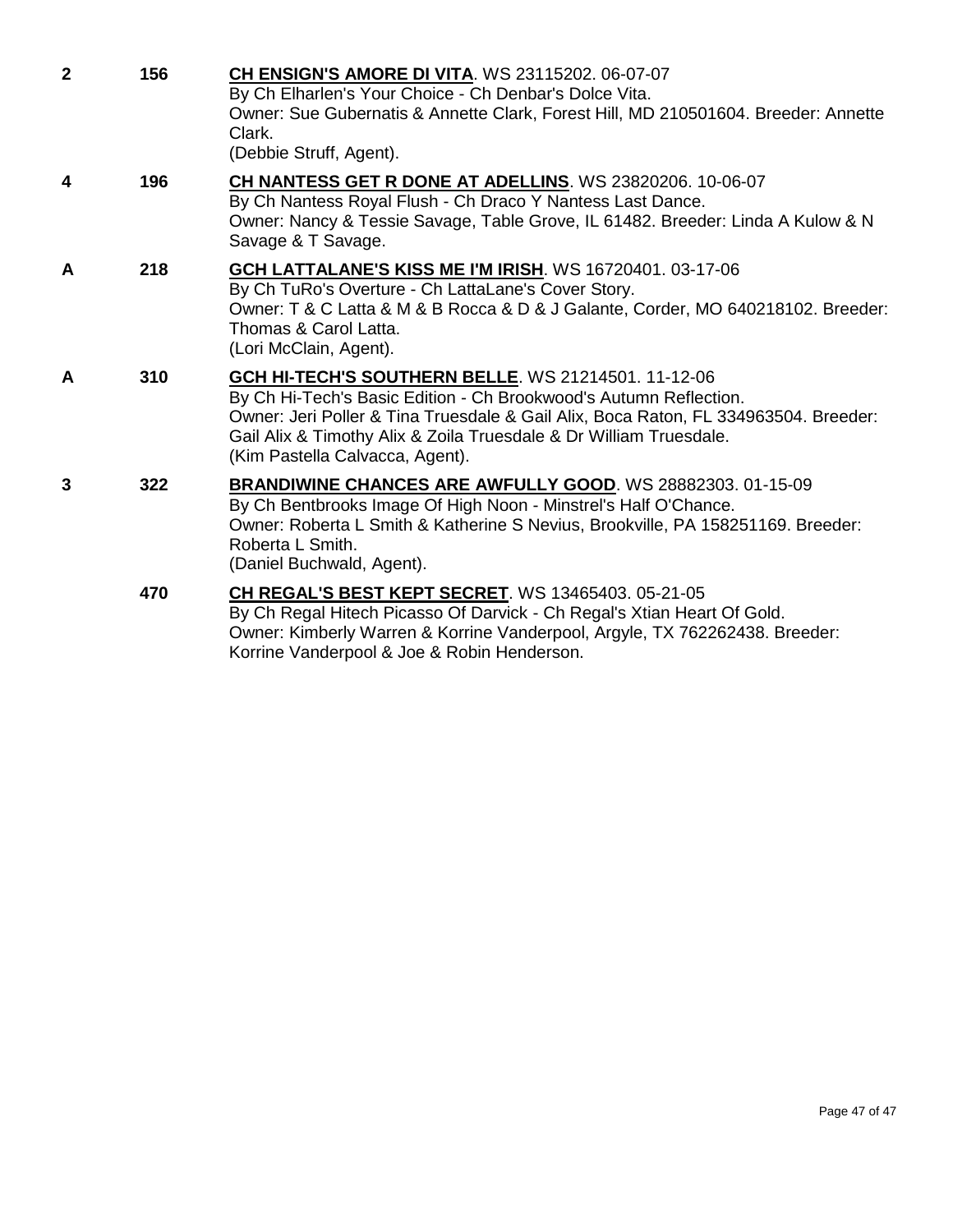**2** | **156** | **CH ENSIGN'S AMORE DI VITA**. WS 23115202. 06-07-07
By Ch Elharlen's Your Choice - Ch Denbar's Dolce Vita.
Owner: Sue Gubernatis & Annette Clark, Forest Hill, MD 210501604. Breeder: Annette Clark.
(Debbie Struff, Agent).

**4** | **196** | **CH NANTESS GET R DONE AT ADELLINS**. WS 23820206. 10-06-07
By Ch Nantess Royal Flush - Ch Draco Y Nantess Last Dance.
Owner: Nancy & Tessie Savage, Table Grove, IL 61482. Breeder: Linda A Kulow & N Savage & T Savage.

**A** | **218** | **GCH LATTALANE'S KISS ME I'M IRISH**. WS 16720401. 03-17-06
By Ch TuRo's Overture - Ch LattaLane's Cover Story.
Owner: T & C Latta & M & B Rocca & D & J Galante, Corder, MO 640218102. Breeder: Thomas & Carol Latta.
(Lori McClain, Agent).

**A** | **310** | **GCH HI-TECH'S SOUTHERN BELLE**. WS 21214501. 11-12-06
By Ch Hi-Tech's Basic Edition - Ch Brookwood's Autumn Reflection.
Owner: Jeri Poller & Tina Truesdale & Gail Alix, Boca Raton, FL 334963504. Breeder: Gail Alix & Timothy Alix & Zoila Truesdale & Dr William Truesdale.
(Kim Pastella Calvacca, Agent).

**3** | **322** | **BRANDIWINE CHANCES ARE AWFULLY GOOD**. WS 28882303. 01-15-09
By Ch Bentbrooks Image Of High Noon - Minstrel's Half O'Chance.
Owner: Roberta L Smith & Katherine S Nevius, Brookville, PA 158251169. Breeder: Roberta L Smith.
(Daniel Buchwald, Agent).

**470** | **CH REGAL'S BEST KEPT SECRET**. WS 13465403. 05-21-05
By Ch Regal Hitech Picasso Of Darvick - Ch Regal's Xtian Heart Of Gold.
Owner: Kimberly Warren & Korrine Vanderpool, Argyle, TX 762262438. Breeder: Korrine Vanderpool & Joe & Robin Henderson.